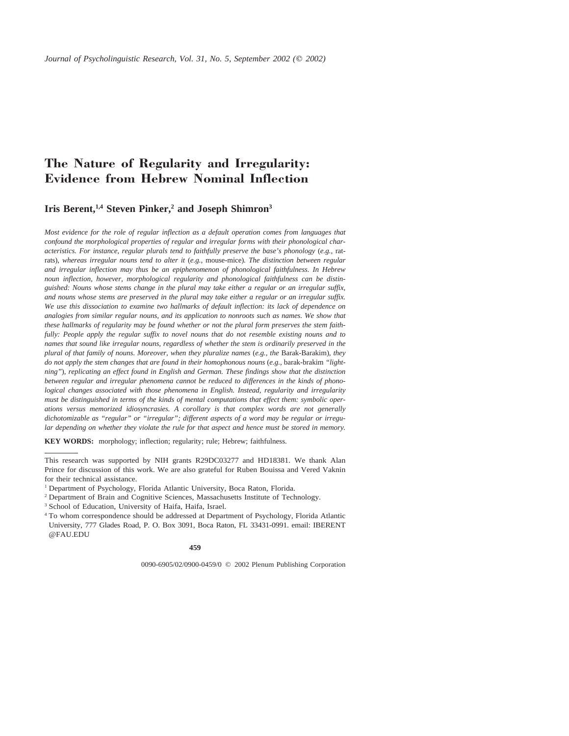# The Nature of Regularity and Irregularity: Evidence from Hebrew Nominal Inflection

**Iris Berent,[1,4] Steven Pinker,[2] and Joseph Shimron[3]**

*Most evidence for the role of regular inflection as a default operation comes from languages that confound the morphological properties of regular and irregular forms with their phonological characteristics. For instance, regular plurals tend to faithfully preserve the base's phonology (e.g.,* rat-rats*), whereas irregular nouns tend to alter it (e.g.,* mouse-mice*). The distinction between regular and irregular inflection may thus be an epiphenomenon of phonological faithfulness. In Hebrew noun inflection, however, morphological regularity and phonological faithfulness can be distinguished: Nouns whose stems change in the plural may take either a regular or an irregular suffix, and nouns whose stems are preserved in the plural may take either a regular or an irregular suffix. We use this dissociation to examine two hallmarks of default inflection: its lack of dependence on analogies from similar regular nouns, and its application to nonroots such as names. We show that these hallmarks of regularity may be found whether or not the plural form preserves the stem faithfully: People apply the regular suffix to novel nouns that do not resemble existing nouns and to names that sound like irregular nouns, regardless of whether the stem is ordinarily preserved in the plural of that family of nouns. Moreover, when they pluralize names (e.g., the* Barak-Barakim*), they do not apply the stem changes that are found in their homophonous nouns (e.g.,* barak-brakim *"lightning"), replicating an effect found in English and German. These findings show that the distinction between regular and irregular phenomena cannot be reduced to differences in the kinds of phonological changes associated with those phenomena in English. Instead, regularity and irregularity must be distinguished in terms of the kinds of mental computations that effect them: symbolic operations versus memorized idiosyncrasies. A corollary is that complex words are not generally dichotomizable as "regular" or "irregular"; different aspects of a word may be regular or irregular depending on whether they violate the rule for that aspect and hence must be stored in memory.*

**KEY WORDS:** morphology; inflection; regularity; rule; Hebrew; faithfulness.

---

This research was supported by NIH grants R29DC03277 and HD18381. We thank Alan Prince for discussion of this work. We are also grateful for Ruben Bouissa and Vered Vaknin for their technical assistance.

[1] Department of Psychology, Florida Atlantic University, Boca Raton, Florida.

[2] Department of Brain and Cognitive Sciences, Massachusetts Institute of Technology.

[3] School of Education, University of Haifa, Haifa, Israel.

[4] To whom correspondence should be addressed at Department of Psychology, Florida Atlantic University, 777 Glades Road, P. O. Box 3091, Boca Raton, FL 33431-0991. email: IBERENT @FAU.EDU

0090-6905/02/0900-0459/0 © 2002 Plenum Publishing Corporation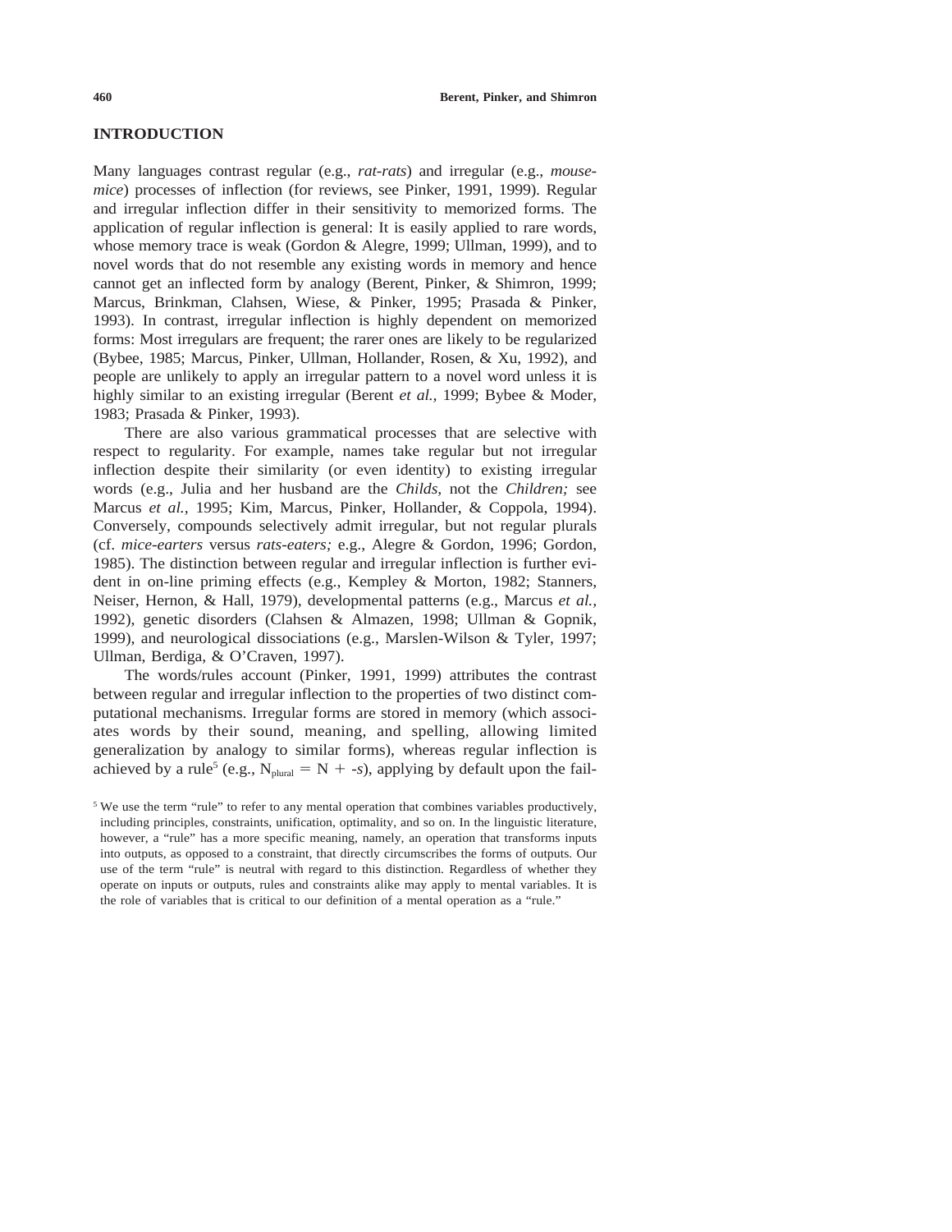## INTRODUCTION

Many languages contrast regular (e.g., *rat-rats*) and irregular (e.g., *mouse-mice*) processes of inflection (for reviews, see Pinker, 1991, 1999). Regular and irregular inflection differ in their sensitivity to memorized forms. The application of regular inflection is general: It is easily applied to rare words, whose memory trace is weak (Gordon & Alegre, 1999; Ullman, 1999), and to novel words that do not resemble any existing words in memory and hence cannot get an inflected form by analogy (Berent, Pinker, & Shimron, 1999; Marcus, Brinkman, Clahsen, Wiese, & Pinker, 1995; Prasada & Pinker, 1993). In contrast, irregular inflection is highly dependent on memorized forms: Most irregulars are frequent; the rarer ones are likely to be regularized (Bybee, 1985; Marcus, Pinker, Ullman, Hollander, Rosen, & Xu, 1992), and people are unlikely to apply an irregular pattern to a novel word unless it is highly similar to an existing irregular (Berent *et al.,* 1999; Bybee & Moder, 1983; Prasada & Pinker, 1993).

There are also various grammatical processes that are selective with respect to regularity. For example, names take regular but not irregular inflection despite their similarity (or even identity) to existing irregular words (e.g., Julia and her husband are the *Childs,* not the *Children;* see Marcus *et al.,* 1995; Kim, Marcus, Pinker, Hollander, & Coppola, 1994). Conversely, compounds selectively admit irregular, but not regular plurals (cf. *mice-earters* versus *rats-eaters;* e.g., Alegre & Gordon, 1996; Gordon, 1985). The distinction between regular and irregular inflection is further evident in on-line priming effects (e.g., Kempley & Morton, 1982; Stanners, Neiser, Hernon, & Hall, 1979), developmental patterns (e.g., Marcus *et al.,* 1992), genetic disorders (Clahsen & Almazen, 1998; Ullman & Gopnik, 1999), and neurological dissociations (e.g., Marslen-Wilson & Tyler, 1997; Ullman, Berdiga, & O'Craven, 1997).

The words/rules account (Pinker, 1991, 1999) attributes the contrast between regular and irregular inflection to the properties of two distinct computational mechanisms. Irregular forms are stored in memory (which associates words by their sound, meaning, and spelling, allowing limited generalization by analogy to similar forms), whereas regular inflection is achieved by a rule[5] (e.g., $N_{plural} = N + \text{-}s$), applying by default upon the fail-

[5] We use the term "rule" to refer to any mental operation that combines variables productively, including principles, constraints, unification, optimality, and so on. In the linguistic literature, however, a "rule" has a more specific meaning, namely, an operation that transforms inputs into outputs, as opposed to a constraint, that directly circumscribes the forms of outputs. Our use of the term "rule" is neutral with regard to this distinction. Regardless of whether they operate on inputs or outputs, rules and constraints alike may apply to mental variables. It is the role of variables that is critical to our definition of a mental operation as a "rule."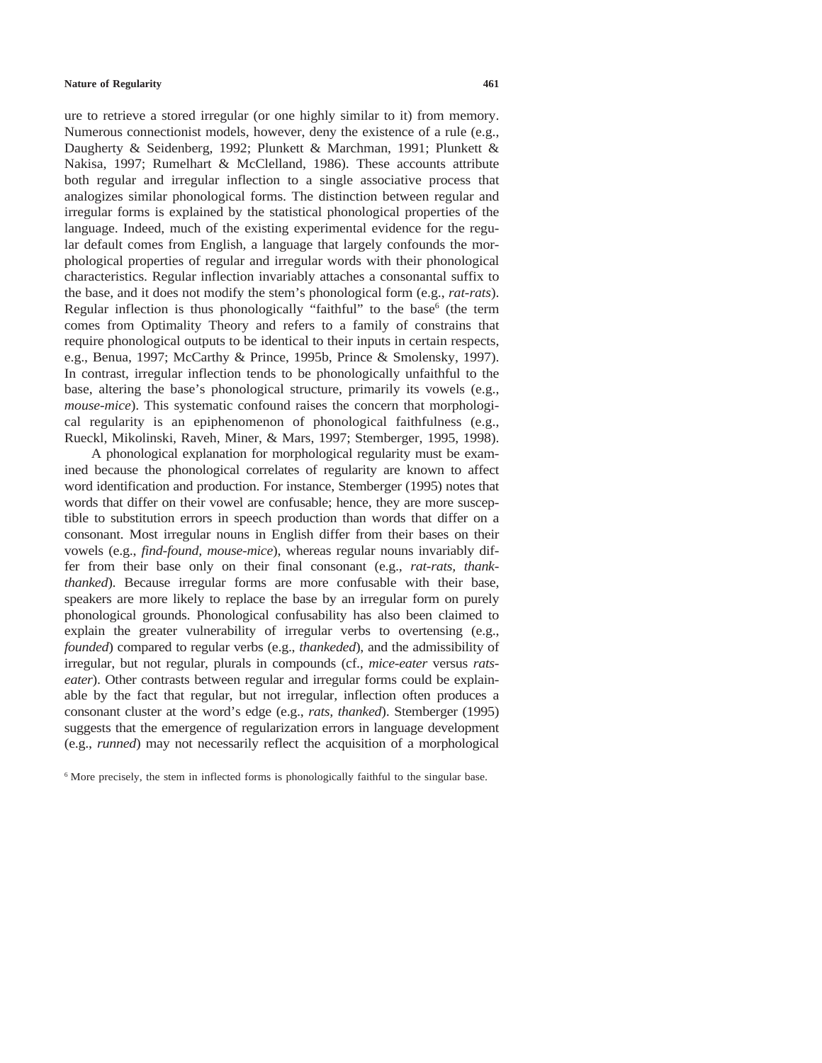ure to retrieve a stored irregular (or one highly similar to it) from memory. Numerous connectionist models, however, deny the existence of a rule (e.g., Daugherty & Seidenberg, 1992; Plunkett & Marchman, 1991; Plunkett & Nakisa, 1997; Rumelhart & McClelland, 1986). These accounts attribute both regular and irregular inflection to a single associative process that analogizes similar phonological forms. The distinction between regular and irregular forms is explained by the statistical phonological properties of the language. Indeed, much of the existing experimental evidence for the regular default comes from English, a language that largely confounds the morphological properties of regular and irregular words with their phonological characteristics. Regular inflection invariably attaches a consonantal suffix to the base, and it does not modify the stem's phonological form (e.g., *rat-rats*). Regular inflection is thus phonologically "faithful" to the base[6] (the term comes from Optimality Theory and refers to a family of constrains that require phonological outputs to be identical to their inputs in certain respects, e.g., Benua, 1997; McCarthy & Prince, 1995b, Prince & Smolensky, 1997). In contrast, irregular inflection tends to be phonologically unfaithful to the base, altering the base's phonological structure, primarily its vowels (e.g., *mouse-mice*). This systematic confound raises the concern that morphological regularity is an epiphenomenon of phonological faithfulness (e.g., Rueckl, Mikolinski, Raveh, Miner, & Mars, 1997; Stemberger, 1995, 1998).

A phonological explanation for morphological regularity must be examined because the phonological correlates of regularity are known to affect word identification and production. For instance, Stemberger (1995) notes that words that differ on their vowel are confusable; hence, they are more susceptible to substitution errors in speech production than words that differ on a consonant. Most irregular nouns in English differ from their bases on their vowels (e.g., *find-found, mouse-mice*), whereas regular nouns invariably differ from their base only on their final consonant (e.g., *rat-rats, thank-thanked*). Because irregular forms are more confusable with their base, speakers are more likely to replace the base by an irregular form on purely phonological grounds. Phonological confusability has also been claimed to explain the greater vulnerability of irregular verbs to overtensing (e.g., *founded*) compared to regular verbs (e.g., *thankeded*), and the admissibility of irregular, but not regular, plurals in compounds (cf., *mice-eater* versus *rats-eater*). Other contrasts between regular and irregular forms could be explainable by the fact that regular, but not irregular, inflection often produces a consonant cluster at the word's edge (e.g., *rats, thanked*). Stemberger (1995) suggests that the emergence of regularization errors in language development (e.g., *runned*) may not necessarily reflect the acquisition of a morphological

[6] More precisely, the stem in inflected forms is phonologically faithful to the singular base.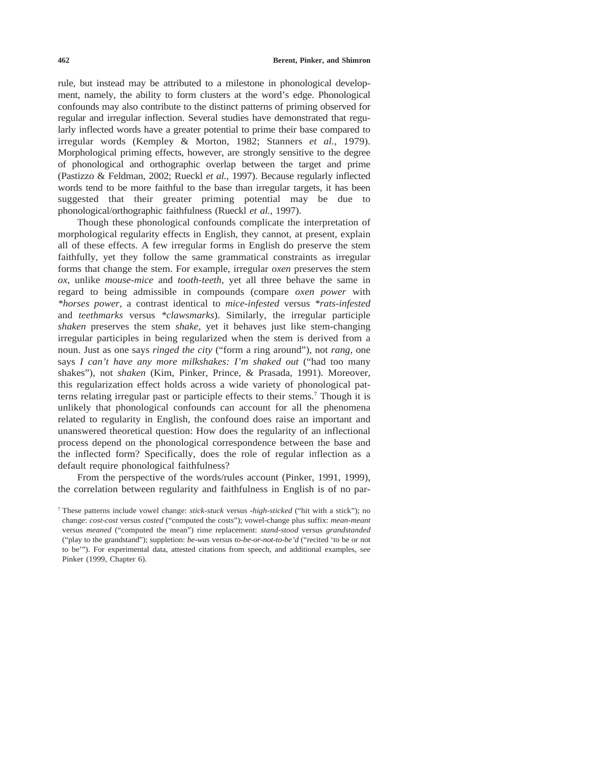rule, but instead may be attributed to a milestone in phonological development, namely, the ability to form clusters at the word's edge. Phonological confounds may also contribute to the distinct patterns of priming observed for regular and irregular inflection. Several studies have demonstrated that regularly inflected words have a greater potential to prime their base compared to irregular words (Kempley & Morton, 1982; Stanners *et al.,* 1979). Morphological priming effects, however, are strongly sensitive to the degree of phonological and orthographic overlap between the target and prime (Pastizzo & Feldman, 2002; Rueckl *et al.,* 1997). Because regularly inflected words tend to be more faithful to the base than irregular targets, it has been suggested that their greater priming potential may be due to phonological/orthographic faithfulness (Rueckl *et al.,* 1997).

Though these phonological confounds complicate the interpretation of morphological regularity effects in English, they cannot, at present, explain all of these effects. A few irregular forms in English do preserve the stem faithfully, yet they follow the same grammatical constraints as irregular forms that change the stem. For example, irregular *oxen* preserves the stem *ox,* unlike *mouse-mice* and *tooth-teeth,* yet all three behave the same in regard to being admissible in compounds (compare *oxen power* with *\*horses power,* a contrast identical to *mice-infested* versus *\*rats-infested* and *teethmarks* versus *\*clawsmarks*). Similarly, the irregular participle *shaken* preserves the stem *shake,* yet it behaves just like stem-changing irregular participles in being regularized when the stem is derived from a noun. Just as one says *ringed the city* ("form a ring around"), not *rang,* one says *I can't have any more milkshakes: I'm shaked out* ("had too many shakes"), not *shaken* (Kim, Pinker, Prince, & Prasada, 1991). Moreover, this regularization effect holds across a wide variety of phonological patterns relating irregular past or participle effects to their stems.[7] Though it is unlikely that phonological confounds can account for all the phenomena related to regularity in English, the confound does raise an important and unanswered theoretical question: How does the regularity of an inflectional process depend on the phonological correspondence between the base and the inflected form? Specifically, does the role of regular inflection as a default require phonological faithfulness?

From the perspective of the words/rules account (Pinker, 1991, 1999), the correlation between regularity and faithfulness in English is of no par-

[7] These patterns include vowel change: *stick-stuck* versus *-high-sticked* ("hit with a stick"); no change: *cost-cost* versus *costed* ("computed the costs"); vowel-change plus suffix: *mean-meant* versus *meaned* ("computed the mean") rime replacement: *stand-stood* versus *grandstanded* ("play to the grandstand"); suppletion: *be-was* versus *to-be-or-not-to-be'd* ("recited 'to be or not to be'"). For experimental data, attested citations from speech, and additional examples, see Pinker (1999, Chapter 6).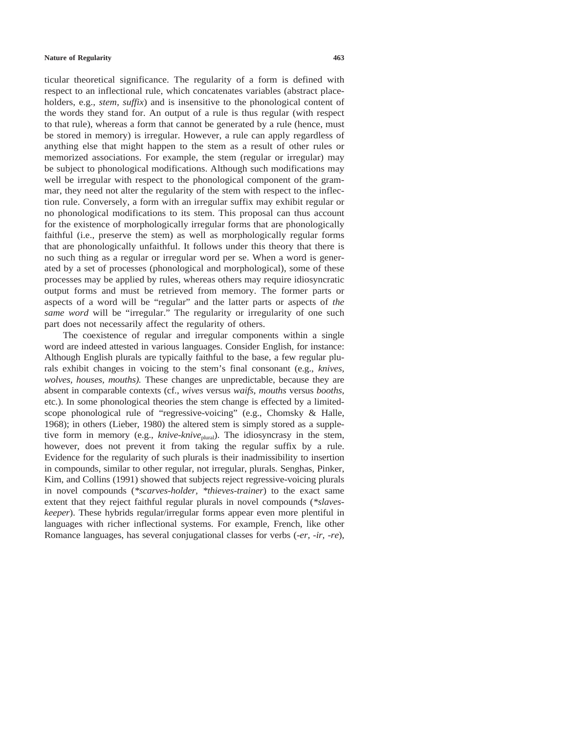ticular theoretical significance. The regularity of a form is defined with respect to an inflectional rule, which concatenates variables (abstract placeholders, e.g., *stem, suffix*) and is insensitive to the phonological content of the words they stand for. An output of a rule is thus regular (with respect to that rule), whereas a form that cannot be generated by a rule (hence, must be stored in memory) is irregular. However, a rule can apply regardless of anything else that might happen to the stem as a result of other rules or memorized associations. For example, the stem (regular or irregular) may be subject to phonological modifications. Although such modifications may well be irregular with respect to the phonological component of the grammar, they need not alter the regularity of the stem with respect to the inflection rule. Conversely, a form with an irregular suffix may exhibit regular or no phonological modifications to its stem. This proposal can thus account for the existence of morphologically irregular forms that are phonologically faithful (i.e., preserve the stem) as well as morphologically regular forms that are phonologically unfaithful. It follows under this theory that there is no such thing as a regular or irregular word per se. When a word is generated by a set of processes (phonological and morphological), some of these processes may be applied by rules, whereas others may require idiosyncratic output forms and must be retrieved from memory. The former parts or aspects of a word will be "regular" and the latter parts or aspects of *the same word* will be "irregular." The regularity or irregularity of one such part does not necessarily affect the regularity of others.

The coexistence of regular and irregular components within a single word are indeed attested in various languages. Consider English, for instance: Although English plurals are typically faithful to the base, a few regular plurals exhibit changes in voicing to the stem's final consonant (e.g., *knives, wolves, houses, mouths).* These changes are unpredictable, because they are absent in comparable contexts (cf., *wives* versus *waifs, mouths* versus *booths,* etc.). In some phonological theories the stem change is effected by a limited-scope phonological rule of "regressive-voicing" (e.g., Chomsky & Halle, 1968); in others (Lieber, 1980) the altered stem is simply stored as a suppletive form in memory (e.g., *knive-knive*$_{\text{plural}}$). The idiosyncrasy in the stem, however, does not prevent it from taking the regular suffix by a rule. Evidence for the regularity of such plurals is their inadmissibility to insertion in compounds, similar to other regular, not irregular, plurals. Senghas, Pinker, Kim, and Collins (1991) showed that subjects reject regressive-voicing plurals in novel compounds (*\*scarves-holder, \*thieves-trainer*) to the exact same extent that they reject faithful regular plurals in novel compounds (*\*slaves-keeper*). These hybrids regular/irregular forms appear even more plentiful in languages with richer inflectional systems. For example, French, like other Romance languages, has several conjugational classes for verbs (*-er, -ir, -re*),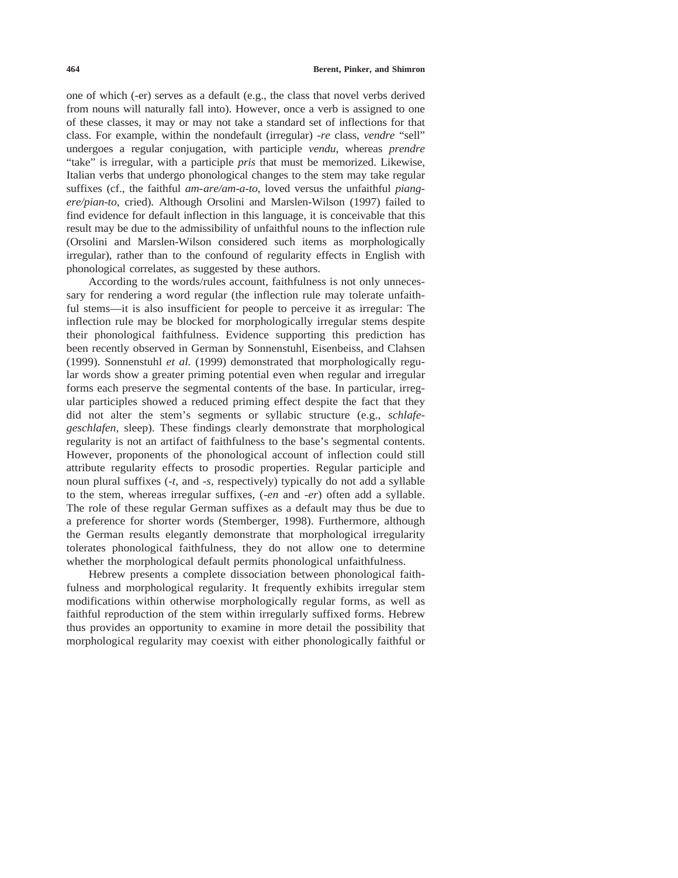one of which (-er) serves as a default (e.g., the class that novel verbs derived from nouns will naturally fall into). However, once a verb is assigned to one of these classes, it may or may not take a standard set of inflections for that class. For example, within the nondefault (irregular) *-re* class, *vendre* "sell" undergoes a regular conjugation, with participle *vendu,* whereas *prendre* "take" is irregular, with a participle *pris* that must be memorized. Likewise, Italian verbs that undergo phonological changes to the stem may take regular suffixes (cf., the faithful *am-are/am-a-to,* loved versus the unfaithful *piang-ere/pian-to,* cried). Although Orsolini and Marslen-Wilson (1997) failed to find evidence for default inflection in this language, it is conceivable that this result may be due to the admissibility of unfaithful nouns to the inflection rule (Orsolini and Marslen-Wilson considered such items as morphologically irregular), rather than to the confound of regularity effects in English with phonological correlates, as suggested by these authors.

According to the words/rules account, faithfulness is not only unnecessary for rendering a word regular (the inflection rule may tolerate unfaithful stems—it is also insufficient for people to perceive it as irregular: The inflection rule may be blocked for morphologically irregular stems despite their phonological faithfulness. Evidence supporting this prediction has been recently observed in German by Sonnenstuhl, Eisenbeiss, and Clahsen (1999). Sonnenstuhl *et al.* (1999) demonstrated that morphologically regular words show a greater priming potential even when regular and irregular forms each preserve the segmental contents of the base. In particular, irregular participles showed a reduced priming effect despite the fact that they did not alter the stem's segments or syllabic structure (e.g., *schlafe-geschlafen,* sleep). These findings clearly demonstrate that morphological regularity is not an artifact of faithfulness to the base's segmental contents. However, proponents of the phonological account of inflection could still attribute regularity effects to prosodic properties. Regular participle and noun plural suffixes (*-t,* and *-s,* respectively) typically do not add a syllable to the stem, whereas irregular suffixes, (*-en* and *-er*) often add a syllable. The role of these regular German suffixes as a default may thus be due to a preference for shorter words (Stemberger, 1998). Furthermore, although the German results elegantly demonstrate that morphological irregularity tolerates phonological faithfulness, they do not allow one to determine whether the morphological default permits phonological unfaithfulness.

Hebrew presents a complete dissociation between phonological faithfulness and morphological regularity. It frequently exhibits irregular stem modifications within otherwise morphologically regular forms, as well as faithful reproduction of the stem within irregularly suffixed forms. Hebrew thus provides an opportunity to examine in more detail the possibility that morphological regularity may coexist with either phonologically faithful or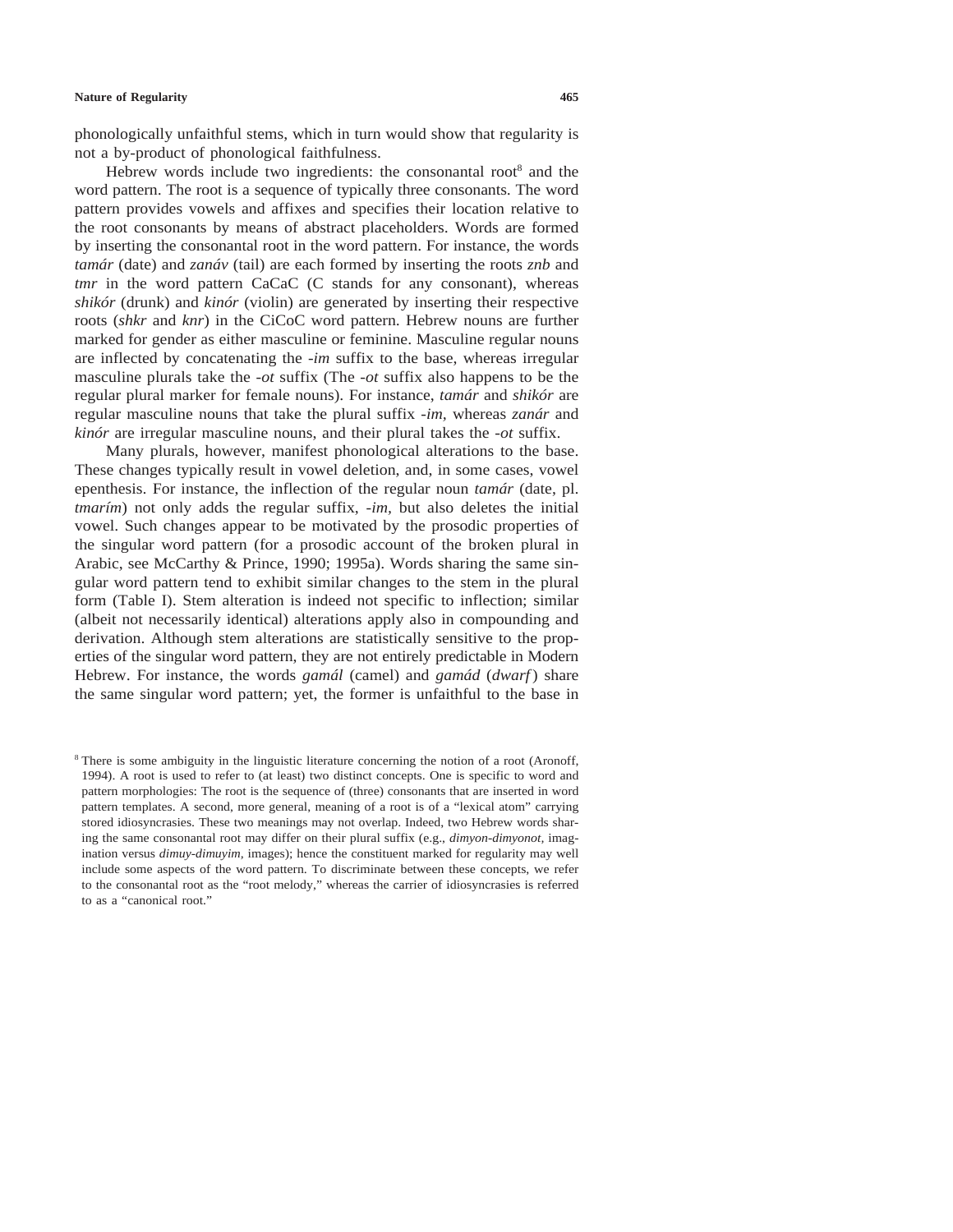phonologically unfaithful stems, which in turn would show that regularity is not a by-product of phonological faithfulness.

Hebrew words include two ingredients: the consonantal root[8] and the word pattern. The root is a sequence of typically three consonants. The word pattern provides vowels and affixes and specifies their location relative to the root consonants by means of abstract placeholders. Words are formed by inserting the consonantal root in the word pattern. For instance, the words *tamár* (date) and *zanáv* (tail) are each formed by inserting the roots *znb* and *tmr* in the word pattern CaCaC (C stands for any consonant), whereas *shikór* (drunk) and *kinór* (violin) are generated by inserting their respective roots (*shkr* and *knr*) in the CiCoC word pattern. Hebrew nouns are further marked for gender as either masculine or feminine. Masculine regular nouns are inflected by concatenating the *-im* suffix to the base, whereas irregular masculine plurals take the *-ot* suffix (The *-ot* suffix also happens to be the regular plural marker for female nouns). For instance, *tamár* and *shikór* are regular masculine nouns that take the plural suffix *-im,* whereas *zanár* and *kinór* are irregular masculine nouns, and their plural takes the *-ot* suffix.

Many plurals, however, manifest phonological alterations to the base. These changes typically result in vowel deletion, and, in some cases, vowel epenthesis. For instance, the inflection of the regular noun *tamár* (date, pl. *tmarím*) not only adds the regular suffix, *-im,* but also deletes the initial vowel. Such changes appear to be motivated by the prosodic properties of the singular word pattern (for a prosodic account of the broken plural in Arabic, see McCarthy & Prince, 1990; 1995a). Words sharing the same singular word pattern tend to exhibit similar changes to the stem in the plural form (Table I). Stem alteration is indeed not specific to inflection; similar (albeit not necessarily identical) alterations apply also in compounding and derivation. Although stem alterations are statistically sensitive to the properties of the singular word pattern, they are not entirely predictable in Modern Hebrew. For instance, the words *gamál* (camel) and *gamád* (*dwarf*) share the same singular word pattern; yet, the former is unfaithful to the base in

[8] There is some ambiguity in the linguistic literature concerning the notion of a root (Aronoff, 1994). A root is used to refer to (at least) two distinct concepts. One is specific to word and pattern morphologies: The root is the sequence of (three) consonants that are inserted in word pattern templates. A second, more general, meaning of a root is of a "lexical atom" carrying stored idiosyncrasies. These two meanings may not overlap. Indeed, two Hebrew words sharing the same consonantal root may differ on their plural suffix (e.g., *dimyon-dimyonot,* imagination versus *dimuy-dimuyim,* images); hence the constituent marked for regularity may well include some aspects of the word pattern. To discriminate between these concepts, we refer to the consonantal root as the "root melody," whereas the carrier of idiosyncrasies is referred to as a "canonical root."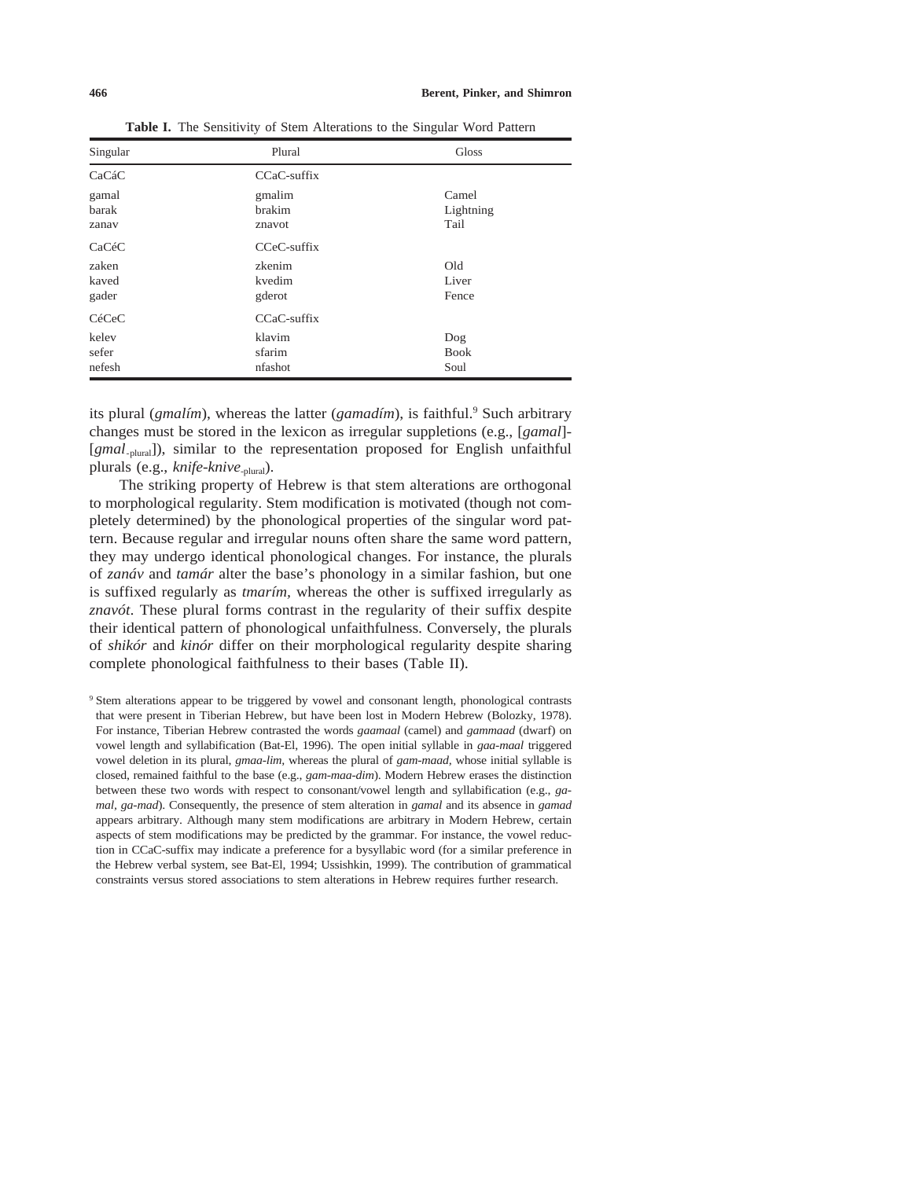**Table I.** The Sensitivity of Stem Alterations to the Singular Word Pattern

| Singular | Plural | Gloss |
|---|---|---|
| CaCáC | CCaC-suffix | |
| gamal | gmalim | Camel |
| barak | brakim | Lightning |
| zanav | znavot | Tail |
| CaCéC | CCeC-suffix | |
| zaken | zkenim | Old |
| kaved | kvedim | Liver |
| gader | gderot | Fence |
| CéCeC | CCaC-suffix | |
| kelev | klavim | Dog |
| sefer | sfarim | Book |
| nefesh | nfashot | Soul |

its plural (*gmalím*), whereas the latter (*gamadím*), is faithful.[9] Such arbitrary changes must be stored in the lexicon as irregular suppletions (e.g., [*gamal*]-[*gmal*$_{\text{-plural}}$]), similar to the representation proposed for English unfaithful plurals (e.g., *knife-knive*$_{\text{-plural}}$).

The striking property of Hebrew is that stem alterations are orthogonal to morphological regularity. Stem modification is motivated (though not completely determined) by the phonological properties of the singular word pattern. Because regular and irregular nouns often share the same word pattern, they may undergo identical phonological changes. For instance, the plurals of *zanáv* and *tamár* alter the base's phonology in a similar fashion, but one is suffixed regularly as *tmarím,* whereas the other is suffixed irregularly as *znavót*. These plural forms contrast in the regularity of their suffix despite their identical pattern of phonological unfaithfulness. Conversely, the plurals of *shikór* and *kinór* differ on their morphological regularity despite sharing complete phonological faithfulness to their bases (Table II).

[9] Stem alterations appear to be triggered by vowel and consonant length, phonological contrasts that were present in Tiberian Hebrew, but have been lost in Modern Hebrew (Bolozky, 1978). For instance, Tiberian Hebrew contrasted the words *gaamaal* (camel) and *gammaad* (dwarf) on vowel length and syllabification (Bat-El, 1996). The open initial syllable in *gaa-maal* triggered vowel deletion in its plural, *gmaa-lim,* whereas the plural of *gam-maad,* whose initial syllable is closed, remained faithful to the base (e.g., *gam-maa-dim*). Modern Hebrew erases the distinction between these two words with respect to consonant/vowel length and syllabification (e.g., *ga-mal*, *ga-mad*). Consequently, the presence of stem alteration in *gamal* and its absence in *gamad* appears arbitrary. Although many stem modifications are arbitrary in Modern Hebrew, certain aspects of stem modifications may be predicted by the grammar. For instance, the vowel reduction in CCaC-suffix may indicate a preference for a bysyllabic word (for a similar preference in the Hebrew verbal system, see Bat-El, 1994; Ussishkin, 1999). The contribution of grammatical constraints versus stored associations to stem alterations in Hebrew requires further research.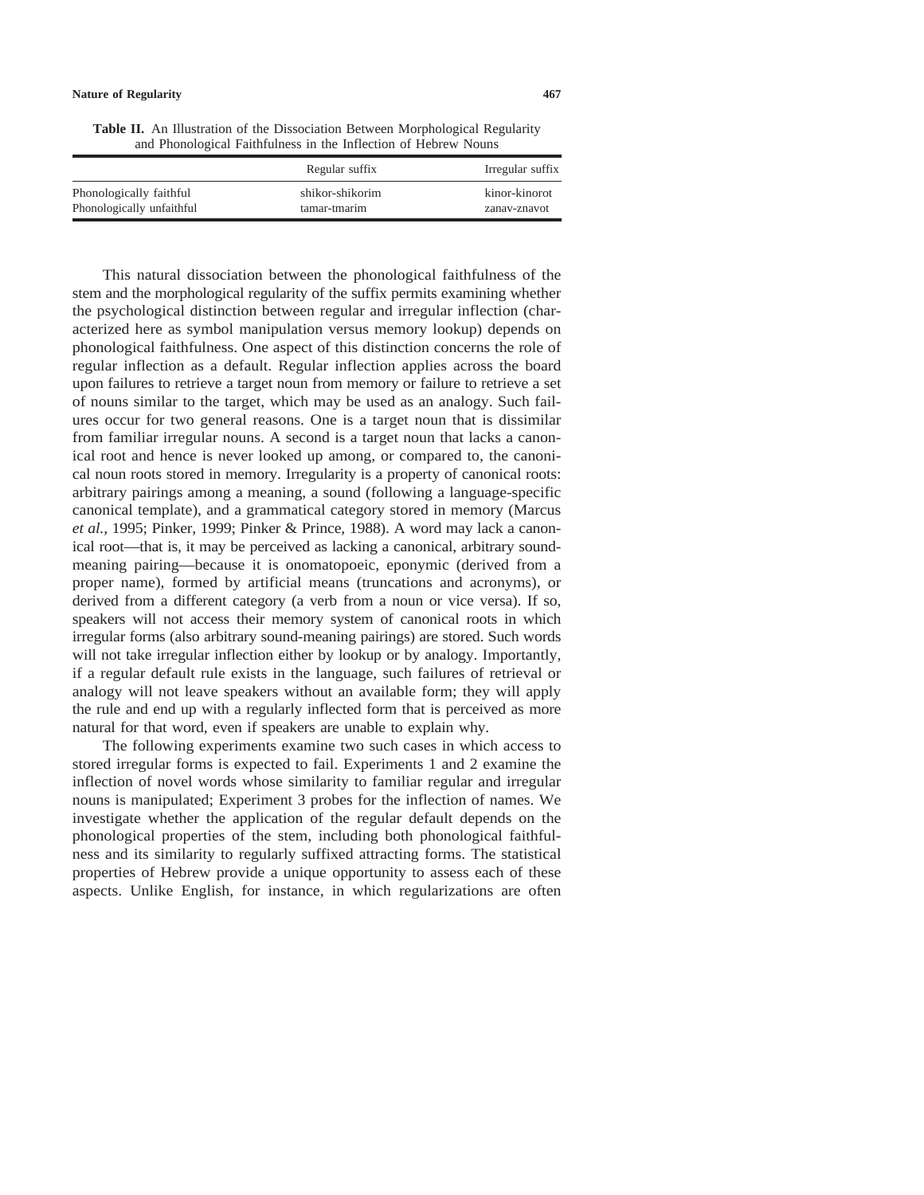**Table II.** An Illustration of the Dissociation Between Morphological Regularity and Phonological Faithfulness in the Inflection of Hebrew Nouns

| | Regular suffix | Irregular suffix |
|---|---|---|
| Phonologically faithful | shikor-shikorim | kinor-kinorot |
| Phonologically unfaithful | tamar-tmarim | zanav-znavot |

This natural dissociation between the phonological faithfulness of the stem and the morphological regularity of the suffix permits examining whether the psychological distinction between regular and irregular inflection (characterized here as symbol manipulation versus memory lookup) depends on phonological faithfulness. One aspect of this distinction concerns the role of regular inflection as a default. Regular inflection applies across the board upon failures to retrieve a target noun from memory or failure to retrieve a set of nouns similar to the target, which may be used as an analogy. Such failures occur for two general reasons. One is a target noun that is dissimilar from familiar irregular nouns. A second is a target noun that lacks a canonical root and hence is never looked up among, or compared to, the canonical noun roots stored in memory. Irregularity is a property of canonical roots: arbitrary pairings among a meaning, a sound (following a language-specific canonical template), and a grammatical category stored in memory (Marcus *et al.,* 1995; Pinker, 1999; Pinker & Prince, 1988). A word may lack a canonical root—that is, it may be perceived as lacking a canonical, arbitrary sound-meaning pairing—because it is onomatopoeic, eponymic (derived from a proper name), formed by artificial means (truncations and acronyms), or derived from a different category (a verb from a noun or vice versa). If so, speakers will not access their memory system of canonical roots in which irregular forms (also arbitrary sound-meaning pairings) are stored. Such words will not take irregular inflection either by lookup or by analogy. Importantly, if a regular default rule exists in the language, such failures of retrieval or analogy will not leave speakers without an available form; they will apply the rule and end up with a regularly inflected form that is perceived as more natural for that word, even if speakers are unable to explain why.

The following experiments examine two such cases in which access to stored irregular forms is expected to fail. Experiments 1 and 2 examine the inflection of novel words whose similarity to familiar regular and irregular nouns is manipulated; Experiment 3 probes for the inflection of names. We investigate whether the application of the regular default depends on the phonological properties of the stem, including both phonological faithfulness and its similarity to regularly suffixed attracting forms. The statistical properties of Hebrew provide a unique opportunity to assess each of these aspects. Unlike English, for instance, in which regularizations are often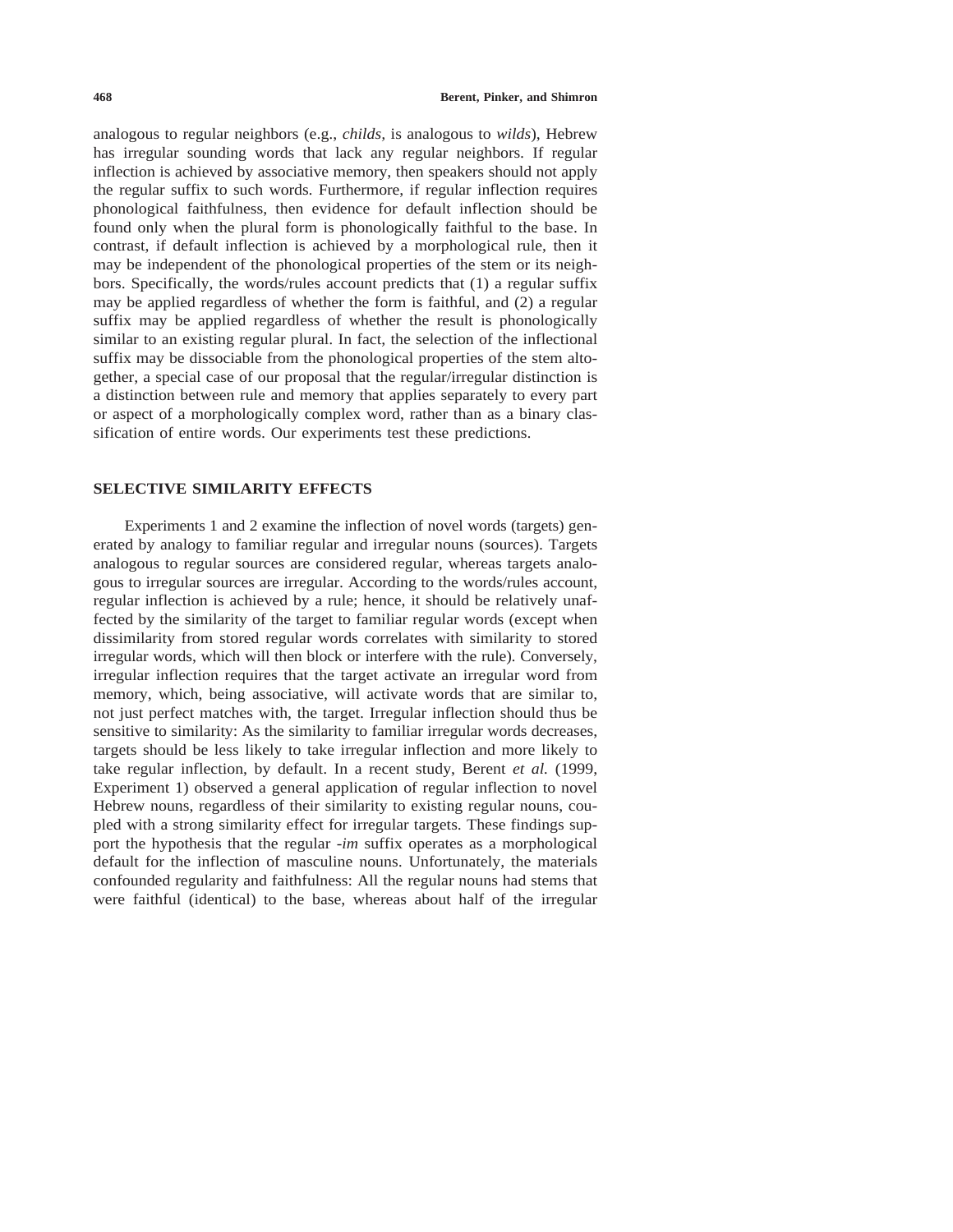analogous to regular neighbors (e.g., *childs,* is analogous to *wilds*), Hebrew has irregular sounding words that lack any regular neighbors. If regular inflection is achieved by associative memory, then speakers should not apply the regular suffix to such words. Furthermore, if regular inflection requires phonological faithfulness, then evidence for default inflection should be found only when the plural form is phonologically faithful to the base. In contrast, if default inflection is achieved by a morphological rule, then it may be independent of the phonological properties of the stem or its neighbors. Specifically, the words/rules account predicts that (1) a regular suffix may be applied regardless of whether the form is faithful, and (2) a regular suffix may be applied regardless of whether the result is phonologically similar to an existing regular plural. In fact, the selection of the inflectional suffix may be dissociable from the phonological properties of the stem altogether, a special case of our proposal that the regular/irregular distinction is a distinction between rule and memory that applies separately to every part or aspect of a morphologically complex word, rather than as a binary classification of entire words. Our experiments test these predictions.

## SELECTIVE SIMILARITY EFFECTS

Experiments 1 and 2 examine the inflection of novel words (targets) generated by analogy to familiar regular and irregular nouns (sources). Targets analogous to regular sources are considered regular, whereas targets analogous to irregular sources are irregular. According to the words/rules account, regular inflection is achieved by a rule; hence, it should be relatively unaffected by the similarity of the target to familiar regular words (except when dissimilarity from stored regular words correlates with similarity to stored irregular words, which will then block or interfere with the rule). Conversely, irregular inflection requires that the target activate an irregular word from memory, which, being associative, will activate words that are similar to, not just perfect matches with, the target. Irregular inflection should thus be sensitive to similarity: As the similarity to familiar irregular words decreases, targets should be less likely to take irregular inflection and more likely to take regular inflection, by default. In a recent study, Berent *et al.* (1999, Experiment 1) observed a general application of regular inflection to novel Hebrew nouns, regardless of their similarity to existing regular nouns, coupled with a strong similarity effect for irregular targets. These findings support the hypothesis that the regular *-im* suffix operates as a morphological default for the inflection of masculine nouns. Unfortunately, the materials confounded regularity and faithfulness: All the regular nouns had stems that were faithful (identical) to the base, whereas about half of the irregular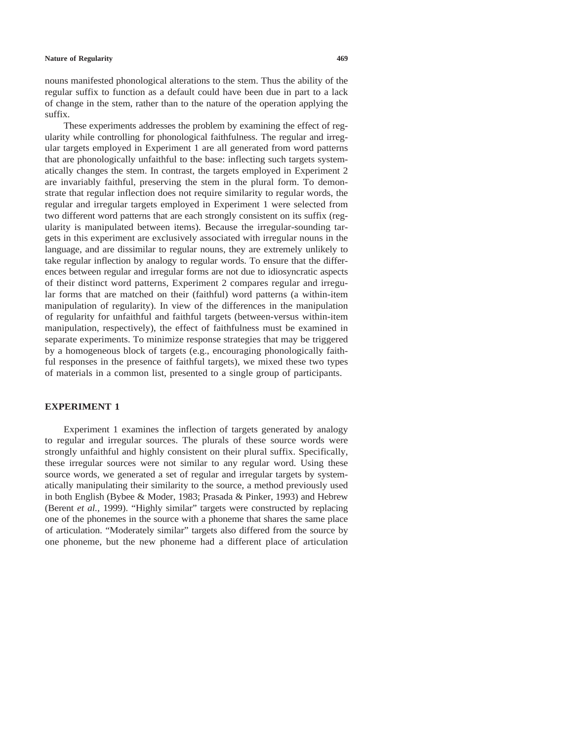nouns manifested phonological alterations to the stem. Thus the ability of the regular suffix to function as a default could have been due in part to a lack of change in the stem, rather than to the nature of the operation applying the suffix.

These experiments addresses the problem by examining the effect of regularity while controlling for phonological faithfulness. The regular and irregular targets employed in Experiment 1 are all generated from word patterns that are phonologically unfaithful to the base: inflecting such targets systematically changes the stem. In contrast, the targets employed in Experiment 2 are invariably faithful, preserving the stem in the plural form. To demonstrate that regular inflection does not require similarity to regular words, the regular and irregular targets employed in Experiment 1 were selected from two different word patterns that are each strongly consistent on its suffix (regularity is manipulated between items). Because the irregular-sounding targets in this experiment are exclusively associated with irregular nouns in the language, and are dissimilar to regular nouns, they are extremely unlikely to take regular inflection by analogy to regular words. To ensure that the differences between regular and irregular forms are not due to idiosyncratic aspects of their distinct word patterns, Experiment 2 compares regular and irregular forms that are matched on their (faithful) word patterns (a within-item manipulation of regularity). In view of the differences in the manipulation of regularity for unfaithful and faithful targets (between-versus within-item manipulation, respectively), the effect of faithfulness must be examined in separate experiments. To minimize response strategies that may be triggered by a homogeneous block of targets (e.g., encouraging phonologically faithful responses in the presence of faithful targets), we mixed these two types of materials in a common list, presented to a single group of participants.

## EXPERIMENT 1

Experiment 1 examines the inflection of targets generated by analogy to regular and irregular sources. The plurals of these source words were strongly unfaithful and highly consistent on their plural suffix. Specifically, these irregular sources were not similar to any regular word. Using these source words, we generated a set of regular and irregular targets by systematically manipulating their similarity to the source, a method previously used in both English (Bybee & Moder, 1983; Prasada & Pinker, 1993) and Hebrew (Berent *et al.,* 1999). "Highly similar" targets were constructed by replacing one of the phonemes in the source with a phoneme that shares the same place of articulation. "Moderately similar" targets also differed from the source by one phoneme, but the new phoneme had a different place of articulation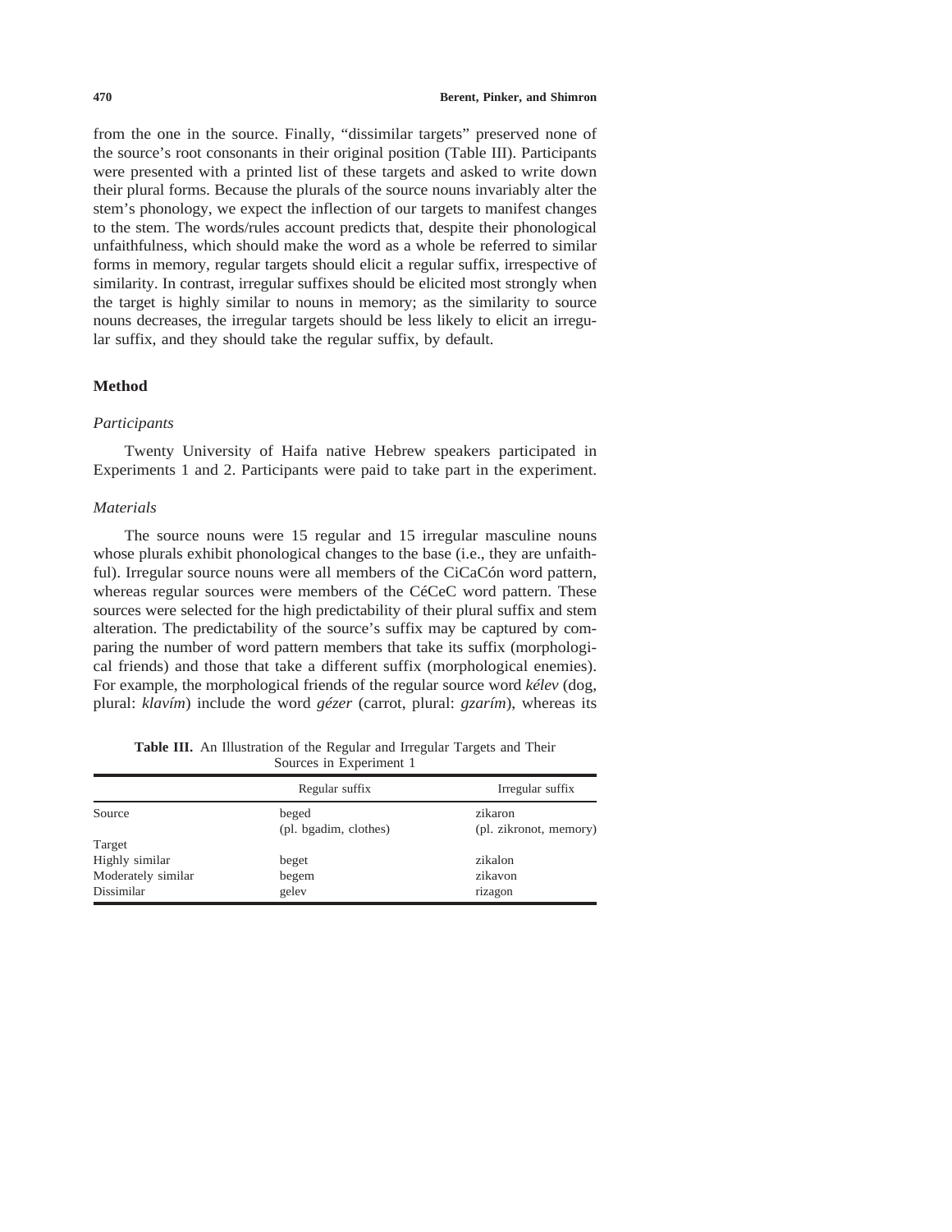from the one in the source. Finally, "dissimilar targets" preserved none of the source's root consonants in their original position (Table III). Participants were presented with a printed list of these targets and asked to write down their plural forms. Because the plurals of the source nouns invariably alter the stem's phonology, we expect the inflection of our targets to manifest changes to the stem. The words/rules account predicts that, despite their phonological unfaithfulness, which should make the word as a whole be referred to similar forms in memory, regular targets should elicit a regular suffix, irrespective of similarity. In contrast, irregular suffixes should be elicited most strongly when the target is highly similar to nouns in memory; as the similarity to source nouns decreases, the irregular targets should be less likely to elicit an irregular suffix, and they should take the regular suffix, by default.

## Method

### Participants

Twenty University of Haifa native Hebrew speakers participated in Experiments 1 and 2. Participants were paid to take part in the experiment.

### Materials

The source nouns were 15 regular and 15 irregular masculine nouns whose plurals exhibit phonological changes to the base (i.e., they are unfaithful). Irregular source nouns were all members of the CiCaCón word pattern, whereas regular sources were members of the CéCeC word pattern. These sources were selected for the high predictability of their plural suffix and stem alteration. The predictability of the source's suffix may be captured by comparing the number of word pattern members that take its suffix (morphological friends) and those that take a different suffix (morphological enemies). For example, the morphological friends of the regular source word *kélev* (dog, plural: *klavím*) include the word *gézer* (carrot, plural: *gzarím*), whereas its

**Table III.** An Illustration of the Regular and Irregular Targets and Their Sources in Experiment 1

| | Regular suffix | Irregular suffix |
|---|---|---|
| Source | beged<br>(pl. bgadim, clothes) | zikaron<br>(pl. zikronot, memory) |
| Target | | |
| Highly similar | beget | zikalon |
| Moderately similar | begem | zikavon |
| Dissimilar | gelev | rizagon |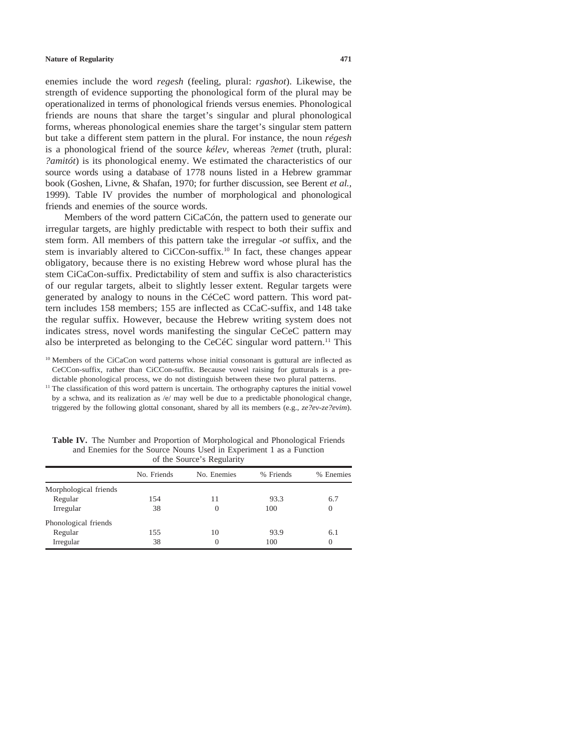enemies include the word *regesh* (feeling, plural: *rgashot*). Likewise, the strength of evidence supporting the phonological form of the plural may be operationalized in terms of phonological friends versus enemies. Phonological friends are nouns that share the target's singular and plural phonological forms, whereas phonological enemies share the target's singular stem pattern but take a different stem pattern in the plural. For instance, the noun *régesh* is a phonological friend of the source *kélev*, whereas *?emet* (truth, plural: *?amitót*) is its phonological enemy. We estimated the characteristics of our source words using a database of 1778 nouns listed in a Hebrew grammar book (Goshen, Livne, & Shafan, 1970; for further discussion, see Berent *et al.*, 1999). Table IV provides the number of morphological and phonological friends and enemies of the source words.

Members of the word pattern CiCaCón, the pattern used to generate our irregular targets, are highly predictable with respect to both their suffix and stem form. All members of this pattern take the irregular *-ot* suffix, and the stem is invariably altered to CiCCon-suffix.[10] In fact, these changes appear obligatory, because there is no existing Hebrew word whose plural has the stem CiCaCon-suffix. Predictability of stem and suffix is also characteristics of our regular targets, albeit to slightly lesser extent. Regular targets were generated by analogy to nouns in the CéCeC word pattern. This word pattern includes 158 members; 155 are inflected as CCaC-suffix, and 148 take the regular suffix. However, because the Hebrew writing system does not indicates stress, novel words manifesting the singular CeCeC pattern may also be interpreted as belonging to the CeCéC singular word pattern.[11] This

[10] Members of the CiCaCon word patterns whose initial consonant is guttural are inflected as CeCCon-suffix, rather than CiCCon-suffix. Because vowel raising for gutturals is a predictable phonological process, we do not distinguish between these two plural patterns.

[11] The classification of this word pattern is uncertain. The orthography captures the initial vowel by a schwa, and its realization as /e/ may well be due to a predictable phonological change, triggered by the following glottal consonant, shared by all its members (e.g., *ze?ev-ze?evim*).

**Table IV.** The Number and Proportion of Morphological and Phonological Friends and Enemies for the Source Nouns Used in Experiment 1 as a Function of the Source's Regularity

| | No. Friends | No. Enemies | % Friends | % Enemies |
|---|---|---|---|---|
| Morphological friends | | | | |
| Regular | 154 | 11 | 93.3 | 6.7 |
| Irregular | 38 | 0 | 100 | 0 |
| Phonological friends | | | | |
| Regular | 155 | 10 | 93.9 | 6.1 |
| Irregular | 38 | 0 | 100 | 0 |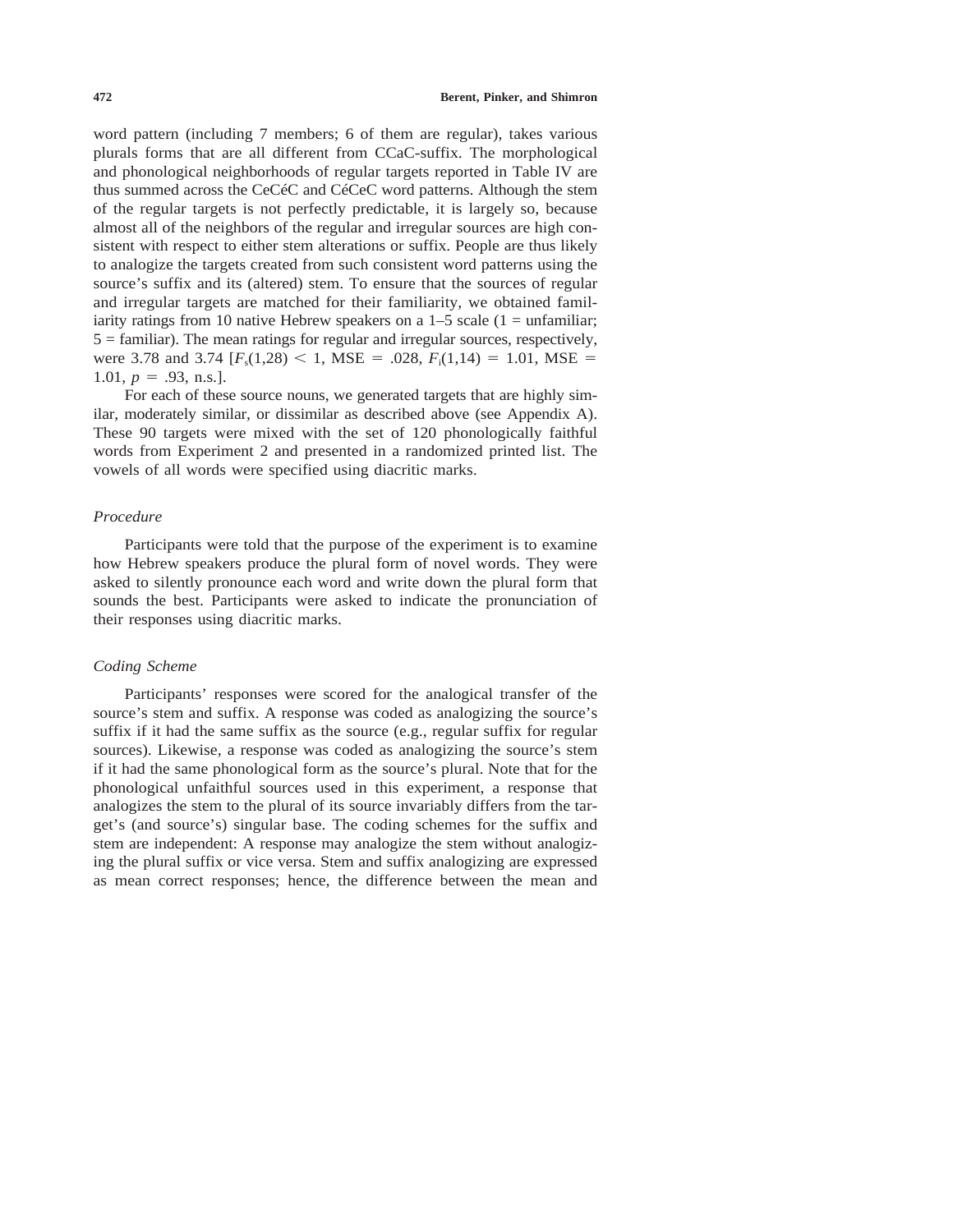word pattern (including 7 members; 6 of them are regular), takes various plurals forms that are all different from CCaC-suffix. The morphological and phonological neighborhoods of regular targets reported in Table IV are thus summed across the CeCéC and CéCeC word patterns. Although the stem of the regular targets is not perfectly predictable, it is largely so, because almost all of the neighbors of the regular and irregular sources are high consistent with respect to either stem alterations or suffix. People are thus likely to analogize the targets created from such consistent word patterns using the source's suffix and its (altered) stem. To ensure that the sources of regular and irregular targets are matched for their familiarity, we obtained familiarity ratings from 10 native Hebrew speakers on a 1–5 scale (1 = unfamiliar; 5 = familiar). The mean ratings for regular and irregular sources, respectively, were 3.78 and 3.74 [$F_s(1,28) < 1$, MSE $= .028$, $F_i(1,14) = 1.01$, MSE $=$ 1.01, $p = .93$, n.s.].

For each of these source nouns, we generated targets that are highly similar, moderately similar, or dissimilar as described above (see Appendix A). These 90 targets were mixed with the set of 120 phonologically faithful words from Experiment 2 and presented in a randomized printed list. The vowels of all words were specified using diacritic marks.

### *Procedure*

Participants were told that the purpose of the experiment is to examine how Hebrew speakers produce the plural form of novel words. They were asked to silently pronounce each word and write down the plural form that sounds the best. Participants were asked to indicate the pronunciation of their responses using diacritic marks.

### *Coding Scheme*

Participants' responses were scored for the analogical transfer of the source's stem and suffix. A response was coded as analogizing the source's suffix if it had the same suffix as the source (e.g., regular suffix for regular sources). Likewise, a response was coded as analogizing the source's stem if it had the same phonological form as the source's plural. Note that for the phonological unfaithful sources used in this experiment, a response that analogizes the stem to the plural of its source invariably differs from the target's (and source's) singular base. The coding schemes for the suffix and stem are independent: A response may analogize the stem without analogizing the plural suffix or vice versa. Stem and suffix analogizing are expressed as mean correct responses; hence, the difference between the mean and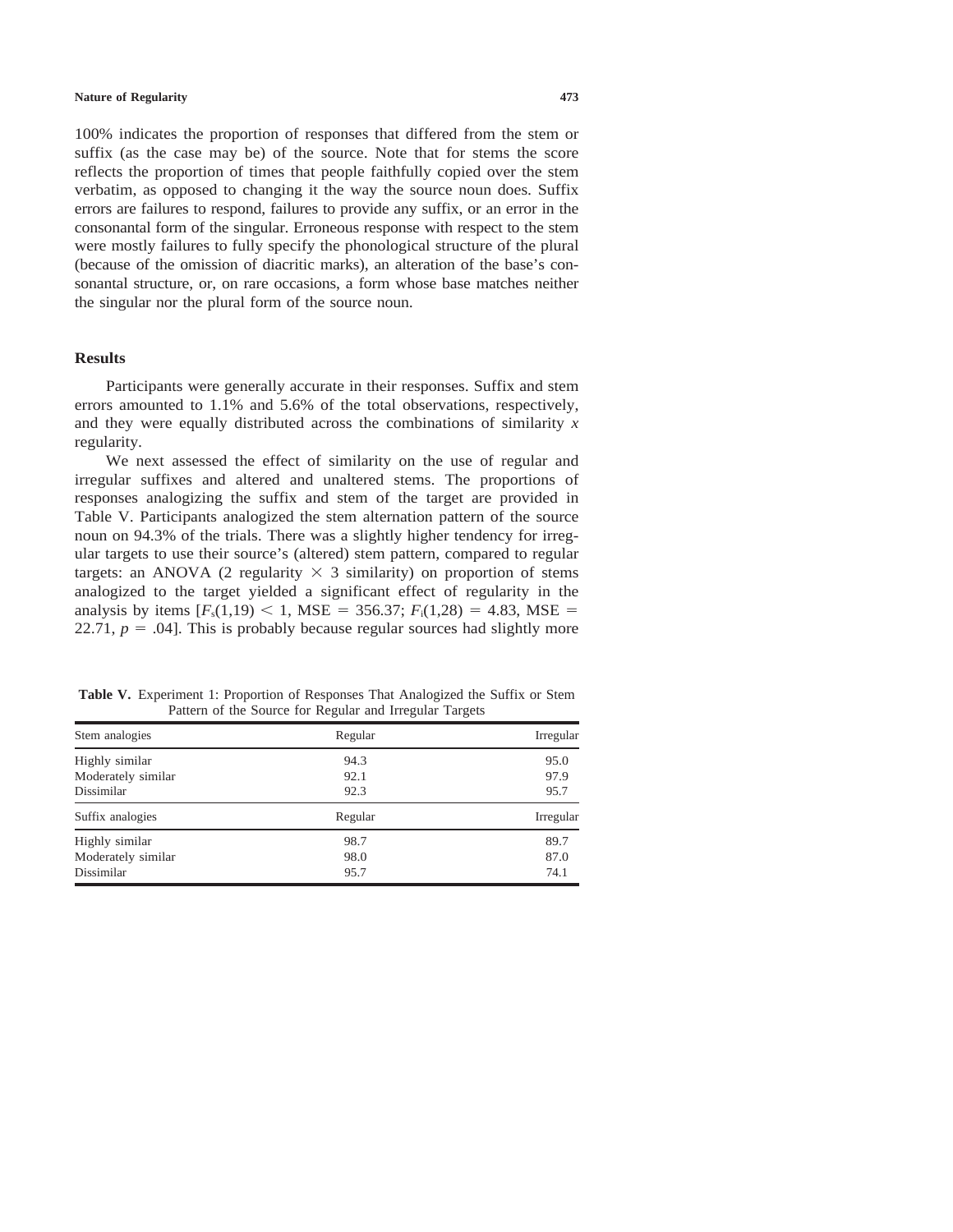100% indicates the proportion of responses that differed from the stem or suffix (as the case may be) of the source. Note that for stems the score reflects the proportion of times that people faithfully copied over the stem verbatim, as opposed to changing it the way the source noun does. Suffix errors are failures to respond, failures to provide any suffix, or an error in the consonantal form of the singular. Erroneous response with respect to the stem were mostly failures to fully specify the phonological structure of the plural (because of the omission of diacritic marks), an alteration of the base's consonantal structure, or, on rare occasions, a form whose base matches neither the singular nor the plural form of the source noun.

## Results

Participants were generally accurate in their responses. Suffix and stem errors amounted to 1.1% and 5.6% of the total observations, respectively, and they were equally distributed across the combinations of similarity *x* regularity.

We next assessed the effect of similarity on the use of regular and irregular suffixes and altered and unaltered stems. The proportions of responses analogizing the suffix and stem of the target are provided in Table V. Participants analogized the stem alternation pattern of the source noun on 94.3% of the trials. There was a slightly higher tendency for irregular targets to use their source's (altered) stem pattern, compared to regular targets: an ANOVA (2 regularity $\times$ 3 similarity) on proportion of stems analogized to the target yielded a significant effect of regularity in the analysis by items [$F_s(1,19) < 1$, MSE $= 356.37$; $F_i(1,28) = 4.83$, MSE $= 22.71$, $p = .04$]. This is probably because regular sources had slightly more

**Table V.** Experiment 1: Proportion of Responses That Analogized the Suffix or Stem Pattern of the Source for Regular and Irregular Targets

| Stem analogies | Regular | Irregular |
|---|---|---|
| Highly similar | 94.3 | 95.0 |
| Moderately similar | 92.1 | 97.9 |
| Dissimilar | 92.3 | 95.7 |
| **Suffix analogies** | **Regular** | **Irregular** |
| Highly similar | 98.7 | 89.7 |
| Moderately similar | 98.0 | 87.0 |
| Dissimilar | 95.7 | 74.1 |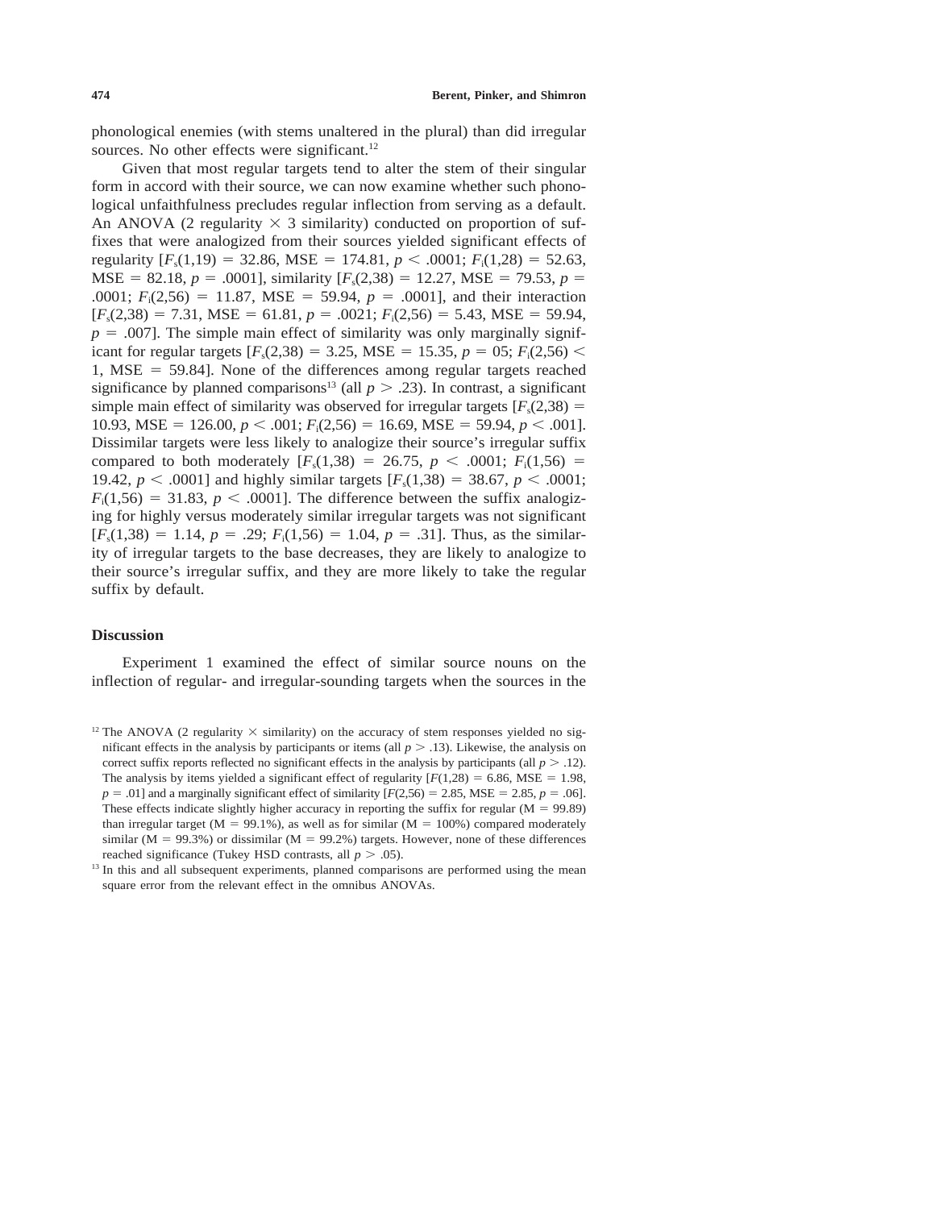phonological enemies (with stems unaltered in the plural) than did irregular sources. No other effects were significant.[12]

Given that most regular targets tend to alter the stem of their singular form in accord with their source, we can now examine whether such phonological unfaithfulness precludes regular inflection from serving as a default. An ANOVA (2 regularity $\times$ 3 similarity) conducted on proportion of suffixes that were analogized from their sources yielded significant effects of regularity [$F_s(1,19) = 32.86$, MSE $= 174.81$, $p < .0001$; $F_i(1,28) = 52.63$, MSE $= 82.18$, $p = .0001$], similarity [$F_s(2,38) = 12.27$, MSE $= 79.53$, $p = .0001$; $F_i(2,56) = 11.87$, MSE $= 59.94$, $p = .0001$], and their interaction [$F_s(2,38) = 7.31$, MSE $= 61.81$, $p = .0021$; $F_i(2,56) = 5.43$, MSE $= 59.94$, $p = .007$]. The simple main effect of similarity was only marginally significant for regular targets [$F_s(2,38) = 3.25$, MSE $= 15.35$, $p = 05$; $F_i(2,56) < 1$, MSE $= 59.84$]. None of the differences among regular targets reached significance by planned comparisons[13] (all $p > .23$). In contrast, a significant simple main effect of similarity was observed for irregular targets [$F_s(2,38) = 10.93$, MSE $= 126.00$, $p < .001$; $F_i(2,56) = 16.69$, MSE $= 59.94$, $p < .001$]. Dissimilar targets were less likely to analogize their source's irregular suffix compared to both moderately [$F_s(1,38) = 26.75$, $p < .0001$; $F_i(1,56) = 19.42$, $p < .0001$] and highly similar targets [$F_s(1,38) = 38.67$, $p < .0001$; $F_i(1,56) = 31.83$, $p < .0001$]. The difference between the suffix analogizing for highly versus moderately similar irregular targets was not significant [$F_s(1,38) = 1.14$, $p = .29$; $F_i(1,56) = 1.04$, $p = .31$]. Thus, as the similarity of irregular targets to the base decreases, they are likely to analogize to their source's irregular suffix, and they are more likely to take the regular suffix by default.

### Discussion

Experiment 1 examined the effect of similar source nouns on the inflection of regular- and irregular-sounding targets when the sources in the

[12] The ANOVA (2 regularity $\times$ similarity) on the accuracy of stem responses yielded no significant effects in the analysis by participants or items (all $p > .13$). Likewise, the analysis on correct suffix reports reflected no significant effects in the analysis by participants (all $p > .12$). The analysis by items yielded a significant effect of regularity [$F(1,28) = 6.86$, MSE $= 1.98$, $p = .01$] and a marginally significant effect of similarity [$F(2,56) = 2.85$, MSE $= 2.85$, $p = .06$]. These effects indicate slightly higher accuracy in reporting the suffix for regular (M $= 99.89$) than irregular target (M $= 99.1\%$), as well as for similar (M $= 100\%$) compared moderately similar (M $= 99.3\%$) or dissimilar (M $= 99.2\%$) targets. However, none of these differences reached significance (Tukey HSD contrasts, all $p > .05$).

[13] In this and all subsequent experiments, planned comparisons are performed using the mean square error from the relevant effect in the omnibus ANOVAs.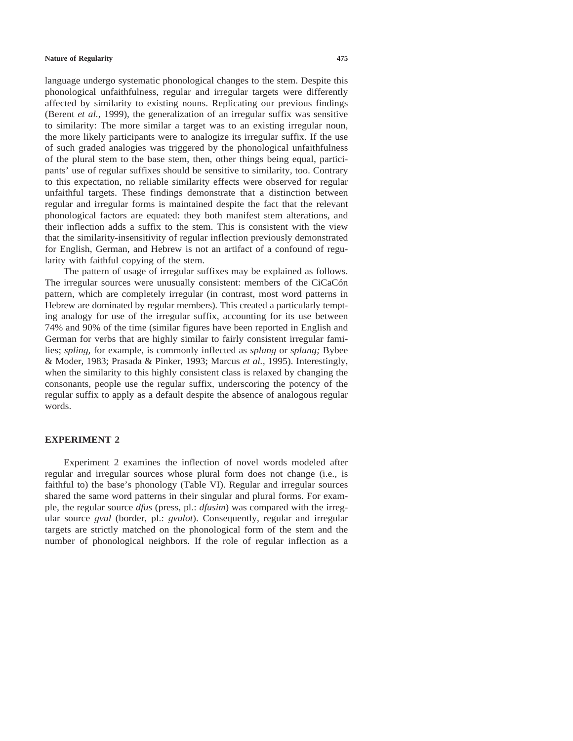language undergo systematic phonological changes to the stem. Despite this phonological unfaithfulness, regular and irregular targets were differently affected by similarity to existing nouns. Replicating our previous findings (Berent *et al.*, 1999), the generalization of an irregular suffix was sensitive to similarity: The more similar a target was to an existing irregular noun, the more likely participants were to analogize its irregular suffix. If the use of such graded analogies was triggered by the phonological unfaithfulness of the plural stem to the base stem, then, other things being equal, participants' use of regular suffixes should be sensitive to similarity, too. Contrary to this expectation, no reliable similarity effects were observed for regular unfaithful targets. These findings demonstrate that a distinction between regular and irregular forms is maintained despite the fact that the relevant phonological factors are equated: they both manifest stem alterations, and their inflection adds a suffix to the stem. This is consistent with the view that the similarity-insensitivity of regular inflection previously demonstrated for English, German, and Hebrew is not an artifact of a confound of regularity with faithful copying of the stem.

The pattern of usage of irregular suffixes may be explained as follows. The irregular sources were unusually consistent: members of the CiCaCón pattern, which are completely irregular (in contrast, most word patterns in Hebrew are dominated by regular members). This created a particularly tempting analogy for use of the irregular suffix, accounting for its use between 74% and 90% of the time (similar figures have been reported in English and German for verbs that are highly similar to fairly consistent irregular families; *spling*, for example, is commonly inflected as *splang* or *splung;* Bybee & Moder, 1983; Prasada & Pinker, 1993; Marcus *et al.*, 1995). Interestingly, when the similarity to this highly consistent class is relaxed by changing the consonants, people use the regular suffix, underscoring the potency of the regular suffix to apply as a default despite the absence of analogous regular words.

## EXPERIMENT 2

Experiment 2 examines the inflection of novel words modeled after regular and irregular sources whose plural form does not change (i.e., is faithful to) the base's phonology (Table VI). Regular and irregular sources shared the same word patterns in their singular and plural forms. For example, the regular source *dfus* (press, pl.: *dfusim*) was compared with the irregular source *gvul* (border, pl.: *gvulot*). Consequently, regular and irregular targets are strictly matched on the phonological form of the stem and the number of phonological neighbors. If the role of regular inflection as a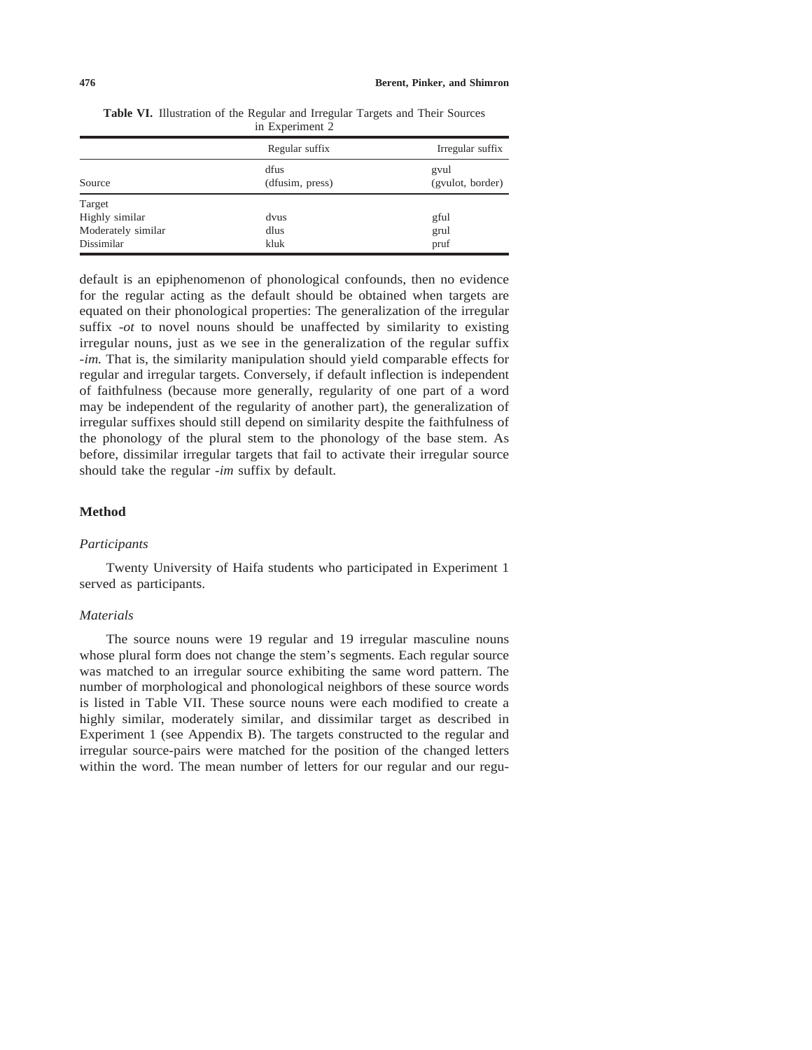**Table VI.** Illustration of the Regular and Irregular Targets and Their Sources in Experiment 2

| | Regular suffix | Irregular suffix |
|---|---|---|
| Source | dfus (dfusim, press) | gvul (gvulot, border) |
| Target | | |
| Highly similar | dvus | gful |
| Moderately similar | dlus | grul |
| Dissimilar | kluk | pruf |

default is an epiphenomenon of phonological confounds, then no evidence for the regular acting as the default should be obtained when targets are equated on their phonological properties: The generalization of the irregular suffix *-ot* to novel nouns should be unaffected by similarity to existing irregular nouns, just as we see in the generalization of the regular suffix *-im.* That is, the similarity manipulation should yield comparable effects for regular and irregular targets. Conversely, if default inflection is independent of faithfulness (because more generally, regularity of one part of a word may be independent of the regularity of another part), the generalization of irregular suffixes should still depend on similarity despite the faithfulness of the phonology of the plural stem to the phonology of the base stem. As before, dissimilar irregular targets that fail to activate their irregular source should take the regular *-im* suffix by default.

## Method

### *Participants*

Twenty University of Haifa students who participated in Experiment 1 served as participants.

### *Materials*

The source nouns were 19 regular and 19 irregular masculine nouns whose plural form does not change the stem's segments. Each regular source was matched to an irregular source exhibiting the same word pattern. The number of morphological and phonological neighbors of these source words is listed in Table VII. These source nouns were each modified to create a highly similar, moderately similar, and dissimilar target as described in Experiment 1 (see Appendix B). The targets constructed to the regular and irregular source-pairs were matched for the position of the changed letters within the word. The mean number of letters for our regular and our regu-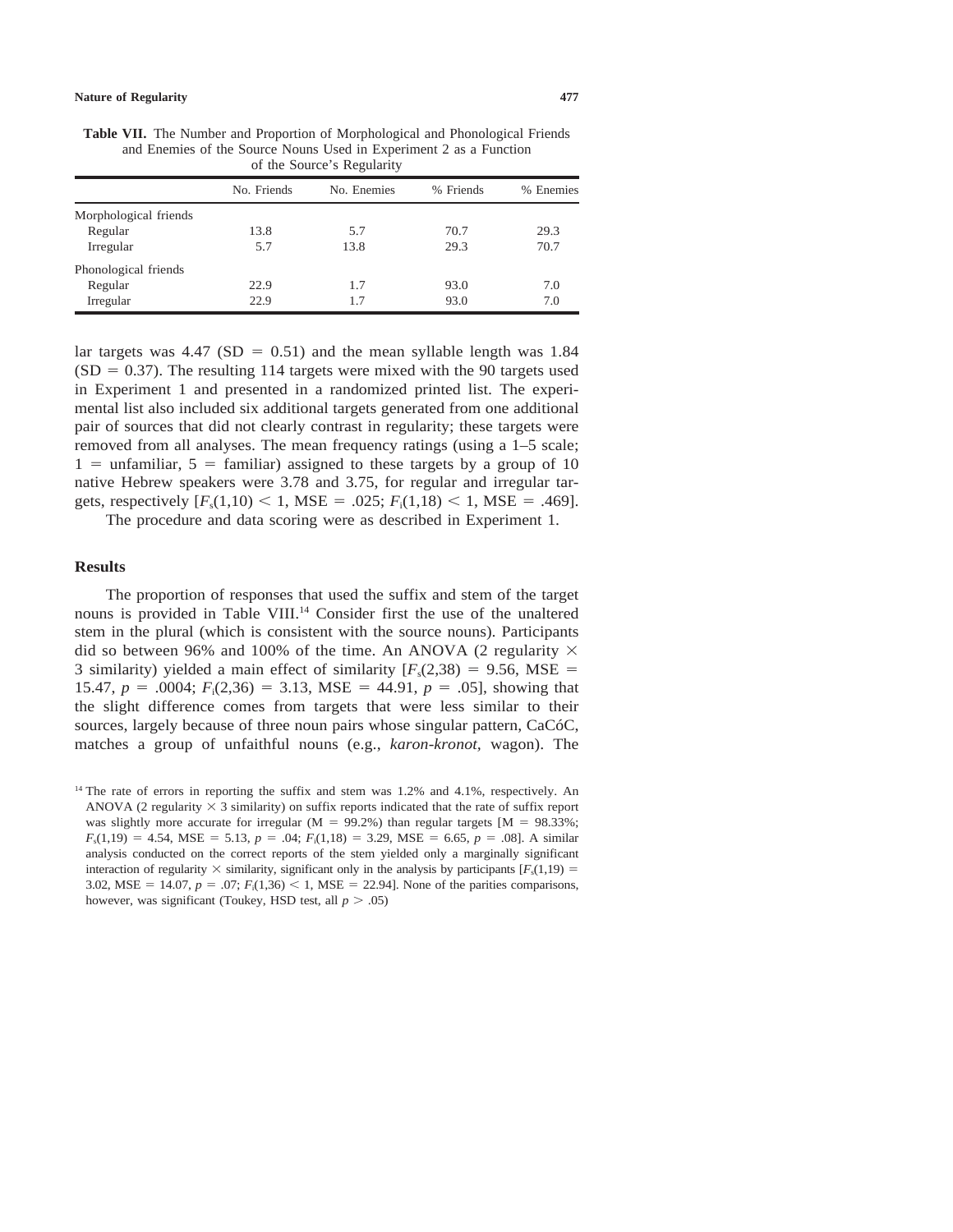**Table VII.** The Number and Proportion of Morphological and Phonological Friends and Enemies of the Source Nouns Used in Experiment 2 as a Function of the Source's Regularity

| | No. Friends | No. Enemies | % Friends | % Enemies |
|---|---|---|---|---|
| Morphological friends | | | | |
| Regular | 13.8 | 5.7 | 70.7 | 29.3 |
| Irregular | 5.7 | 13.8 | 29.3 | 70.7 |
| Phonological friends | | | | |
| Regular | 22.9 | 1.7 | 93.0 | 7.0 |
| Irregular | 22.9 | 1.7 | 93.0 | 7.0 |

lar targets was 4.47 (SD = 0.51) and the mean syllable length was 1.84 (SD = 0.37). The resulting 114 targets were mixed with the 90 targets used in Experiment 1 and presented in a randomized printed list. The experimental list also included six additional targets generated from one additional pair of sources that did not clearly contrast in regularity; these targets were removed from all analyses. The mean frequency ratings (using a 1–5 scale; 1 = unfamiliar, 5 = familiar) assigned to these targets by a group of 10 native Hebrew speakers were 3.78 and 3.75, for regular and irregular targets, respectively [$F_s(1,10) < 1$, MSE = .025; $F_i(1,18) < 1$, MSE = .469].

The procedure and data scoring were as described in Experiment 1.

## Results

The proportion of responses that used the suffix and stem of the target nouns is provided in Table VIII.[14] Consider first the use of the unaltered stem in the plural (which is consistent with the source nouns). Participants did so between 96% and 100% of the time. An ANOVA (2 regularity × 3 similarity) yielded a main effect of similarity [$F_s(2,38) = 9.56$, MSE = 15.47, $p = .0004$; $F_i(2,36) = 3.13$, MSE = 44.91, $p = .05$], showing that the slight difference comes from targets that were less similar to their sources, largely because of three noun pairs whose singular pattern, CaCóC, matches a group of unfaithful nouns (e.g., *karon-kronot,* wagon). The

[14] The rate of errors in reporting the suffix and stem was 1.2% and 4.1%, respectively. An ANOVA (2 regularity × 3 similarity) on suffix reports indicated that the rate of suffix report was slightly more accurate for irregular (M = 99.2%) than regular targets [M = 98.33%; $F_s(1,19) = 4.54$, MSE = 5.13, $p = .04$; $F_i(1,18) = 3.29$, MSE = 6.65, $p = .08$]. A similar analysis conducted on the correct reports of the stem yielded only a marginally significant interaction of regularity × similarity, significant only in the analysis by participants [$F_s(1,19) = 3.02$, MSE = 14.07, $p = .07$; $F_i(1,36) < 1$, MSE = 22.94]. None of the parities comparisons, however, was significant (Toukey, HSD test, all $p > .05$)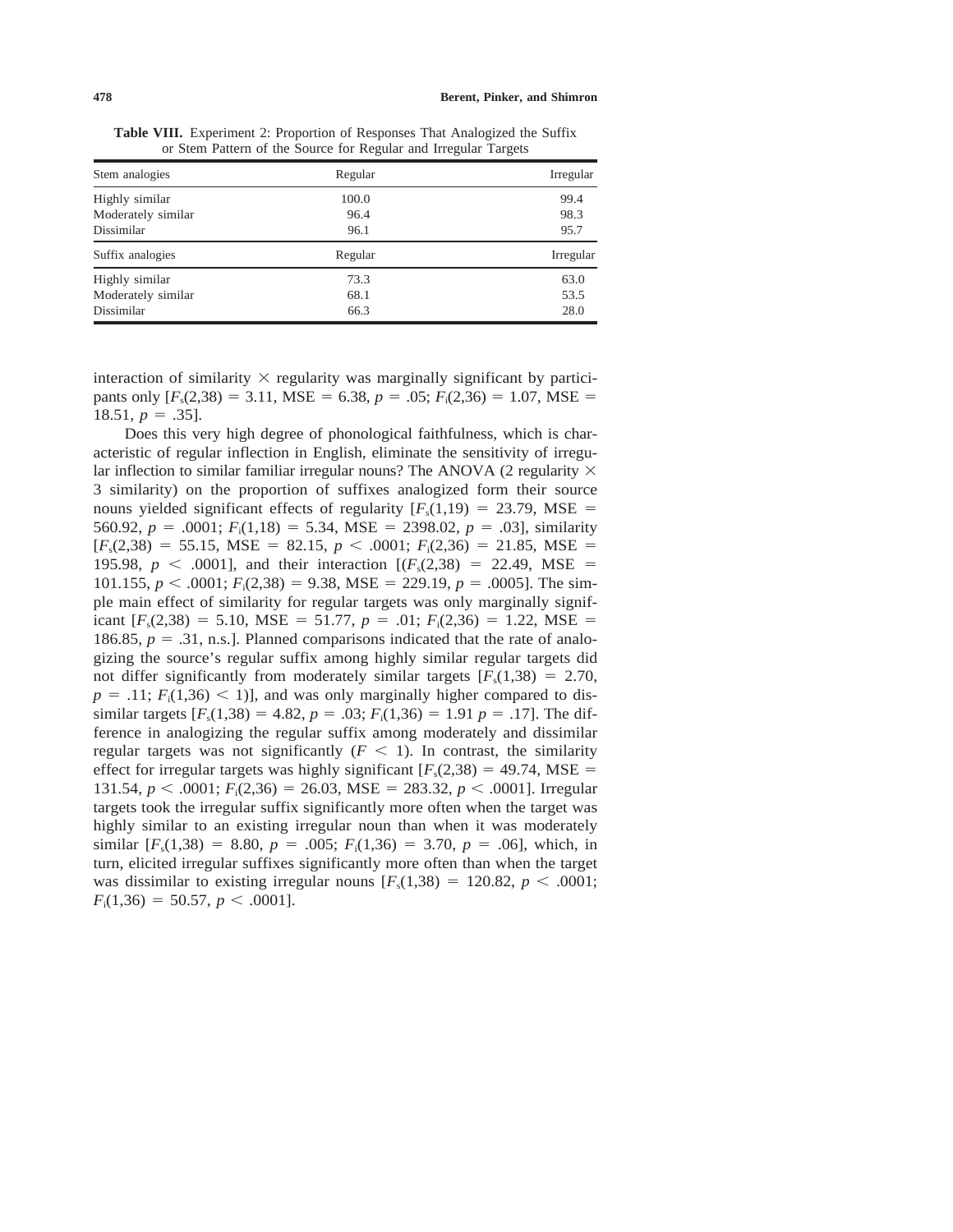**Table VIII.** Experiment 2: Proportion of Responses That Analogized the Suffix or Stem Pattern of the Source for Regular and Irregular Targets

| Stem analogies | Regular | Irregular |
|---|---|---|
| Highly similar | 100.0 | 99.4 |
| Moderately similar | 96.4 | 98.3 |
| Dissimilar | 96.1 | 95.7 |
| **Suffix analogies** | **Regular** | **Irregular** |
| Highly similar | 73.3 | 63.0 |
| Moderately similar | 68.1 | 53.5 |
| Dissimilar | 66.3 | 28.0 |

interaction of similarity $\times$ regularity was marginally significant by participants only [$F_s(2,38) = 3.11$, MSE $= 6.38$, $p = .05$; $F_i(2,36) = 1.07$, MSE $=$ 18.51, $p = .35$].

Does this very high degree of phonological faithfulness, which is characteristic of regular inflection in English, eliminate the sensitivity of irregular inflection to similar familiar irregular nouns? The ANOVA (2 regularity $\times$ 3 similarity) on the proportion of suffixes analogized form their source nouns yielded significant effects of regularity [$F_s(1,19) = 23.79$, MSE $=$ 560.92, $p = .0001$; $F_i(1,18) = 5.34$, MSE $= 2398.02$, $p = .03$], similarity [$F_s(2,38) = 55.15$, MSE $= 82.15$, $p < .0001$; $F_i(2,36) = 21.85$, MSE $=$ 195.98, $p < .0001$], and their interaction [($F_s(2,38) = 22.49$, MSE $=$ 101.155, $p < .0001$; $F_i(2,38) = 9.38$, MSE $= 229.19$, $p = .0005$]. The simple main effect of similarity for regular targets was only marginally significant [$F_s(2,38) = 5.10$, MSE $= 51.77$, $p = .01$; $F_i(2,36) = 1.22$, MSE $=$ 186.85, $p = .31$, n.s.]. Planned comparisons indicated that the rate of analogizing the source's regular suffix among highly similar regular targets did not differ significantly from moderately similar targets [$F_s(1,38) = 2.70$, $p = .11$; $F_i(1,36) < 1$)], and was only marginally higher compared to dissimilar targets [$F_s(1,38) = 4.82$, $p = .03$; $F_i(1,36) = 1.91$ $p = .17$]. The difference in analogizing the regular suffix among moderately and dissimilar regular targets was not significantly ($F < 1$). In contrast, the similarity effect for irregular targets was highly significant [$F_s(2,38) = 49.74$, MSE $=$ 131.54, $p < .0001$; $F_i(2,36) = 26.03$, MSE $= 283.32$, $p < .0001$]. Irregular targets took the irregular suffix significantly more often when the target was highly similar to an existing irregular noun than when it was moderately similar [$F_s(1,38) = 8.80$, $p = .005$; $F_i(1,36) = 3.70$, $p = .06$], which, in turn, elicited irregular suffixes significantly more often than when the target was dissimilar to existing irregular nouns [$F_s(1,38) = 120.82$, $p < .0001$; $F_i(1,36) = 50.57$, $p < .0001$].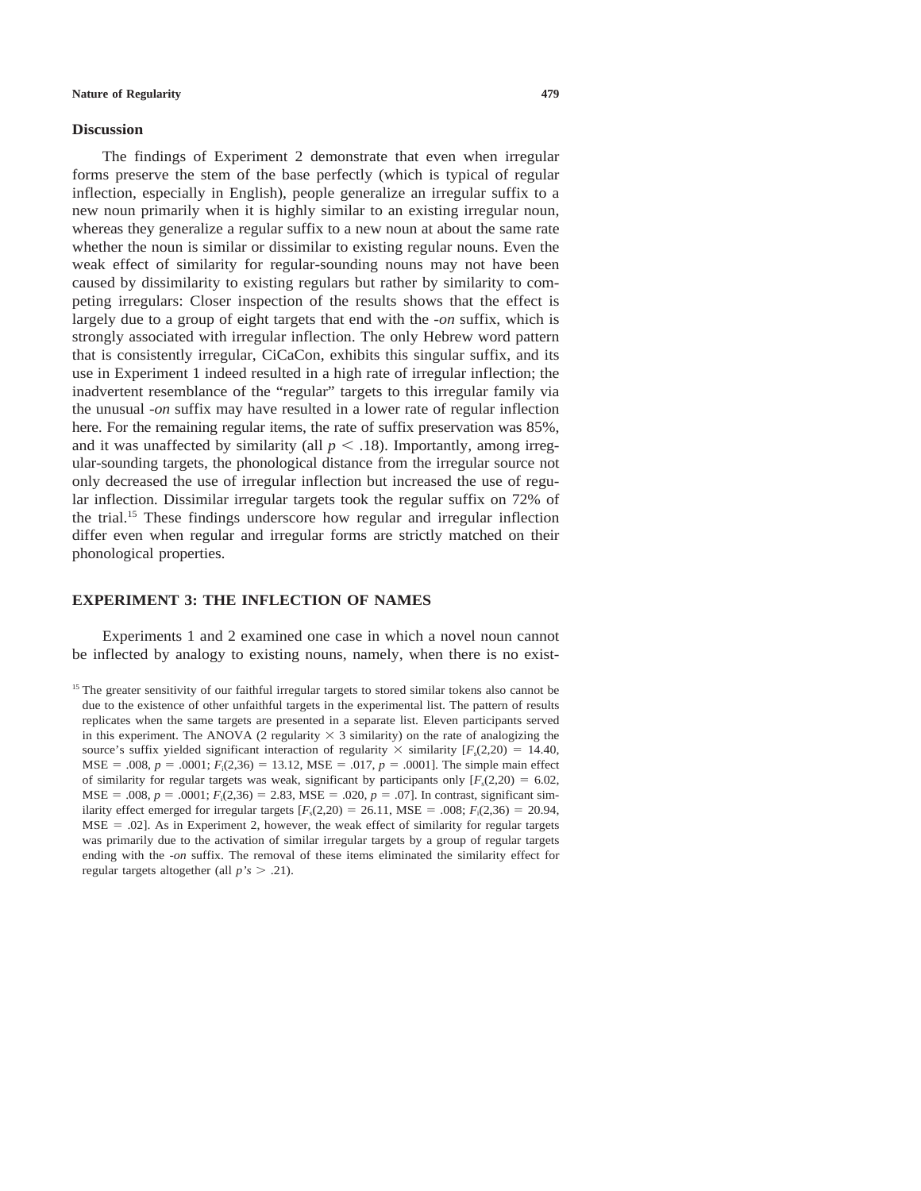### Discussion

The findings of Experiment 2 demonstrate that even when irregular forms preserve the stem of the base perfectly (which is typical of regular inflection, especially in English), people generalize an irregular suffix to a new noun primarily when it is highly similar to an existing irregular noun, whereas they generalize a regular suffix to a new noun at about the same rate whether the noun is similar or dissimilar to existing regular nouns. Even the weak effect of similarity for regular-sounding nouns may not have been caused by dissimilarity to existing regulars but rather by similarity to competing irregulars: Closer inspection of the results shows that the effect is largely due to a group of eight targets that end with the *-on* suffix, which is strongly associated with irregular inflection. The only Hebrew word pattern that is consistently irregular, CiCaCon, exhibits this singular suffix, and its use in Experiment 1 indeed resulted in a high rate of irregular inflection; the inadvertent resemblance of the "regular" targets to this irregular family via the unusual *-on* suffix may have resulted in a lower rate of regular inflection here. For the remaining regular items, the rate of suffix preservation was 85%, and it was unaffected by similarity (all $p < .18$). Importantly, among irregular-sounding targets, the phonological distance from the irregular source not only decreased the use of irregular inflection but increased the use of regular inflection. Dissimilar irregular targets took the regular suffix on 72% of the trial.[15] These findings underscore how regular and irregular inflection differ even when regular and irregular forms are strictly matched on their phonological properties.

## EXPERIMENT 3: THE INFLECTION OF NAMES

Experiments 1 and 2 examined one case in which a novel noun cannot be inflected by analogy to existing nouns, namely, when there is no exist-

[15] The greater sensitivity of our faithful irregular targets to stored similar tokens also cannot be due to the existence of other unfaithful targets in the experimental list. The pattern of results replicates when the same targets are presented in a separate list. Eleven participants served in this experiment. The ANOVA (2 regularity × 3 similarity) on the rate of analogizing the source's suffix yielded significant interaction of regularity × similarity [$F_s(2,20) = 14.40$, MSE = .008, $p = .0001$; $F_i(2,36) = 13.12$, MSE = .017, $p = .0001$]. The simple main effect of similarity for regular targets was weak, significant by participants only [$F_s(2,20) = 6.02$, MSE = .008, $p = .0001$; $F_i(2,36) = 2.83$, MSE = .020, $p = .07$]. In contrast, significant similarity effect emerged for irregular targets [$F_s(2,20) = 26.11$, MSE = .008; $F_i(2,36) = 20.94$, MSE = .02]. As in Experiment 2, however, the weak effect of similarity for regular targets was primarily due to the activation of similar irregular targets by a group of regular targets ending with the *-on* suffix. The removal of these items eliminated the similarity effect for regular targets altogether (all $p$'s $> .21$).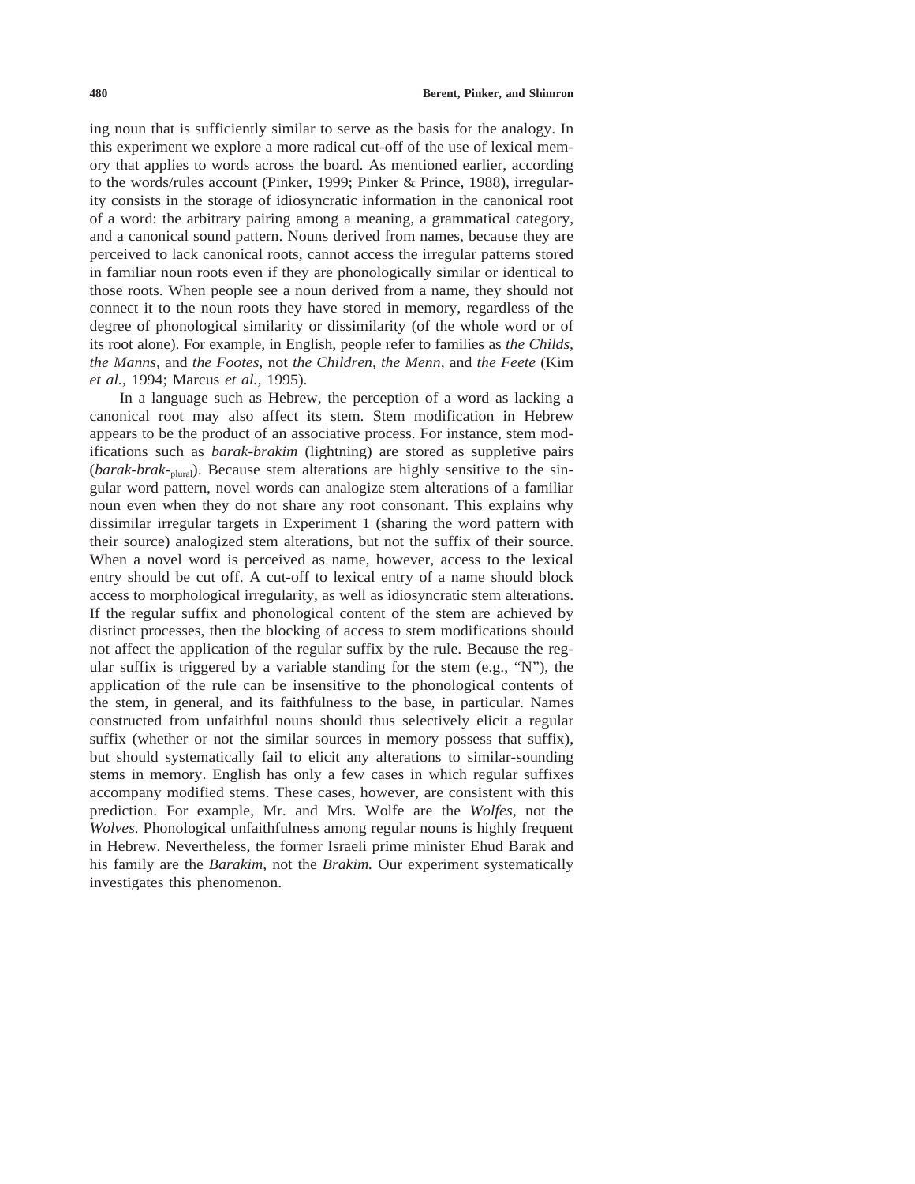ing noun that is sufficiently similar to serve as the basis for the analogy. In this experiment we explore a more radical cut-off of the use of lexical memory that applies to words across the board. As mentioned earlier, according to the words/rules account (Pinker, 1999; Pinker & Prince, 1988), irregularity consists in the storage of idiosyncratic information in the canonical root of a word: the arbitrary pairing among a meaning, a grammatical category, and a canonical sound pattern. Nouns derived from names, because they are perceived to lack canonical roots, cannot access the irregular patterns stored in familiar noun roots even if they are phonologically similar or identical to those roots. When people see a noun derived from a name, they should not connect it to the noun roots they have stored in memory, regardless of the degree of phonological similarity or dissimilarity (of the whole word or of its root alone). For example, in English, people refer to families as *the Childs, the Manns,* and *the Footes,* not *the Children, the Menn,* and *the Feete* (Kim *et al.,* 1994; Marcus *et al.,* 1995).

In a language such as Hebrew, the perception of a word as lacking a canonical root may also affect its stem. Stem modification in Hebrew appears to be the product of an associative process. For instance, stem modifications such as *barak-brakim* (lightning) are stored as suppletive pairs (*barak-brak-*$_{\text{plural}}$). Because stem alterations are highly sensitive to the singular word pattern, novel words can analogize stem alterations of a familiar noun even when they do not share any root consonant. This explains why dissimilar irregular targets in Experiment 1 (sharing the word pattern with their source) analogized stem alterations, but not the suffix of their source. When a novel word is perceived as name, however, access to the lexical entry should be cut off. A cut-off to lexical entry of a name should block access to morphological irregularity, as well as idiosyncratic stem alterations. If the regular suffix and phonological content of the stem are achieved by distinct processes, then the blocking of access to stem modifications should not affect the application of the regular suffix by the rule. Because the regular suffix is triggered by a variable standing for the stem (e.g., "N"), the application of the rule can be insensitive to the phonological contents of the stem, in general, and its faithfulness to the base, in particular. Names constructed from unfaithful nouns should thus selectively elicit a regular suffix (whether or not the similar sources in memory possess that suffix), but should systematically fail to elicit any alterations to similar-sounding stems in memory. English has only a few cases in which regular suffixes accompany modified stems. These cases, however, are consistent with this prediction. For example, Mr. and Mrs. Wolfe are the *Wolfes,* not the *Wolves.* Phonological unfaithfulness among regular nouns is highly frequent in Hebrew. Nevertheless, the former Israeli prime minister Ehud Barak and his family are the *Barakim,* not the *Brakim.* Our experiment systematically investigates this phenomenon.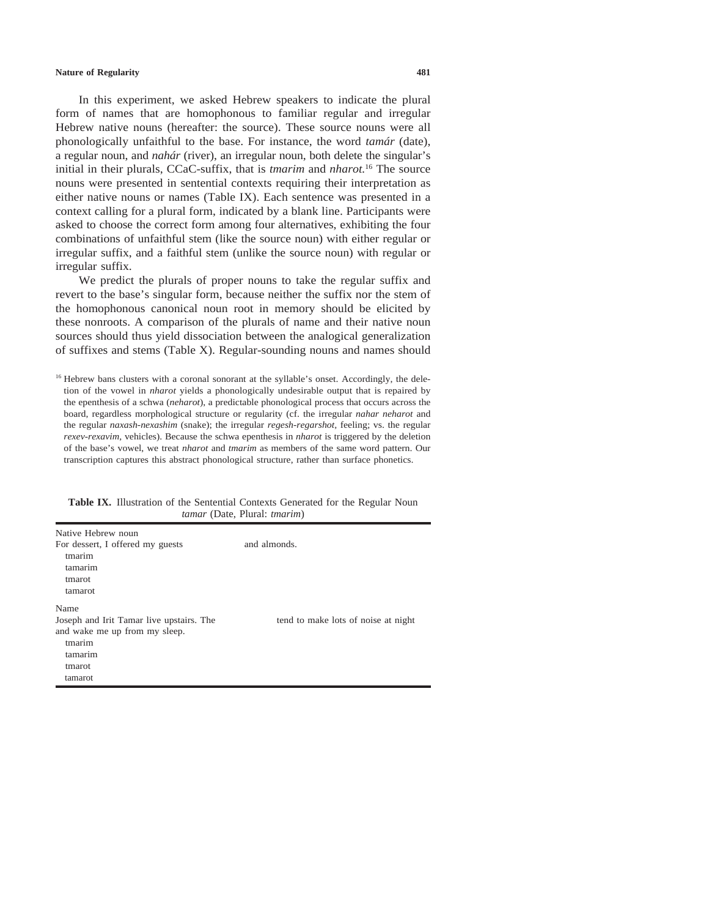In this experiment, we asked Hebrew speakers to indicate the plural form of names that are homophonous to familiar regular and irregular Hebrew native nouns (hereafter: the source). These source nouns were all phonologically unfaithful to the base. For instance, the word *tamár* (date), a regular noun, and *nahár* (river), an irregular noun, both delete the singular's initial in their plurals, CCaC-suffix, that is *tmarim* and *nharot.*[16] The source nouns were presented in sentential contexts requiring their interpretation as either native nouns or names (Table IX). Each sentence was presented in a context calling for a plural form, indicated by a blank line. Participants were asked to choose the correct form among four alternatives, exhibiting the four combinations of unfaithful stem (like the source noun) with either regular or irregular suffix, and a faithful stem (unlike the source noun) with regular or irregular suffix.

We predict the plurals of proper nouns to take the regular suffix and revert to the base's singular form, because neither the suffix nor the stem of the homophonous canonical noun root in memory should be elicited by these nonroots. A comparison of the plurals of name and their native noun sources should thus yield dissociation between the analogical generalization of suffixes and stems (Table X). Regular-sounding nouns and names should

[16] Hebrew bans clusters with a coronal sonorant at the syllable's onset. Accordingly, the deletion of the vowel in *nharot* yields a phonologically undesirable output that is repaired by the epenthesis of a schwa (*neharot*), a predictable phonological process that occurs across the board, regardless morphological structure or regularity (cf. the irregular *nahar neharot* and the regular *naxash-nexashim* (snake); the irregular *regesh-regarshot,* feeling; vs. the regular *rexev-rexavim,* vehicles). Because the schwa epenthesis in *nharot* is triggered by the deletion of the base's vowel, we treat *nharot* and *tmarim* as members of the same word pattern. Our transcription captures this abstract phonological structure, rather than surface phonetics.

**Table IX.** Illustration of the Sentential Contexts Generated for the Regular Noun *tamar* (Date, Plural: *tmarim*)

| | |
|---|---|
| Native Hebrew noun | |
| For dessert, I offered my guests | and almonds. |
| tmarim | |
| tamarim | |
| tmarot | |
| tamarot | |
| Name | |
| Joseph and Irit Tamar live upstairs. The | tend to make lots of noise at night |
| and wake me up from my sleep. | |
| tmarim | |
| tamarim | |
| tmarot | |
| tamarot | |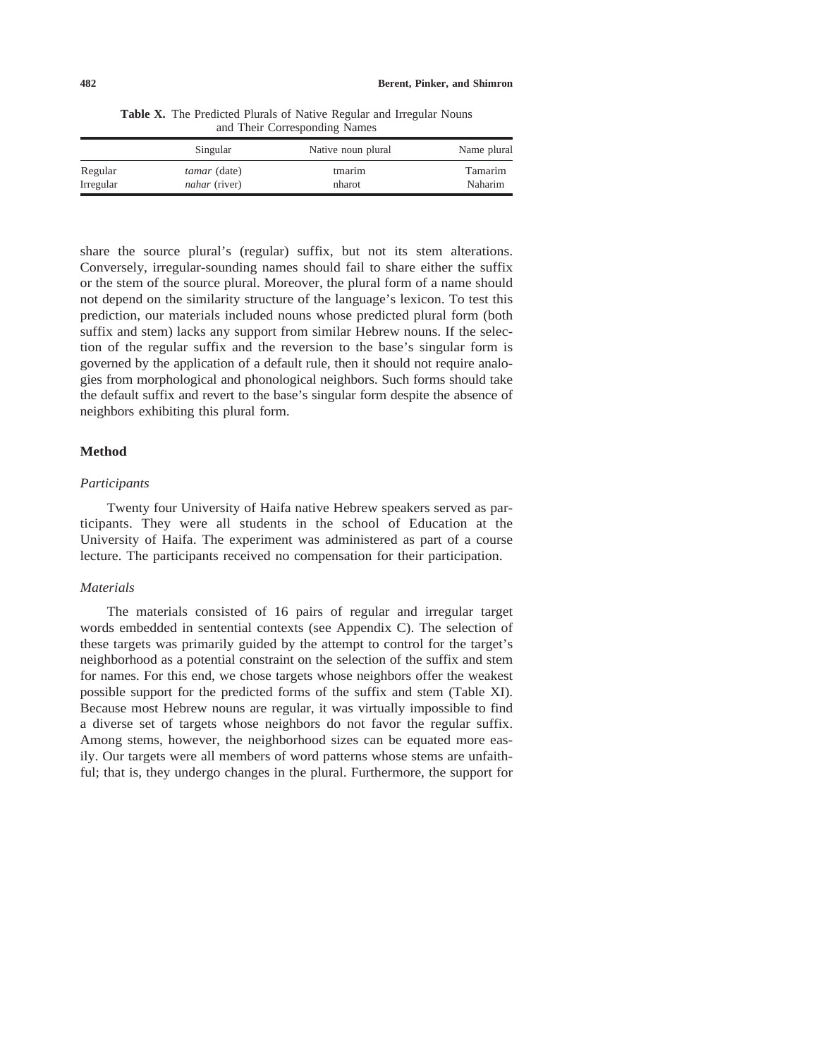**Table X.** The Predicted Plurals of Native Regular and Irregular Nouns and Their Corresponding Names

| | Singular | Native noun plural | Name plural |
|---|---|---|---|
| Regular | *tamar* (date) | tmarim | Tamarim |
| Irregular | *nahar* (river) | nharot | Naharim |

share the source plural's (regular) suffix, but not its stem alterations. Conversely, irregular-sounding names should fail to share either the suffix or the stem of the source plural. Moreover, the plural form of a name should not depend on the similarity structure of the language's lexicon. To test this prediction, our materials included nouns whose predicted plural form (both suffix and stem) lacks any support from similar Hebrew nouns. If the selection of the regular suffix and the reversion to the base's singular form is governed by the application of a default rule, then it should not require analogies from morphological and phonological neighbors. Such forms should take the default suffix and revert to the base's singular form despite the absence of neighbors exhibiting this plural form.

## Method

### *Participants*

Twenty four University of Haifa native Hebrew speakers served as participants. They were all students in the school of Education at the University of Haifa. The experiment was administered as part of a course lecture. The participants received no compensation for their participation.

### *Materials*

The materials consisted of 16 pairs of regular and irregular target words embedded in sentential contexts (see Appendix C). The selection of these targets was primarily guided by the attempt to control for the target's neighborhood as a potential constraint on the selection of the suffix and stem for names. For this end, we chose targets whose neighbors offer the weakest possible support for the predicted forms of the suffix and stem (Table XI). Because most Hebrew nouns are regular, it was virtually impossible to find a diverse set of targets whose neighbors do not favor the regular suffix. Among stems, however, the neighborhood sizes can be equated more easily. Our targets were all members of word patterns whose stems are unfaithful; that is, they undergo changes in the plural. Furthermore, the support for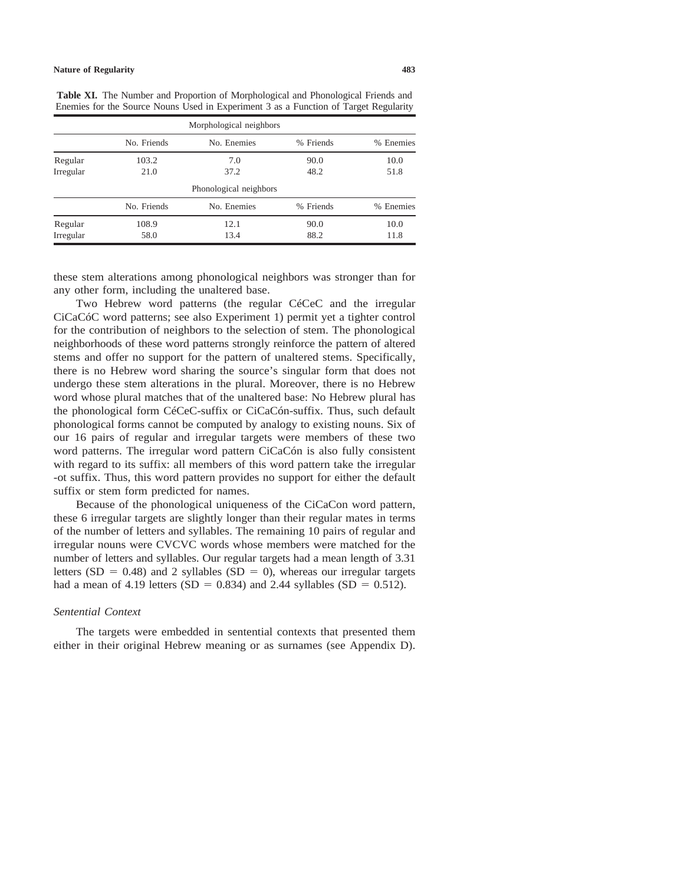**Table XI.** The Number and Proportion of Morphological and Phonological Friends and Enemies for the Source Nouns Used in Experiment 3 as a Function of Target Regularity

| | Morphological neighbors | | | |
|---|---|---|---|---|
| | No. Friends | No. Enemies | % Friends | % Enemies |
| Regular | 103.2 | 7.0 | 90.0 | 10.0 |
| Irregular | 21.0 | 37.2 | 48.2 | 51.8 |
| | **Phonological neighbors** | | | |
| | No. Friends | No. Enemies | % Friends | % Enemies |
| Regular | 108.9 | 12.1 | 90.0 | 10.0 |
| Irregular | 58.0 | 13.4 | 88.2 | 11.8 |

these stem alterations among phonological neighbors was stronger than for any other form, including the unaltered base.

Two Hebrew word patterns (the regular CéCeC and the irregular CiCaCóC word patterns; see also Experiment 1) permit yet a tighter control for the contribution of neighbors to the selection of stem. The phonological neighborhoods of these word patterns strongly reinforce the pattern of altered stems and offer no support for the pattern of unaltered stems. Specifically, there is no Hebrew word sharing the source's singular form that does not undergo these stem alterations in the plural. Moreover, there is no Hebrew word whose plural matches that of the unaltered base: No Hebrew plural has the phonological form CéCeC-suffix or CiCaCón-suffix. Thus, such default phonological forms cannot be computed by analogy to existing nouns. Six of our 16 pairs of regular and irregular targets were members of these two word patterns. The irregular word pattern CiCaCón is also fully consistent with regard to its suffix: all members of this word pattern take the irregular -ot suffix. Thus, this word pattern provides no support for either the default suffix or stem form predicted for names.

Because of the phonological uniqueness of the CiCaCon word pattern, these 6 irregular targets are slightly longer than their regular mates in terms of the number of letters and syllables. The remaining 10 pairs of regular and irregular nouns were CVCVC words whose members were matched for the number of letters and syllables. Our regular targets had a mean length of 3.31 letters ($SD = 0.48$) and 2 syllables ($SD = 0$), whereas our irregular targets had a mean of 4.19 letters ($SD = 0.834$) and 2.44 syllables ($SD = 0.512$).

### *Sentential Context*

The targets were embedded in sentential contexts that presented them either in their original Hebrew meaning or as surnames (see Appendix D).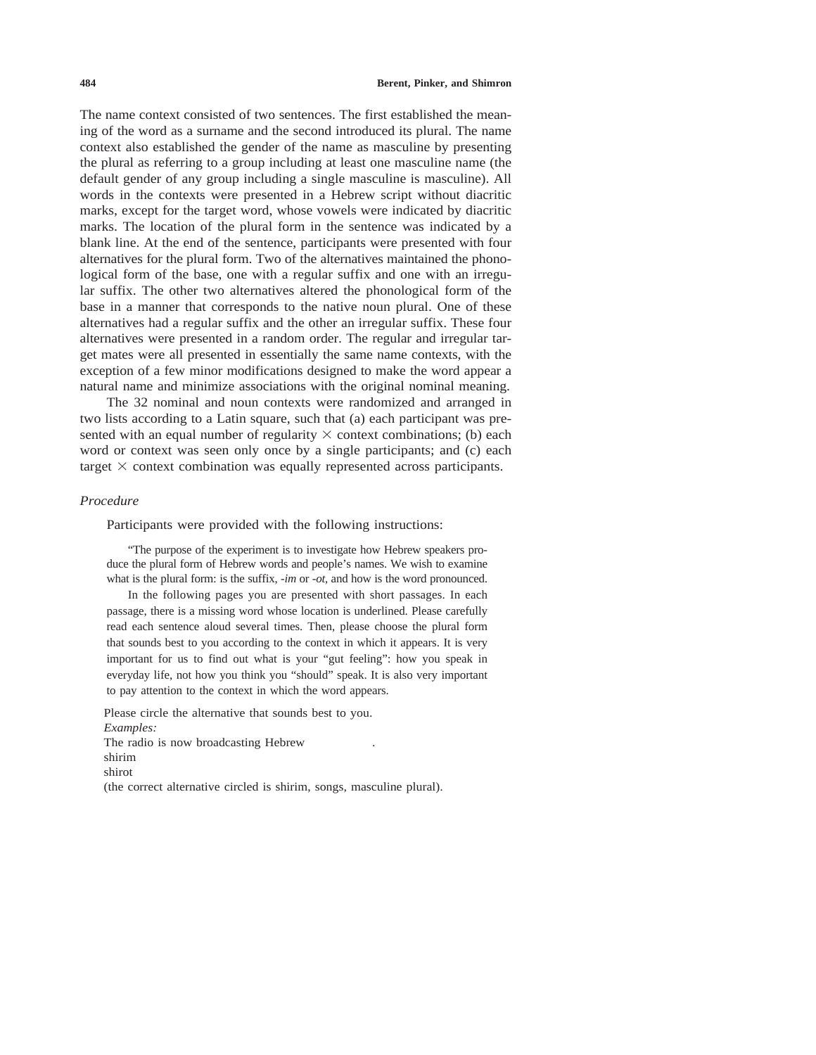The name context consisted of two sentences. The first established the meaning of the word as a surname and the second introduced its plural. The name context also established the gender of the name as masculine by presenting the plural as referring to a group including at least one masculine name (the default gender of any group including a single masculine is masculine). All words in the contexts were presented in a Hebrew script without diacritic marks, except for the target word, whose vowels were indicated by diacritic marks. The location of the plural form in the sentence was indicated by a blank line. At the end of the sentence, participants were presented with four alternatives for the plural form. Two of the alternatives maintained the phonological form of the base, one with a regular suffix and one with an irregular suffix. The other two alternatives altered the phonological form of the base in a manner that corresponds to the native noun plural. One of these alternatives had a regular suffix and the other an irregular suffix. These four alternatives were presented in a random order. The regular and irregular target mates were all presented in essentially the same name contexts, with the exception of a few minor modifications designed to make the word appear a natural name and minimize associations with the original nominal meaning.

The 32 nominal and noun contexts were randomized and arranged in two lists according to a Latin square, such that (a) each participant was presented with an equal number of regularity × context combinations; (b) each word or context was seen only once by a single participants; and (c) each target × context combination was equally represented across participants.

### *Procedure*

Participants were provided with the following instructions:

> "The purpose of the experiment is to investigate how Hebrew speakers produce the plural form of Hebrew words and people's names. We wish to examine what is the plural form: is the suffix, *-im* or *-ot*, and how is the word pronounced.
>
> In the following pages you are presented with short passages. In each passage, there is a missing word whose location is underlined. Please carefully read each sentence aloud several times. Then, please choose the plural form that sounds best to you according to the context in which it appears. It is very important for us to find out what is your "gut feeling": how you speak in everyday life, not how you think you "should" speak. It is also very important to pay attention to the context in which the word appears.

Please circle the alternative that sounds best to you.
*Examples:*
The radio is now broadcasting Hebrew ______.
shirim
shirot
(the correct alternative circled is shirim, songs, masculine plural).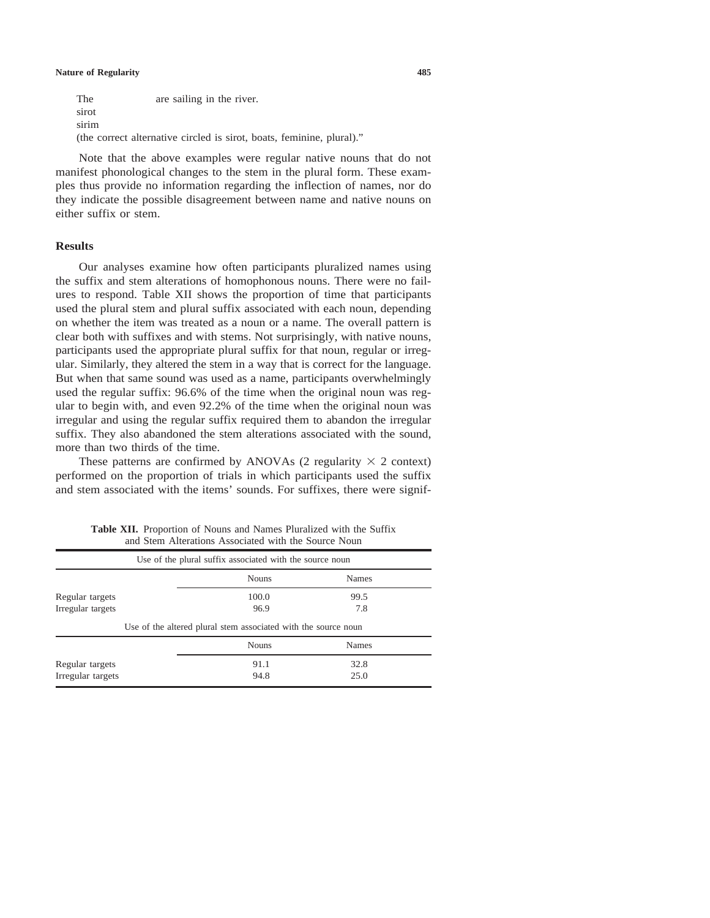The ____________ are sailing in the river.

sirot

sirim

(the correct alternative circled is sirot, boats, feminine, plural)."

Note that the above examples were regular native nouns that do not manifest phonological changes to the stem in the plural form. These examples thus provide no information regarding the inflection of names, nor do they indicate the possible disagreement between name and native nouns on either suffix or stem.

## Results

Our analyses examine how often participants pluralized names using the suffix and stem alterations of homophonous nouns. There were no failures to respond. Table XII shows the proportion of time that participants used the plural stem and plural suffix associated with each noun, depending on whether the item was treated as a noun or a name. The overall pattern is clear both with suffixes and with stems. Not surprisingly, with native nouns, participants used the appropriate plural suffix for that noun, regular or irregular. Similarly, they altered the stem in a way that is correct for the language. But when that same sound was used as a name, participants overwhelmingly used the regular suffix: 96.6% of the time when the original noun was regular to begin with, and even 92.2% of the time when the original noun was irregular and using the regular suffix required them to abandon the irregular suffix. They also abandoned the stem alterations associated with the sound, more than two thirds of the time.

These patterns are confirmed by ANOVAs (2 regularity $\times$ 2 context) performed on the proportion of trials in which participants used the suffix and stem associated with the items' sounds. For suffixes, there were signif-

**Table XII.** Proportion of Nouns and Names Pluralized with the Suffix and Stem Alterations Associated with the Source Noun

| Use of the plural suffix associated with the source noun | | |
|---|---|---|
| | Nouns | Names |
| Regular targets | 100.0 | 99.5 |
| Irregular targets | 96.9 | 7.8 |
| **Use of the altered plural stem associated with the source noun** | | |
| | Nouns | Names |
| Regular targets | 91.1 | 32.8 |
| Irregular targets | 94.8 | 25.0 |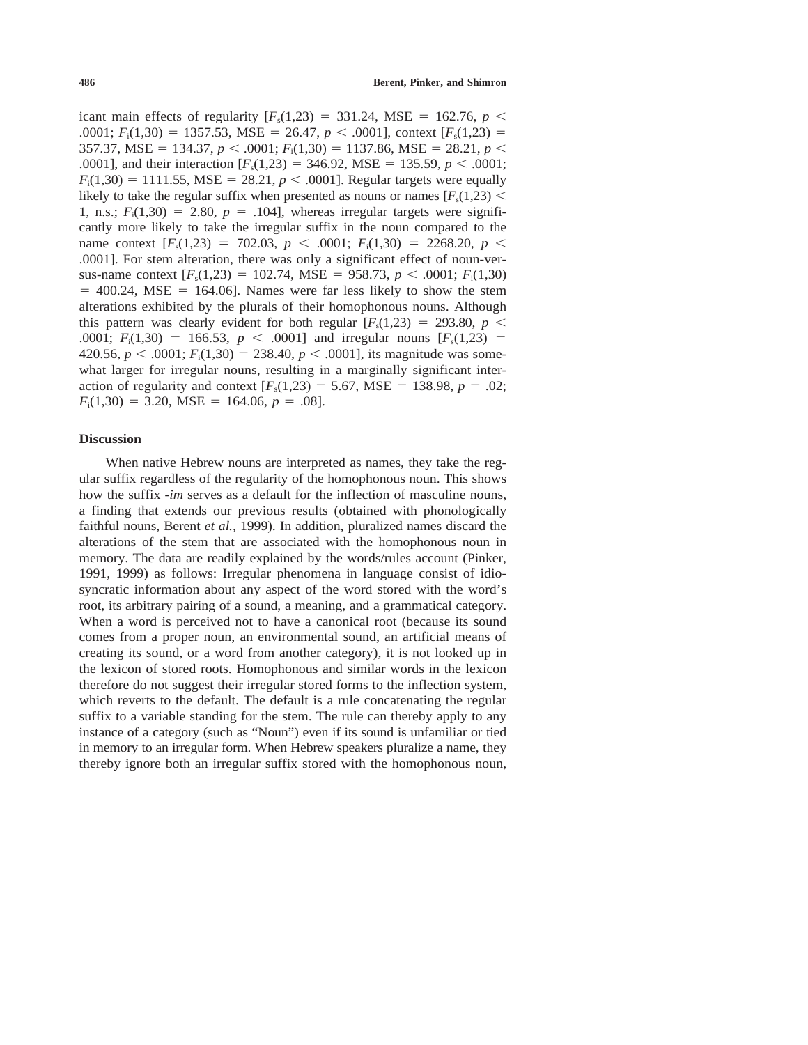icant main effects of regularity [$F_s(1,23) = 331.24$, MSE $= 162.76$, $p < .0001$; $F_i(1,30) = 1357.53$, MSE $= 26.47$, $p < .0001$], context [$F_s(1,23) = 357.37$, MSE $= 134.37$, $p < .0001$; $F_i(1,30) = 1137.86$, MSE $= 28.21$, $p < .0001$], and their interaction [$F_s(1,23) = 346.92$, MSE $= 135.59$, $p < .0001$; $F_i(1,30) = 1111.55$, MSE $= 28.21$, $p < .0001$]. Regular targets were equally likely to take the regular suffix when presented as nouns or names [$F_s(1,23) < 1$, n.s.; $F_i(1,30) = 2.80$, $p = .104$], whereas irregular targets were significantly more likely to take the irregular suffix in the noun compared to the name context [$F_s(1,23) = 702.03$, $p < .0001$; $F_i(1,30) = 2268.20$, $p < .0001$]. For stem alteration, there was only a significant effect of noun-versus-name context [$F_s(1,23) = 102.74$, MSE $= 958.73$, $p < .0001$; $F_i(1,30) = 400.24$, MSE $= 164.06$]. Names were far less likely to show the stem alterations exhibited by the plurals of their homophonous nouns. Although this pattern was clearly evident for both regular [$F_s(1,23) = 293.80$, $p < .0001$; $F_i(1,30) = 166.53$, $p < .0001$] and irregular nouns [$F_s(1,23) = 420.56$, $p < .0001$; $F_i(1,30) = 238.40$, $p < .0001$], its magnitude was somewhat larger for irregular nouns, resulting in a marginally significant interaction of regularity and context [$F_s(1,23) = 5.67$, MSE $= 138.98$, $p = .02$; $F_i(1,30) = 3.20$, MSE $= 164.06$, $p = .08$].

## Discussion

When native Hebrew nouns are interpreted as names, they take the regular suffix regardless of the regularity of the homophonous noun. This shows how the suffix *-im* serves as a default for the inflection of masculine nouns, a finding that extends our previous results (obtained with phonologically faithful nouns, Berent *et al.,* 1999). In addition, pluralized names discard the alterations of the stem that are associated with the homophonous noun in memory. The data are readily explained by the words/rules account (Pinker, 1991, 1999) as follows: Irregular phenomena in language consist of idiosyncratic information about any aspect of the word stored with the word's root, its arbitrary pairing of a sound, a meaning, and a grammatical category. When a word is perceived not to have a canonical root (because its sound comes from a proper noun, an environmental sound, an artificial means of creating its sound, or a word from another category), it is not looked up in the lexicon of stored roots. Homophonous and similar words in the lexicon therefore do not suggest their irregular stored forms to the inflection system, which reverts to the default. The default is a rule concatenating the regular suffix to a variable standing for the stem. The rule can thereby apply to any instance of a category (such as "Noun") even if its sound is unfamiliar or tied in memory to an irregular form. When Hebrew speakers pluralize a name, they thereby ignore both an irregular suffix stored with the homophonous noun,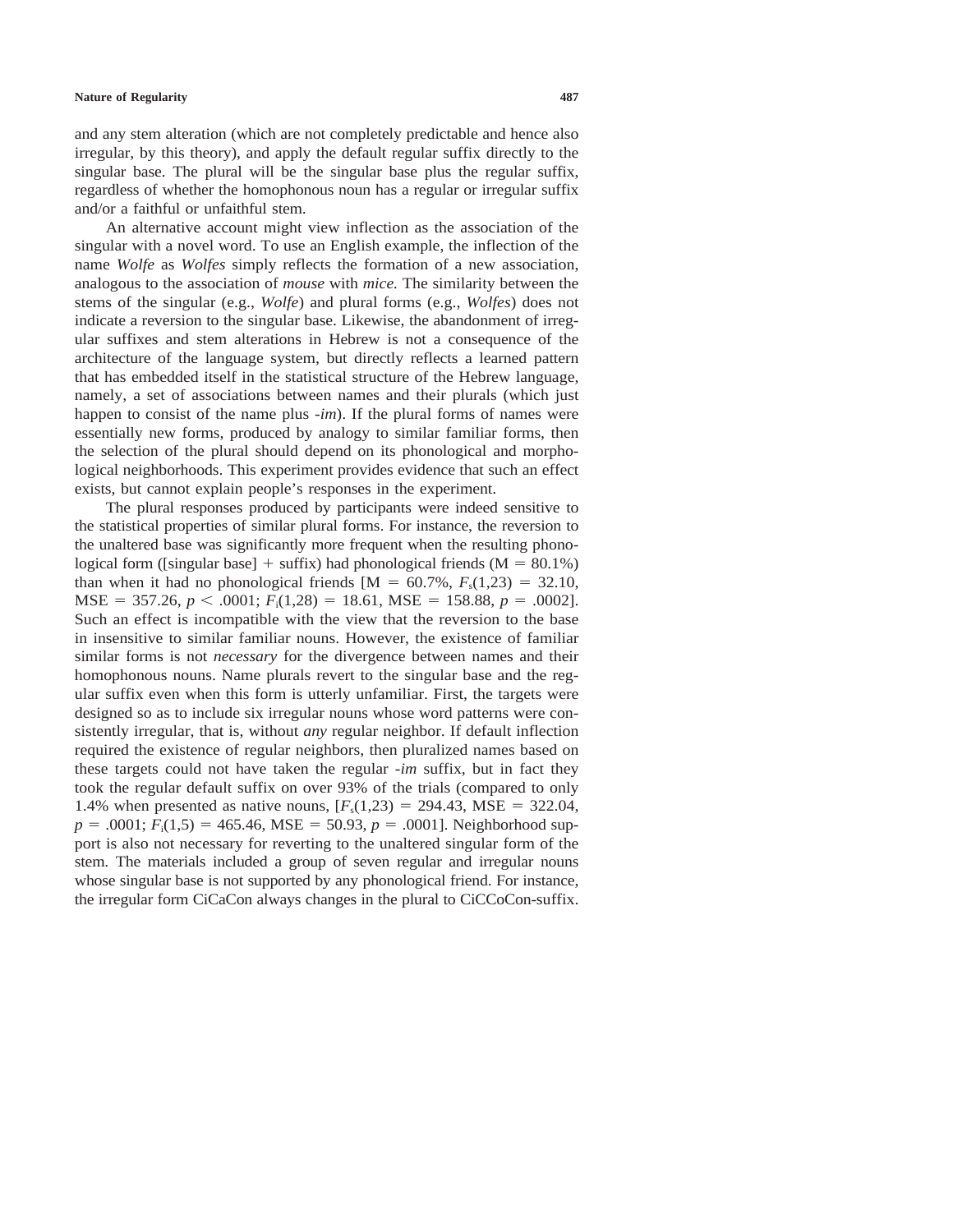and any stem alteration (which are not completely predictable and hence also irregular, by this theory), and apply the default regular suffix directly to the singular base. The plural will be the singular base plus the regular suffix, regardless of whether the homophonous noun has a regular or irregular suffix and/or a faithful or unfaithful stem.

An alternative account might view inflection as the association of the singular with a novel word. To use an English example, the inflection of the name *Wolfe* as *Wolfes* simply reflects the formation of a new association, analogous to the association of *mouse* with *mice.* The similarity between the stems of the singular (e.g., *Wolfe*) and plural forms (e.g., *Wolfes*) does not indicate a reversion to the singular base. Likewise, the abandonment of irregular suffixes and stem alterations in Hebrew is not a consequence of the architecture of the language system, but directly reflects a learned pattern that has embedded itself in the statistical structure of the Hebrew language, namely, a set of associations between names and their plurals (which just happen to consist of the name plus *-im*). If the plural forms of names were essentially new forms, produced by analogy to similar familiar forms, then the selection of the plural should depend on its phonological and morphological neighborhoods. This experiment provides evidence that such an effect exists, but cannot explain people's responses in the experiment.

The plural responses produced by participants were indeed sensitive to the statistical properties of similar plural forms. For instance, the reversion to the unaltered base was significantly more frequent when the resulting phonological form ([singular base] + suffix) had phonological friends (M = 80.1%) than when it had no phonological friends [M = 60.7%, $F_s(1,23) = 32.10$, MSE = 357.26, $p < .0001$; $F_i(1,28) = 18.61$, MSE = 158.88, $p = .0002$]. Such an effect is incompatible with the view that the reversion to the base in insensitive to similar familiar nouns. However, the existence of familiar similar forms is not *necessary* for the divergence between names and their homophonous nouns. Name plurals revert to the singular base and the regular suffix even when this form is utterly unfamiliar. First, the targets were designed so as to include six irregular nouns whose word patterns were consistently irregular, that is, without *any* regular neighbor. If default inflection required the existence of regular neighbors, then pluralized names based on these targets could not have taken the regular *-im* suffix, but in fact they took the regular default suffix on over 93% of the trials (compared to only 1.4% when presented as native nouns, [$F_s(1,23) = 294.43$, MSE = 322.04, $p = .0001$; $F_i(1,5) = 465.46$, MSE = 50.93, $p = .0001$]. Neighborhood support is also not necessary for reverting to the unaltered singular form of the stem. The materials included a group of seven regular and irregular nouns whose singular base is not supported by any phonological friend. For instance, the irregular form CiCaCon always changes in the plural to CiCCoCon-suffix.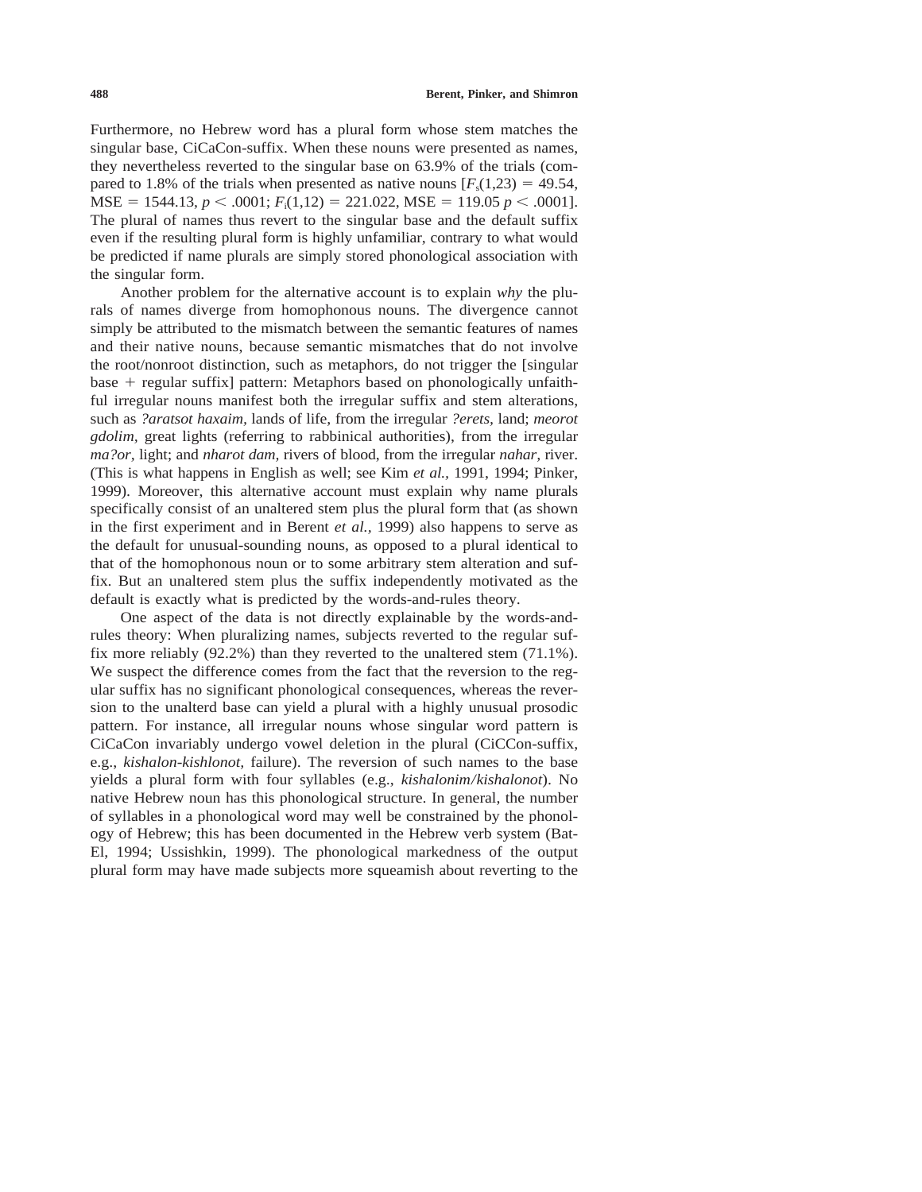Furthermore, no Hebrew word has a plural form whose stem matches the singular base, CiCaCon-suffix. When these nouns were presented as names, they nevertheless reverted to the singular base on 63.9% of the trials (compared to 1.8% of the trials when presented as native nouns [$F_s(1,23) = 49.54$, MSE = 1544.13, $p < .0001$; $F_i(1,12) = 221.022$, MSE = 119.05 $p < .0001$]. The plural of names thus revert to the singular base and the default suffix even if the resulting plural form is highly unfamiliar, contrary to what would be predicted if name plurals are simply stored phonological association with the singular form.

Another problem for the alternative account is to explain *why* the plurals of names diverge from homophonous nouns. The divergence cannot simply be attributed to the mismatch between the semantic features of names and their native nouns, because semantic mismatches that do not involve the root/nonroot distinction, such as metaphors, do not trigger the [singular base + regular suffix] pattern: Metaphors based on phonologically unfaithful irregular nouns manifest both the irregular suffix and stem alterations, such as *?aratsot haxaim,* lands of life, from the irregular *?erets,* land; *meorot gdolim,* great lights (referring to rabbinical authorities), from the irregular *ma?or,* light; and *nharot dam,* rivers of blood, from the irregular *nahar,* river. (This is what happens in English as well; see Kim *et al.,* 1991, 1994; Pinker, 1999). Moreover, this alternative account must explain why name plurals specifically consist of an unaltered stem plus the plural form that (as shown in the first experiment and in Berent *et al.,* 1999) also happens to serve as the default for unusual-sounding nouns, as opposed to a plural identical to that of the homophonous noun or to some arbitrary stem alteration and suffix. But an unaltered stem plus the suffix independently motivated as the default is exactly what is predicted by the words-and-rules theory.

One aspect of the data is not directly explainable by the words-and-rules theory: When pluralizing names, subjects reverted to the regular suffix more reliably (92.2%) than they reverted to the unaltered stem (71.1%). We suspect the difference comes from the fact that the reversion to the regular suffix has no significant phonological consequences, whereas the reversion to the unalterd base can yield a plural with a highly unusual prosodic pattern. For instance, all irregular nouns whose singular word pattern is CiCaCon invariably undergo vowel deletion in the plural (CiCCon-suffix, e.g., *kishalon-kishlonot,* failure). The reversion of such names to the base yields a plural form with four syllables (e.g., *kishalonim/kishalonot*). No native Hebrew noun has this phonological structure. In general, the number of syllables in a phonological word may well be constrained by the phonology of Hebrew; this has been documented in the Hebrew verb system (Bat-El, 1994; Ussishkin, 1999). The phonological markedness of the output plural form may have made subjects more squeamish about reverting to the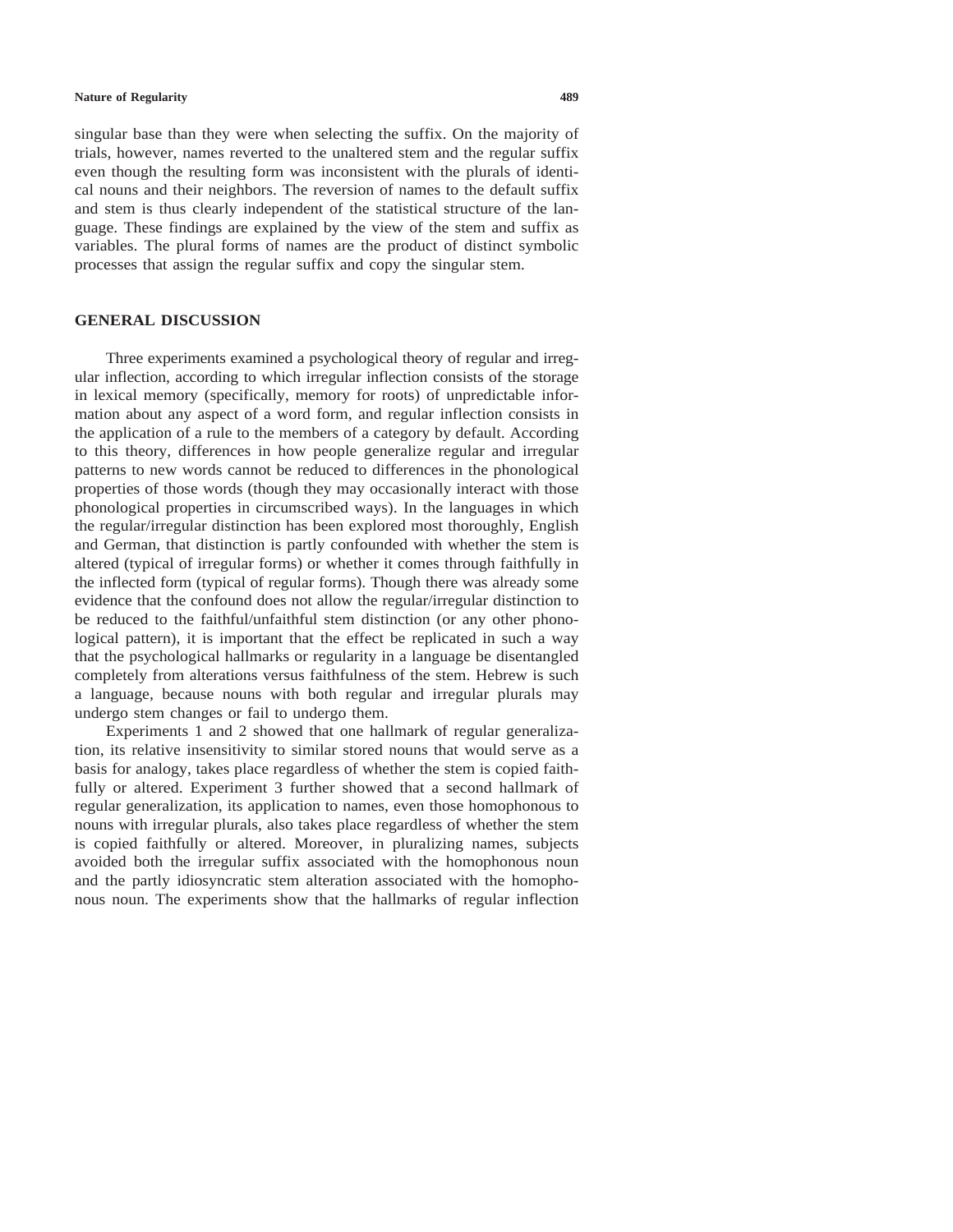singular base than they were when selecting the suffix. On the majority of trials, however, names reverted to the unaltered stem and the regular suffix even though the resulting form was inconsistent with the plurals of identical nouns and their neighbors. The reversion of names to the default suffix and stem is thus clearly independent of the statistical structure of the language. These findings are explained by the view of the stem and suffix as variables. The plural forms of names are the product of distinct symbolic processes that assign the regular suffix and copy the singular stem.

## GENERAL DISCUSSION

Three experiments examined a psychological theory of regular and irregular inflection, according to which irregular inflection consists of the storage in lexical memory (specifically, memory for roots) of unpredictable information about any aspect of a word form, and regular inflection consists in the application of a rule to the members of a category by default. According to this theory, differences in how people generalize regular and irregular patterns to new words cannot be reduced to differences in the phonological properties of those words (though they may occasionally interact with those phonological properties in circumscribed ways). In the languages in which the regular/irregular distinction has been explored most thoroughly, English and German, that distinction is partly confounded with whether the stem is altered (typical of irregular forms) or whether it comes through faithfully in the inflected form (typical of regular forms). Though there was already some evidence that the confound does not allow the regular/irregular distinction to be reduced to the faithful/unfaithful stem distinction (or any other phonological pattern), it is important that the effect be replicated in such a way that the psychological hallmarks or regularity in a language be disentangled completely from alterations versus faithfulness of the stem. Hebrew is such a language, because nouns with both regular and irregular plurals may undergo stem changes or fail to undergo them.

Experiments 1 and 2 showed that one hallmark of regular generalization, its relative insensitivity to similar stored nouns that would serve as a basis for analogy, takes place regardless of whether the stem is copied faithfully or altered. Experiment 3 further showed that a second hallmark of regular generalization, its application to names, even those homophonous to nouns with irregular plurals, also takes place regardless of whether the stem is copied faithfully or altered. Moreover, in pluralizing names, subjects avoided both the irregular suffix associated with the homophonous noun and the partly idiosyncratic stem alteration associated with the homophonous noun. The experiments show that the hallmarks of regular inflection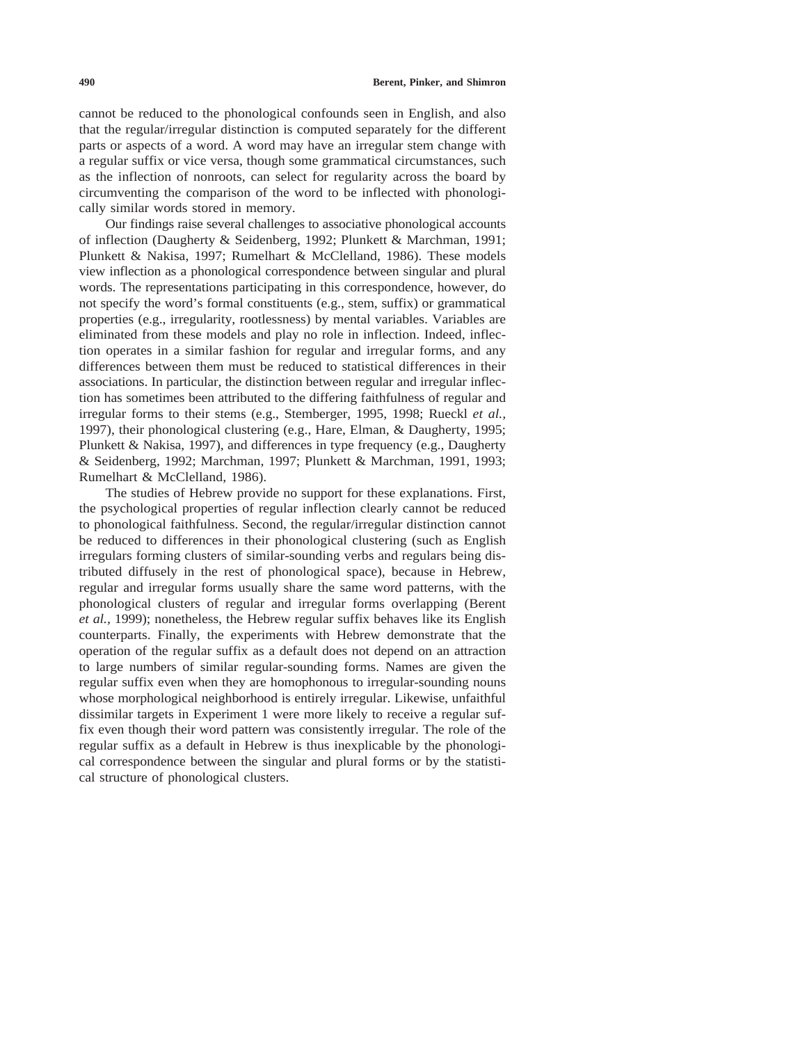cannot be reduced to the phonological confounds seen in English, and also that the regular/irregular distinction is computed separately for the different parts or aspects of a word. A word may have an irregular stem change with a regular suffix or vice versa, though some grammatical circumstances, such as the inflection of nonroots, can select for regularity across the board by circumventing the comparison of the word to be inflected with phonologically similar words stored in memory.

Our findings raise several challenges to associative phonological accounts of inflection (Daugherty & Seidenberg, 1992; Plunkett & Marchman, 1991; Plunkett & Nakisa, 1997; Rumelhart & McClelland, 1986). These models view inflection as a phonological correspondence between singular and plural words. The representations participating in this correspondence, however, do not specify the word's formal constituents (e.g., stem, suffix) or grammatical properties (e.g., irregularity, rootlessness) by mental variables. Variables are eliminated from these models and play no role in inflection. Indeed, inflection operates in a similar fashion for regular and irregular forms, and any differences between them must be reduced to statistical differences in their associations. In particular, the distinction between regular and irregular inflection has sometimes been attributed to the differing faithfulness of regular and irregular forms to their stems (e.g., Stemberger, 1995, 1998; Rueckl *et al.*, 1997), their phonological clustering (e.g., Hare, Elman, & Daugherty, 1995; Plunkett & Nakisa, 1997), and differences in type frequency (e.g., Daugherty & Seidenberg, 1992; Marchman, 1997; Plunkett & Marchman, 1991, 1993; Rumelhart & McClelland, 1986).

The studies of Hebrew provide no support for these explanations. First, the psychological properties of regular inflection clearly cannot be reduced to phonological faithfulness. Second, the regular/irregular distinction cannot be reduced to differences in their phonological clustering (such as English irregulars forming clusters of similar-sounding verbs and regulars being distributed diffusely in the rest of phonological space), because in Hebrew, regular and irregular forms usually share the same word patterns, with the phonological clusters of regular and irregular forms overlapping (Berent *et al.*, 1999); nonetheless, the Hebrew regular suffix behaves like its English counterparts. Finally, the experiments with Hebrew demonstrate that the operation of the regular suffix as a default does not depend on an attraction to large numbers of similar regular-sounding forms. Names are given the regular suffix even when they are homophonous to irregular-sounding nouns whose morphological neighborhood is entirely irregular. Likewise, unfaithful dissimilar targets in Experiment 1 were more likely to receive a regular suffix even though their word pattern was consistently irregular. The role of the regular suffix as a default in Hebrew is thus inexplicable by the phonological correspondence between the singular and plural forms or by the statistical structure of phonological clusters.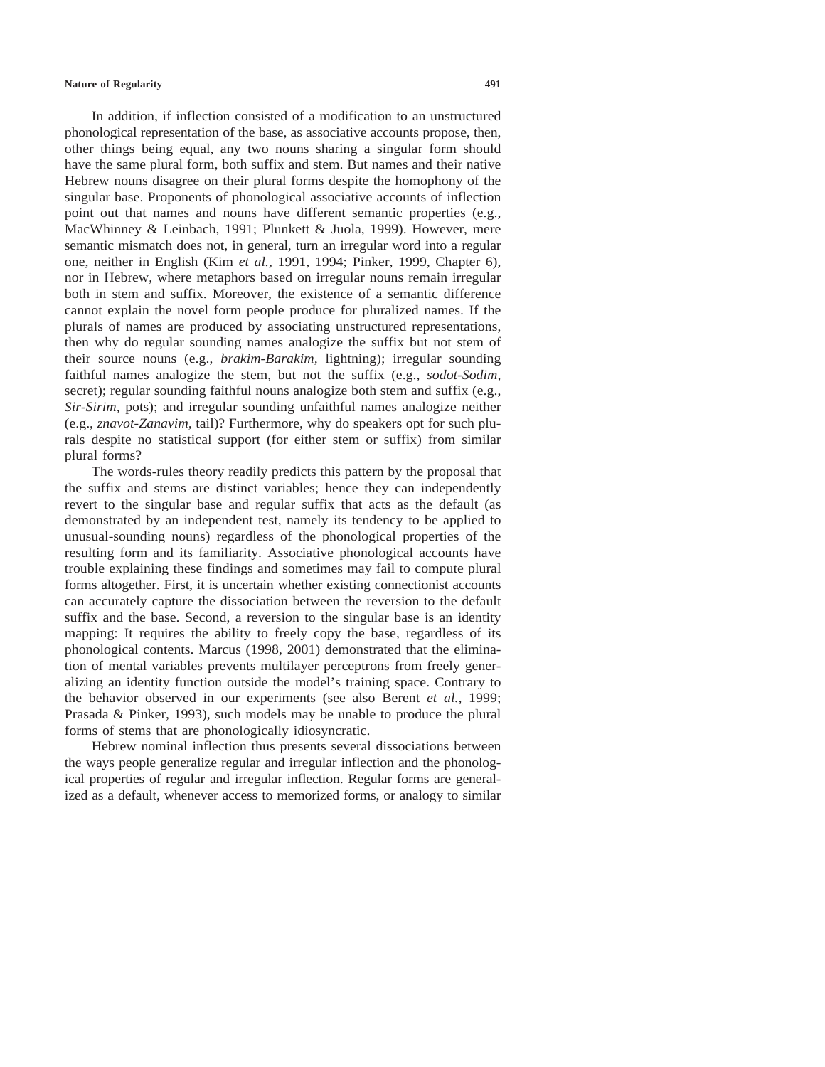In addition, if inflection consisted of a modification to an unstructured phonological representation of the base, as associative accounts propose, then, other things being equal, any two nouns sharing a singular form should have the same plural form, both suffix and stem. But names and their native Hebrew nouns disagree on their plural forms despite the homophony of the singular base. Proponents of phonological associative accounts of inflection point out that names and nouns have different semantic properties (e.g., MacWhinney & Leinbach, 1991; Plunkett & Juola, 1999). However, mere semantic mismatch does not, in general, turn an irregular word into a regular one, neither in English (Kim *et al.,* 1991, 1994; Pinker, 1999, Chapter 6), nor in Hebrew, where metaphors based on irregular nouns remain irregular both in stem and suffix. Moreover, the existence of a semantic difference cannot explain the novel form people produce for pluralized names. If the plurals of names are produced by associating unstructured representations, then why do regular sounding names analogize the suffix but not stem of their source nouns (e.g., *brakim-Barakim,* lightning); irregular sounding faithful names analogize the stem, but not the suffix (e.g., *sodot-Sodim,* secret); regular sounding faithful nouns analogize both stem and suffix (e.g., *Sir-Sirim,* pots); and irregular sounding unfaithful names analogize neither (e.g., *znavot-Zanavim,* tail)? Furthermore, why do speakers opt for such plurals despite no statistical support (for either stem or suffix) from similar plural forms?

The words-rules theory readily predicts this pattern by the proposal that the suffix and stems are distinct variables; hence they can independently revert to the singular base and regular suffix that acts as the default (as demonstrated by an independent test, namely its tendency to be applied to unusual-sounding nouns) regardless of the phonological properties of the resulting form and its familiarity. Associative phonological accounts have trouble explaining these findings and sometimes may fail to compute plural forms altogether. First, it is uncertain whether existing connectionist accounts can accurately capture the dissociation between the reversion to the default suffix and the base. Second, a reversion to the singular base is an identity mapping: It requires the ability to freely copy the base, regardless of its phonological contents. Marcus (1998, 2001) demonstrated that the elimination of mental variables prevents multilayer perceptrons from freely generalizing an identity function outside the model's training space. Contrary to the behavior observed in our experiments (see also Berent *et al.,* 1999; Prasada & Pinker, 1993), such models may be unable to produce the plural forms of stems that are phonologically idiosyncratic.

Hebrew nominal inflection thus presents several dissociations between the ways people generalize regular and irregular inflection and the phonological properties of regular and irregular inflection. Regular forms are generalized as a default, whenever access to memorized forms, or analogy to similar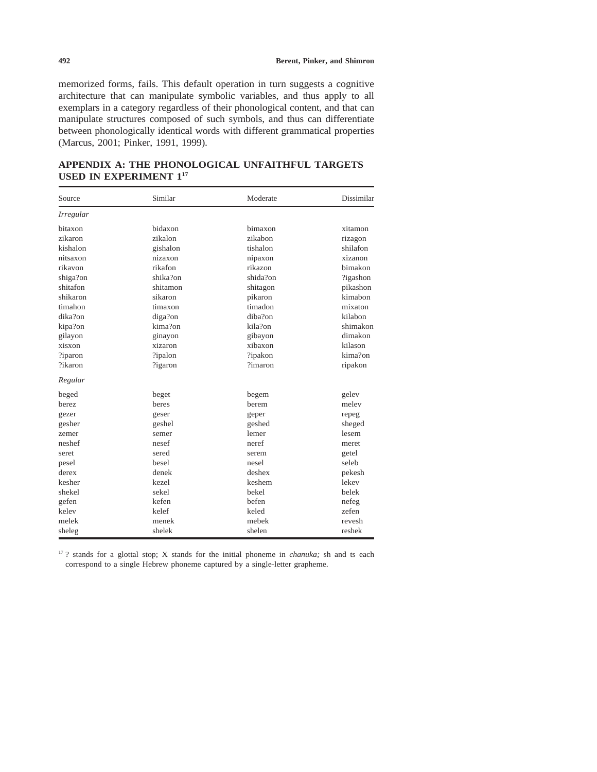memorized forms, fails. This default operation in turn suggests a cognitive architecture that can manipulate symbolic variables, and thus apply to all exemplars in a category regardless of their phonological content, and that can manipulate structures composed of such symbols, and thus can differentiate between phonologically identical words with different grammatical properties (Marcus, 2001; Pinker, 1991, 1999).

## APPENDIX A: THE PHONOLOGICAL UNFAITHFUL TARGETS USED IN EXPERIMENT 1[17]

| Source | Similar | Moderate | Dissimilar |
|---|---|---|---|
| *Irregular* | | | |
| bitaxon | bidaxon | bimaxon | xitamon |
| zikaron | zikalon | zikabon | rizagon |
| kishalon | gishalon | tishalon | shilafon |
| nitsaxon | nizaxon | nipaxon | xizanon |
| rikavon | rikafon | rikazon | bimakon |
| shiga?on | shika?on | shida?on | ?igashon |
| shitafon | shitamon | shitagon | pikashon |
| shikaron | sikaron | pikaron | kimabon |
| timahon | timaxon | timadon | mixaton |
| dika?on | diga?on | diba?on | kilabon |
| kipa?on | kima?on | kila?on | shimakon |
| gilayon | ginayon | gibayon | dimakon |
| xisxon | xizaron | xibaxon | kilason |
| ?iparon | ?ipalon | ?ipakon | kima?on |
| ?ikaron | ?igaron | ?imaron | ripakon |
| *Regular* | | | |
| beged | beget | begem | gelev |
| berez | beres | berem | melev |
| gezer | geser | geper | repeg |
| gesher | geshel | geshed | sheged |
| zemer | semer | lemer | lesem |
| neshef | nesef | neref | meret |
| seret | sered | serem | getel |
| pesel | besel | nesel | seleb |
| derex | denek | deshex | pekesh |
| kesher | kezel | keshem | lekev |
| shekel | sekel | bekel | belek |
| gefen | kefen | befen | nefeg |
| kelev | kelef | keled | zefen |
| melek | menek | mebek | revesh |
| sheleg | shelek | shelen | reshek |

[17] ? stands for a glottal stop; X stands for the initial phoneme in *chanuka;* sh and ts each correspond to a single Hebrew phoneme captured by a single-letter grapheme.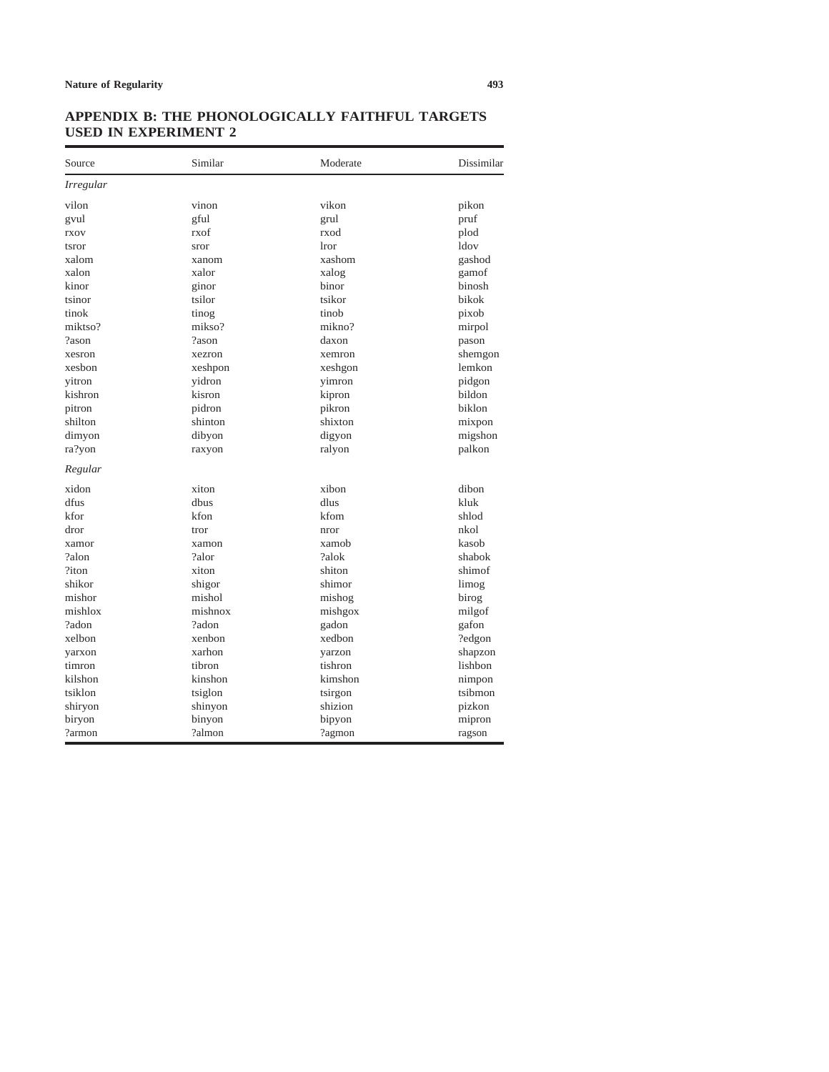## APPENDIX B: THE PHONOLOGICALLY FAITHFUL TARGETS USED IN EXPERIMENT 2

| Source | Similar | Moderate | Dissimilar |
|---|---|---|---|
| *Irregular* | | | |
| vilon | vinon | vikon | pikon |
| gvul | gful | grul | pruf |
| rxov | rxof | rxod | plod |
| tsror | sror | lror | ldov |
| xalom | xanom | xashom | gashod |
| xalon | xalor | xalog | gamof |
| kinor | ginor | binor | binosh |
| tsinor | tsilor | tsikor | bikok |
| tinok | tinog | tinob | pixob |
| miktso? | mikso? | mikno? | mirpol |
| ?ason | ?ason | daxon | pason |
| xesron | xezron | xemron | shemgon |
| xesbon | xeshpon | xeshgon | lemkon |
| yitron | yidron | yimron | pidgon |
| kishron | kisron | kipron | bildon |
| pitron | pidron | pikron | biklon |
| shilton | shinton | shixton | mixpon |
| dimyon | dibyon | digyon | migshon |
| ra?yon | raxyon | ralyon | palkon |
| *Regular* | | | |
| xidon | xiton | xibon | dibon |
| dfus | dbus | dlus | kluk |
| kfor | kfon | kfom | shlod |
| dror | tror | nror | nkol |
| xamor | xamon | xamob | kasob |
| ?alon | ?alor | ?alok | shabok |
| ?iton | xiton | shiton | shimof |
| shikor | shigor | shimor | limog |
| mishor | mishol | mishog | birog |
| mishlox | mishnox | mishgox | milgof |
| ?adon | ?adon | gadon | gafon |
| xelbon | xenbon | xedbon | ?edgon |
| yarxon | xarhon | yarzon | shapzon |
| timron | tibron | tishron | lishbon |
| kilshon | kinshon | kimshon | nimpon |
| tsiklon | tsiglon | tsirgon | tsibmon |
| shiryon | shinyon | shizion | pizkon |
| biryon | binyon | bipyon | mipron |
| ?armon | ?almon | ?agmon | ragson |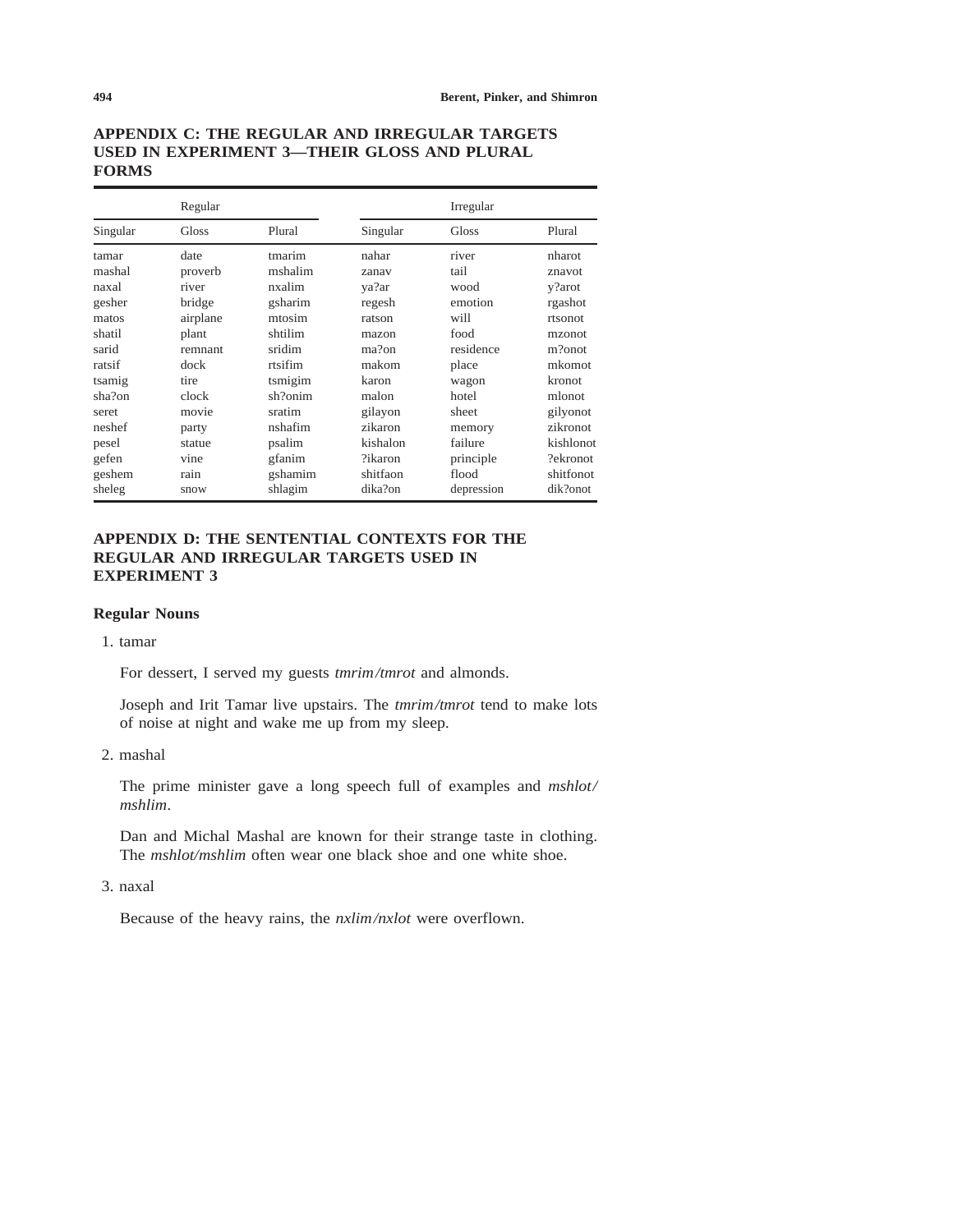## APPENDIX C: THE REGULAR AND IRREGULAR TARGETS USED IN EXPERIMENT 3—THEIR GLOSS AND PLURAL FORMS

| Regular | | | Irregular | | |
|---|---|---|---|---|---|
| Singular | Gloss | Plural | Singular | Gloss | Plural |
| tamar | date | tmarim | nahar | river | nharot |
| mashal | proverb | mshalim | zanav | tail | znavot |
| naxal | river | nxalim | ya?ar | wood | y?arot |
| gesher | bridge | gsharim | regesh | emotion | rgashot |
| matos | airplane | mtosim | ratson | will | rtsonot |
| shatil | plant | shtilim | mazon | food | mzonot |
| sarid | remnant | sridim | ma?on | residence | m?onot |
| ratsif | dock | rtsifim | makom | place | mkomot |
| tsamig | tire | tsmigim | karon | wagon | kronot |
| sha?on | clock | sh?onim | malon | hotel | mlonot |
| seret | movie | sratim | gilayon | sheet | gilyonot |
| neshef | party | nshafim | zikaron | memory | zikronot |
| pesel | statue | psalim | kishalon | failure | kishlonot |
| gefen | vine | gfanim | ?ikaron | principle | ?ekronot |
| geshem | rain | gshamim | shitfaon | flood | shitfonot |
| sheleg | snow | shlagim | dika?on | depression | dik?onot |

## APPENDIX D: THE SENTENTIAL CONTEXTS FOR THE REGULAR AND IRREGULAR TARGETS USED IN EXPERIMENT 3

### Regular Nouns

1. tamar

   For dessert, I served my guests *tmrim/tmrot* and almonds.

   Joseph and Irit Tamar live upstairs. The *tmrim/tmrot* tend to make lots of noise at night and wake me up from my sleep.

2. mashal

   The prime minister gave a long speech full of examples and *mshlot/mshlim*.

   Dan and Michal Mashal are known for their strange taste in clothing. The *mshlot/mshlim* often wear one black shoe and one white shoe.

3. naxal

   Because of the heavy rains, the *nxlim/nxlot* were overflown.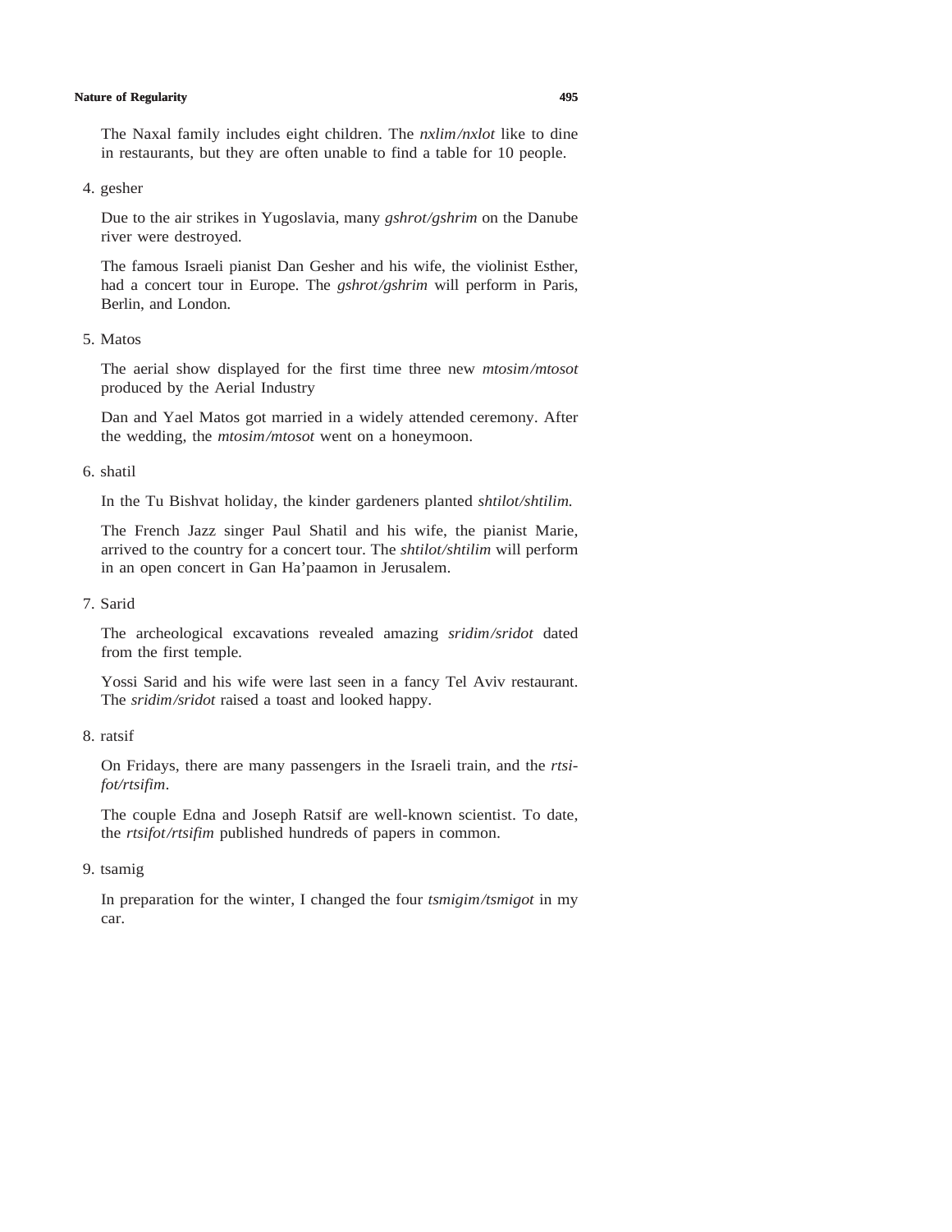The Naxal family includes eight children. The *nxlim/nxlot* like to dine in restaurants, but they are often unable to find a table for 10 people.

4. gesher

   Due to the air strikes in Yugoslavia, many *gshrot/gshrim* on the Danube river were destroyed.

   The famous Israeli pianist Dan Gesher and his wife, the violinist Esther, had a concert tour in Europe. The *gshrot/gshrim* will perform in Paris, Berlin, and London.

5. Matos

   The aerial show displayed for the first time three new *mtosim/mtosot* produced by the Aerial Industry

   Dan and Yael Matos got married in a widely attended ceremony. After the wedding, the *mtosim/mtosot* went on a honeymoon.

6. shatil

   In the Tu Bishvat holiday, the kinder gardeners planted *shtilot/shtilim.*

   The French Jazz singer Paul Shatil and his wife, the pianist Marie, arrived to the country for a concert tour. The *shtilot/shtilim* will perform in an open concert in Gan Ha'paamon in Jerusalem.

7. Sarid

   The archeological excavations revealed amazing *sridim/sridot* dated from the first temple.

   Yossi Sarid and his wife were last seen in a fancy Tel Aviv restaurant. The *sridim/sridot* raised a toast and looked happy.

8. ratsif

   On Fridays, there are many passengers in the Israeli train, and the *rtsifot/rtsifim*.

   The couple Edna and Joseph Ratsif are well-known scientist. To date, the *rtsifot/rtsifim* published hundreds of papers in common.

9. tsamig

   In preparation for the winter, I changed the four *tsmigim/tsmigot* in my car.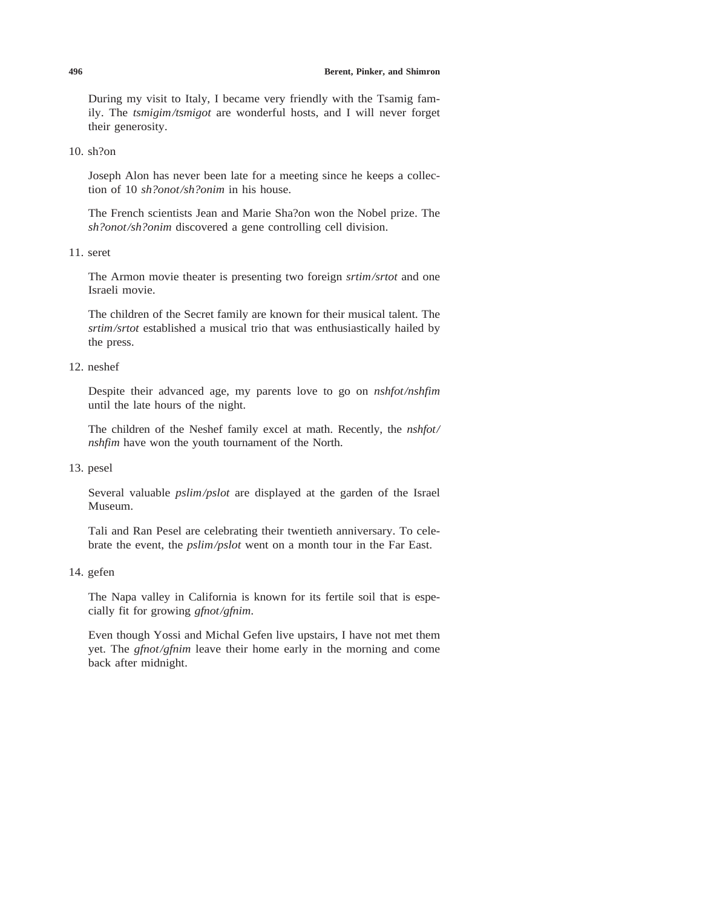During my visit to Italy, I became very friendly with the Tsamig family. The *tsmigim/tsmigot* are wonderful hosts, and I will never forget their generosity.

10. sh?on

    Joseph Alon has never been late for a meeting since he keeps a collection of 10 *sh?onot/sh?onim* in his house.

    The French scientists Jean and Marie Sha?on won the Nobel prize. The *sh?onot/sh?onim* discovered a gene controlling cell division.

11. seret

    The Armon movie theater is presenting two foreign *srtim/srtot* and one Israeli movie.

    The children of the Secret family are known for their musical talent. The *srtim/srtot* established a musical trio that was enthusiastically hailed by the press.

12. neshef

    Despite their advanced age, my parents love to go on *nshfot/nshfim* until the late hours of the night.

    The children of the Neshef family excel at math. Recently, the *nshfot/nshfim* have won the youth tournament of the North.

13. pesel

    Several valuable *pslim/pslot* are displayed at the garden of the Israel Museum.

    Tali and Ran Pesel are celebrating their twentieth anniversary. To celebrate the event, the *pslim/pslot* went on a month tour in the Far East.

14. gefen

    The Napa valley in California is known for its fertile soil that is especially fit for growing *gfnot/gfnim*.

    Even though Yossi and Michal Gefen live upstairs, I have not met them yet. The *gfnot/gfnim* leave their home early in the morning and come back after midnight.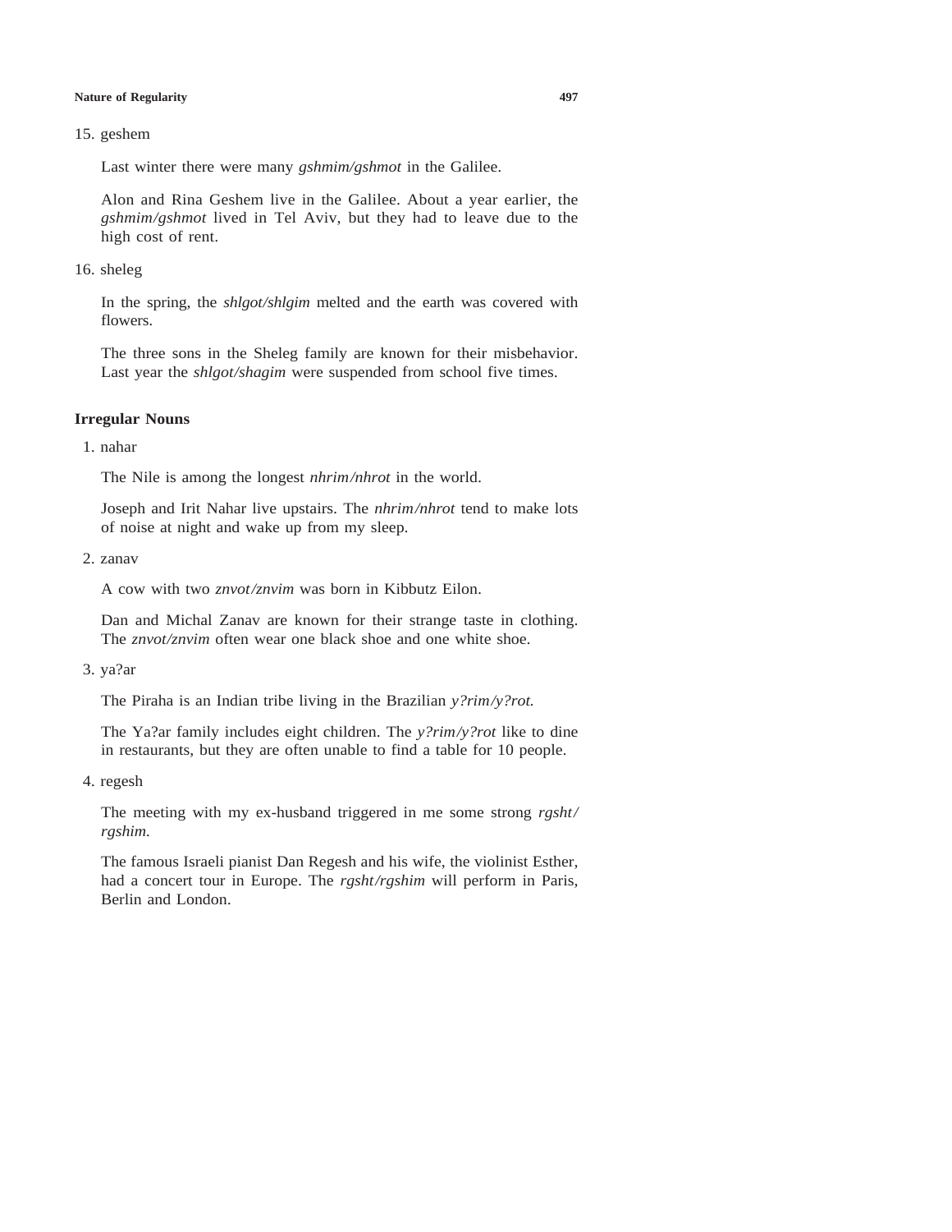15. geshem

    Last winter there were many *gshmim/gshmot* in the Galilee.

    Alon and Rina Geshem live in the Galilee. About a year earlier, the *gshmim/gshmot* lived in Tel Aviv, but they had to leave due to the high cost of rent.

16. sheleg

    In the spring, the *shlgot/shlgim* melted and the earth was covered with flowers.

    The three sons in the Sheleg family are known for their misbehavior. Last year the *shlgot/shagim* were suspended from school five times.

**Irregular Nouns**

1. nahar

   The Nile is among the longest *nhrim/nhrot* in the world.

   Joseph and Irit Nahar live upstairs. The *nhrim/nhrot* tend to make lots of noise at night and wake up from my sleep.

2. zanav

   A cow with two *znvot/znvim* was born in Kibbutz Eilon.

   Dan and Michal Zanav are known for their strange taste in clothing. The *znvot/znvim* often wear one black shoe and one white shoe.

3. ya?ar

   The Piraha is an Indian tribe living in the Brazilian *y?rim/y?rot.*

   The Ya?ar family includes eight children. The *y?rim/y?rot* like to dine in restaurants, but they are often unable to find a table for 10 people.

4. regesh

   The meeting with my ex-husband triggered in me some strong *rgsht/rgshim.*

   The famous Israeli pianist Dan Regesh and his wife, the violinist Esther, had a concert tour in Europe. The *rgsht/rgshim* will perform in Paris, Berlin and London.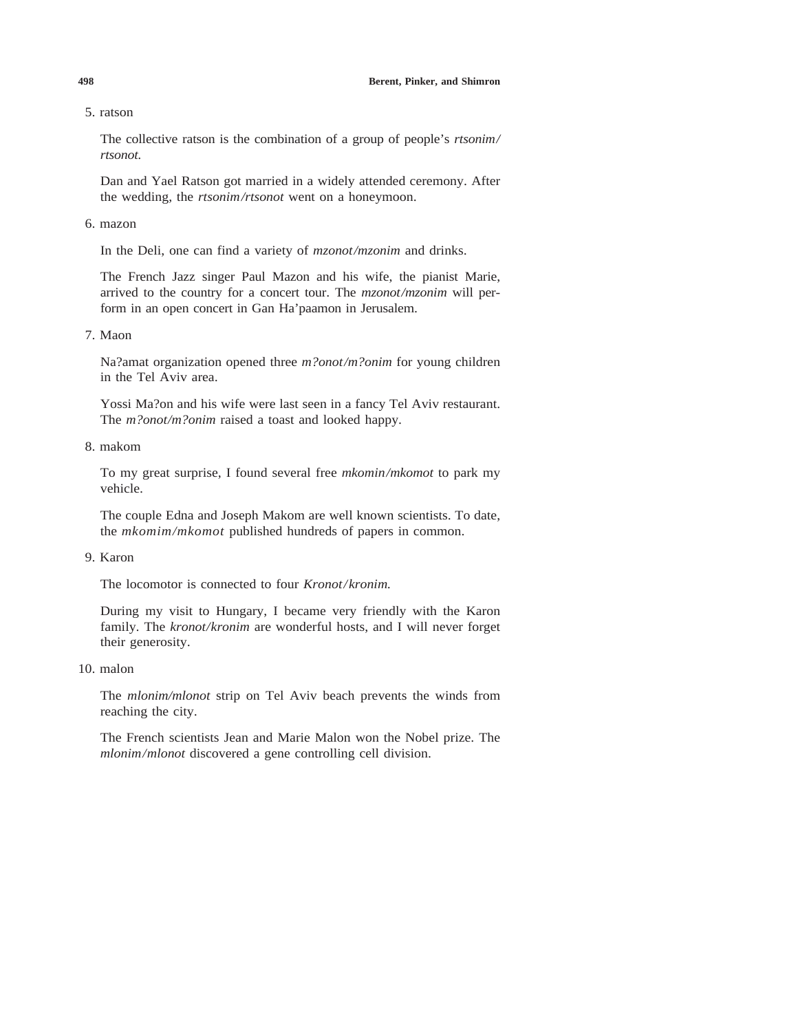5. ratson

   The collective ratson is the combination of a group of people's *rtsonim/rtsonot.*

   Dan and Yael Ratson got married in a widely attended ceremony. After the wedding, the *rtsonim/rtsonot* went on a honeymoon.

6. mazon

   In the Deli, one can find a variety of *mzonot/mzonim* and drinks.

   The French Jazz singer Paul Mazon and his wife, the pianist Marie, arrived to the country for a concert tour. The *mzonot/mzonim* will perform in an open concert in Gan Ha'paamon in Jerusalem.

7. Maon

   Na?amat organization opened three *m?onot/m?onim* for young children in the Tel Aviv area.

   Yossi Ma?on and his wife were last seen in a fancy Tel Aviv restaurant. The *m?onot/m?onim* raised a toast and looked happy.

8. makom

   To my great surprise, I found several free *mkomin/mkomot* to park my vehicle.

   The couple Edna and Joseph Makom are well known scientists. To date, the *mkomim/mkomot* published hundreds of papers in common.

9. Karon

   The locomotor is connected to four *Kronot/kronim.*

   During my visit to Hungary, I became very friendly with the Karon family. The *kronot/kronim* are wonderful hosts, and I will never forget their generosity.

10. malon

    The *mlonim/mlonot* strip on Tel Aviv beach prevents the winds from reaching the city.

    The French scientists Jean and Marie Malon won the Nobel prize. The *mlonim/mlonot* discovered a gene controlling cell division.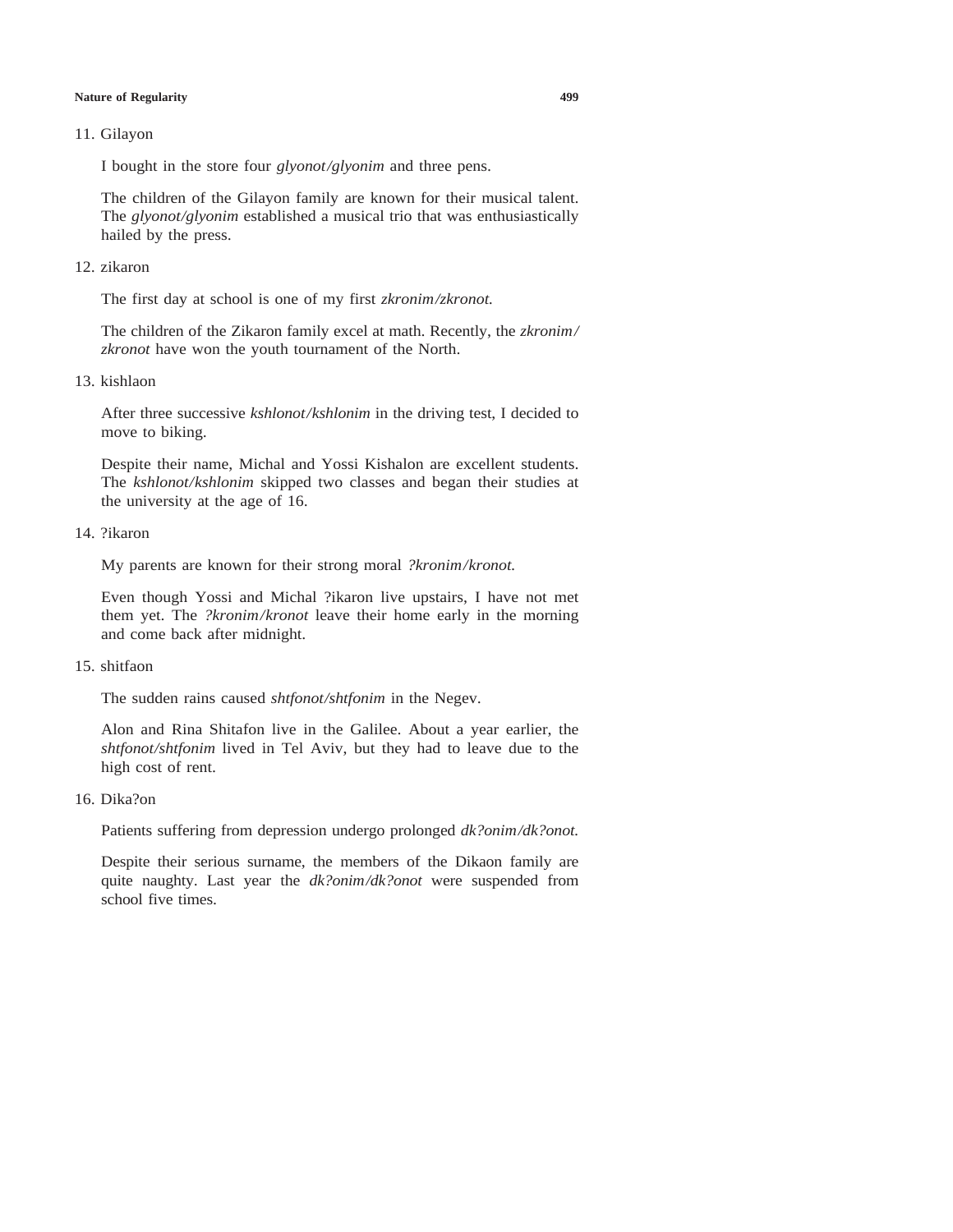11. Gilayon

    I bought in the store four *glyonot/glyonim* and three pens.

    The children of the Gilayon family are known for their musical talent. The *glyonot/glyonim* established a musical trio that was enthusiastically hailed by the press.

12. zikaron

    The first day at school is one of my first *zkronim/zkronot.*

    The children of the Zikaron family excel at math. Recently, the *zkronim/zkronot* have won the youth tournament of the North.

13. kishlaon

    After three successive *kshlonot/kshlonim* in the driving test, I decided to move to biking.

    Despite their name, Michal and Yossi Kishalon are excellent students. The *kshlonot/kshlonim* skipped two classes and began their studies at the university at the age of 16.

14. ?ikaron

    My parents are known for their strong moral *?kronim/kronot.*

    Even though Yossi and Michal ?ikaron live upstairs, I have not met them yet. The *?kronim/kronot* leave their home early in the morning and come back after midnight.

15. shitfaon

    The sudden rains caused *shtfonot/shtfonim* in the Negev.

    Alon and Rina Shitafon live in the Galilee. About a year earlier, the *shtfonot/shtfonim* lived in Tel Aviv, but they had to leave due to the high cost of rent.

16. Dika?on

    Patients suffering from depression undergo prolonged *dk?onim/dk?onot.*

    Despite their serious surname, the members of the Dikaon family are quite naughty. Last year the *dk?onim/dk?onot* were suspended from school five times.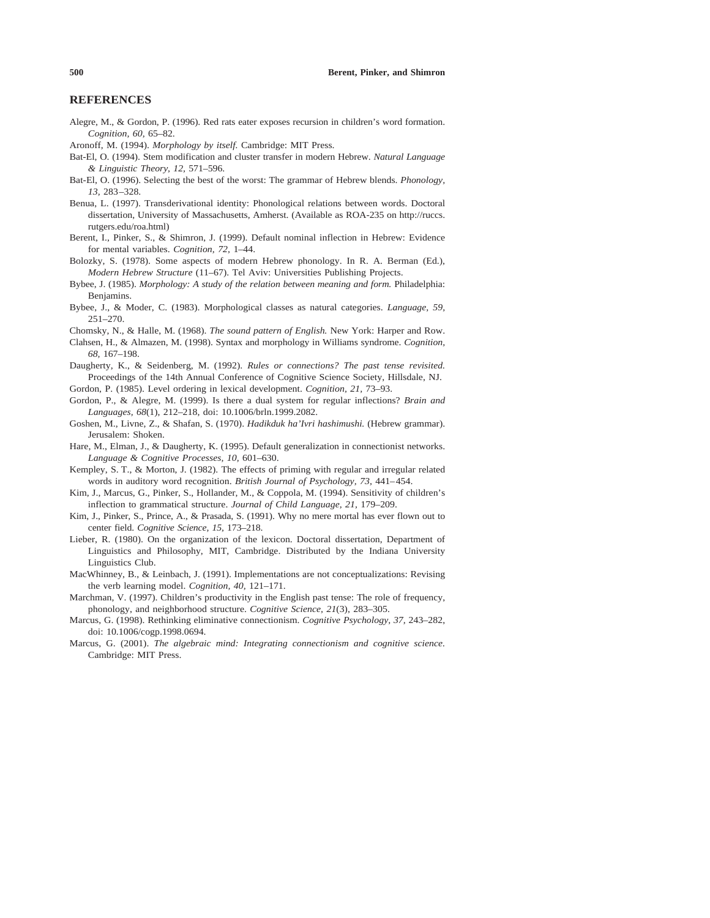## REFERENCES

Alegre, M., & Gordon, P. (1996). Red rats eater exposes recursion in children's word formation. *Cognition, 60,* 65–82.

Aronoff, M. (1994). *Morphology by itself.* Cambridge: MIT Press.

Bat-El, O. (1994). Stem modification and cluster transfer in modern Hebrew. *Natural Language & Linguistic Theory, 12,* 571–596.

Bat-El, O. (1996). Selecting the best of the worst: The grammar of Hebrew blends. *Phonology, 13,* 283–328.

Benua, L. (1997). Transderivational identity: Phonological relations between words. Doctoral dissertation, University of Massachusetts, Amherst. (Available as ROA-235 on http://ruccs.rutgers.edu/roa.html)

Berent, I., Pinker, S., & Shimron, J. (1999). Default nominal inflection in Hebrew: Evidence for mental variables. *Cognition, 72,* 1–44.

Bolozky, S. (1978). Some aspects of modern Hebrew phonology. In R. A. Berman (Ed.), *Modern Hebrew Structure* (11–67). Tel Aviv: Universities Publishing Projects.

Bybee, J. (1985). *Morphology: A study of the relation between meaning and form.* Philadelphia: Benjamins.

Bybee, J., & Moder, C. (1983). Morphological classes as natural categories. *Language, 59,* 251–270.

Chomsky, N., & Halle, M. (1968). *The sound pattern of English.* New York: Harper and Row.

Clahsen, H., & Almazen, M. (1998). Syntax and morphology in Williams syndrome. *Cognition, 68,* 167–198.

Daugherty, K., & Seidenberg, M. (1992). *Rules or connections? The past tense revisited.* Proceedings of the 14th Annual Conference of Cognitive Science Society, Hillsdale, NJ.

Gordon, P. (1985). Level ordering in lexical development. *Cognition, 21,* 73–93.

Gordon, P., & Alegre, M. (1999). Is there a dual system for regular inflections? *Brain and Languages, 68*(1), 212–218, doi: 10.1006/brln.1999.2082.

Goshen, M., Livne, Z., & Shafan, S. (1970). *Hadikduk ha'Ivri hashimushi.* (Hebrew grammar). Jerusalem: Shoken.

Hare, M., Elman, J., & Daugherty, K. (1995). Default generalization in connectionist networks. *Language & Cognitive Processes, 10,* 601–630.

Kempley, S. T., & Morton, J. (1982). The effects of priming with regular and irregular related words in auditory word recognition. *British Journal of Psychology, 73,* 441–454.

Kim, J., Marcus, G., Pinker, S., Hollander, M., & Coppola, M. (1994). Sensitivity of children's inflection to grammatical structure. *Journal of Child Language, 21,* 179–209.

Kim, J., Pinker, S., Prince, A., & Prasada, S. (1991). Why no mere mortal has ever flown out to center field. *Cognitive Science, 15,* 173–218.

Lieber, R. (1980). On the organization of the lexicon. Doctoral dissertation, Department of Linguistics and Philosophy, MIT, Cambridge. Distributed by the Indiana University Linguistics Club.

MacWhinney, B., & Leinbach, J. (1991). Implementations are not conceptualizations: Revising the verb learning model. *Cognition, 40,* 121–171.

Marchman, V. (1997). Children's productivity in the English past tense: The role of frequency, phonology, and neighborhood structure. *Cognitive Science, 21*(3), 283–305.

Marcus, G. (1998). Rethinking eliminative connectionism. *Cognitive Psychology, 37,* 243–282, doi: 10.1006/cogp.1998.0694.

Marcus, G. (2001). *The algebraic mind: Integrating connectionism and cognitive science.* Cambridge: MIT Press.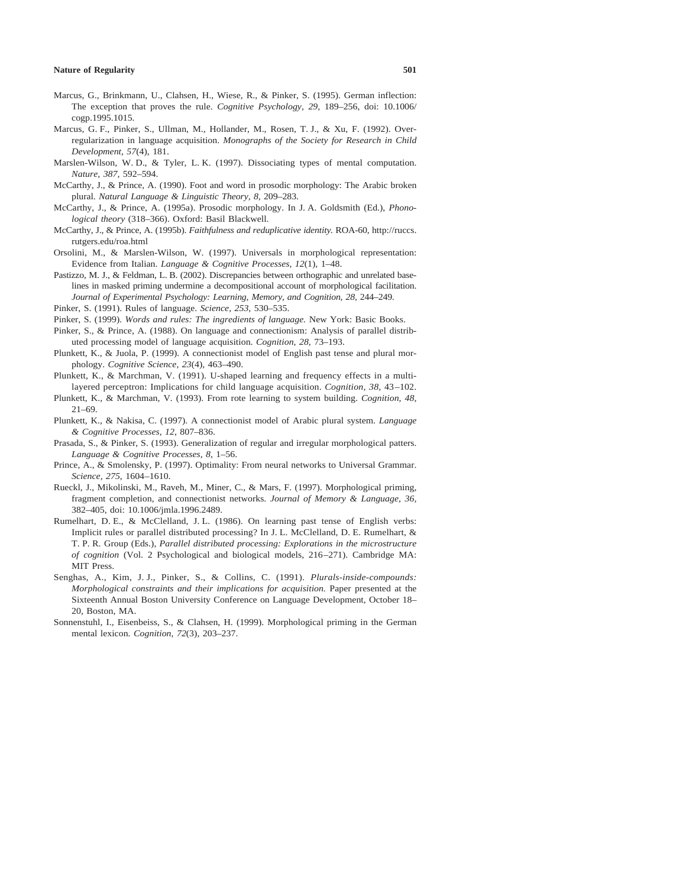Marcus, G., Brinkmann, U., Clahsen, H., Wiese, R., & Pinker, S. (1995). German inflection: The exception that proves the rule. *Cognitive Psychology, 29,* 189–256, doi: 10.1006/cogp.1995.1015.

Marcus, G. F., Pinker, S., Ullman, M., Hollander, M., Rosen, T. J., & Xu, F. (1992). Overregularization in language acquisition. *Monographs of the Society for Research in Child Development, 57*(4), 181.

Marslen-Wilson, W. D., & Tyler, L. K. (1997). Dissociating types of mental computation. *Nature, 387,* 592–594.

McCarthy, J., & Prince, A. (1990). Foot and word in prosodic morphology: The Arabic broken plural. *Natural Language & Linguistic Theory, 8,* 209–283.

McCarthy, J., & Prince, A. (1995a). Prosodic morphology. In J. A. Goldsmith (Ed.), *Phonological theory* (318–366). Oxford: Basil Blackwell.

McCarthy, J., & Prince, A. (1995b). *Faithfulness and reduplicative identity.* ROA-60, http://ruccs.rutgers.edu/roa.html

Orsolini, M., & Marslen-Wilson, W. (1997). Universals in morphological representation: Evidence from Italian. *Language & Cognitive Processes, 12*(1), 1–48.

Pastizzo, M. J., & Feldman, L. B. (2002). Discrepancies between orthographic and unrelated baselines in masked priming undermine a decompositional account of morphological facilitation. *Journal of Experimental Psychology: Learning, Memory, and Cognition, 28,* 244–249.

Pinker, S. (1991). Rules of language. *Science, 253,* 530–535.

Pinker, S. (1999). *Words and rules: The ingredients of language.* New York: Basic Books.

Pinker, S., & Prince, A. (1988). On language and connectionism: Analysis of parallel distributed processing model of language acquisition. *Cognition, 28,* 73–193.

Plunkett, K., & Juola, P. (1999). A connectionist model of English past tense and plural morphology. *Cognitive Science, 23*(4), 463–490.

Plunkett, K., & Marchman, V. (1991). U-shaped learning and frequency effects in a multilayered perceptron: Implications for child language acquisition. *Cognition, 38,* 43–102.

Plunkett, K., & Marchman, V. (1993). From rote learning to system building. *Cognition, 48,* 21–69.

Plunkett, K., & Nakisa, C. (1997). A connectionist model of Arabic plural system. *Language & Cognitive Processes, 12,* 807–836.

Prasada, S., & Pinker, S. (1993). Generalization of regular and irregular morphological patters. *Language & Cognitive Processes, 8,* 1–56.

Prince, A., & Smolensky, P. (1997). Optimality: From neural networks to Universal Grammar. *Science, 275,* 1604–1610.

Rueckl, J., Mikolinski, M., Raveh, M., Miner, C., & Mars, F. (1997). Morphological priming, fragment completion, and connectionist networks. *Journal of Memory & Language, 36,* 382–405, doi: 10.1006/jmla.1996.2489.

Rumelhart, D. E., & McClelland, J. L. (1986). On learning past tense of English verbs: Implicit rules or parallel distributed processing? In J. L. McClelland, D. E. Rumelhart, & T. P. R. Group (Eds.), *Parallel distributed processing: Explorations in the microstructure of cognition* (Vol. 2 Psychological and biological models, 216–271). Cambridge MA: MIT Press.

Senghas, A., Kim, J. J., Pinker, S., & Collins, C. (1991). *Plurals-inside-compounds: Morphological constraints and their implications for acquisition.* Paper presented at the Sixteenth Annual Boston University Conference on Language Development, October 18–20, Boston, MA.

Sonnenstuhl, I., Eisenbeiss, S., & Clahsen, H. (1999). Morphological priming in the German mental lexicon. *Cognition, 72*(3), 203–237.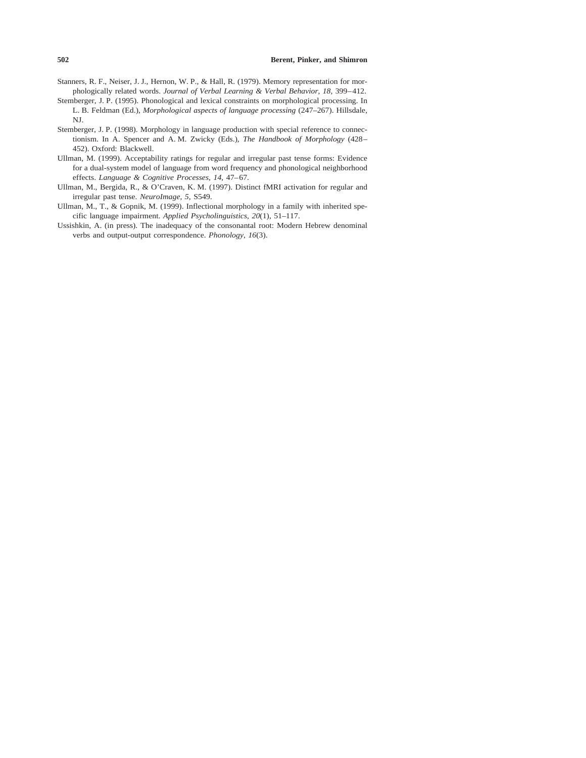Stanners, R. F., Neiser, J. J., Hernon, W. P., & Hall, R. (1979). Memory representation for morphologically related words. *Journal of Verbal Learning & Verbal Behavior, 18,* 399–412.

Stemberger, J. P. (1995). Phonological and lexical constraints on morphological processing. In L. B. Feldman (Ed.), *Morphological aspects of language processing* (247–267). Hillsdale, NJ.

Stemberger, J. P. (1998). Morphology in language production with special reference to connectionism. In A. Spencer and A. M. Zwicky (Eds.), *The Handbook of Morphology* (428–452). Oxford: Blackwell.

Ullman, M. (1999). Acceptability ratings for regular and irregular past tense forms: Evidence for a dual-system model of language from word frequency and phonological neighborhood effects. *Language & Cognitive Processes, 14,* 47–67.

Ullman, M., Bergida, R., & O'Craven, K. M. (1997). Distinct fMRI activation for regular and irregular past tense. *NeuroImage, 5,* S549.

Ullman, M., T., & Gopnik, M. (1999). Inflectional morphology in a family with inherited specific language impairment. *Applied Psycholinguistics, 20*(1), 51–117.

Ussishkin, A. (in press). The inadequacy of the consonantal root: Modern Hebrew denominal verbs and output-output correspondence. *Phonology, 16*(3).